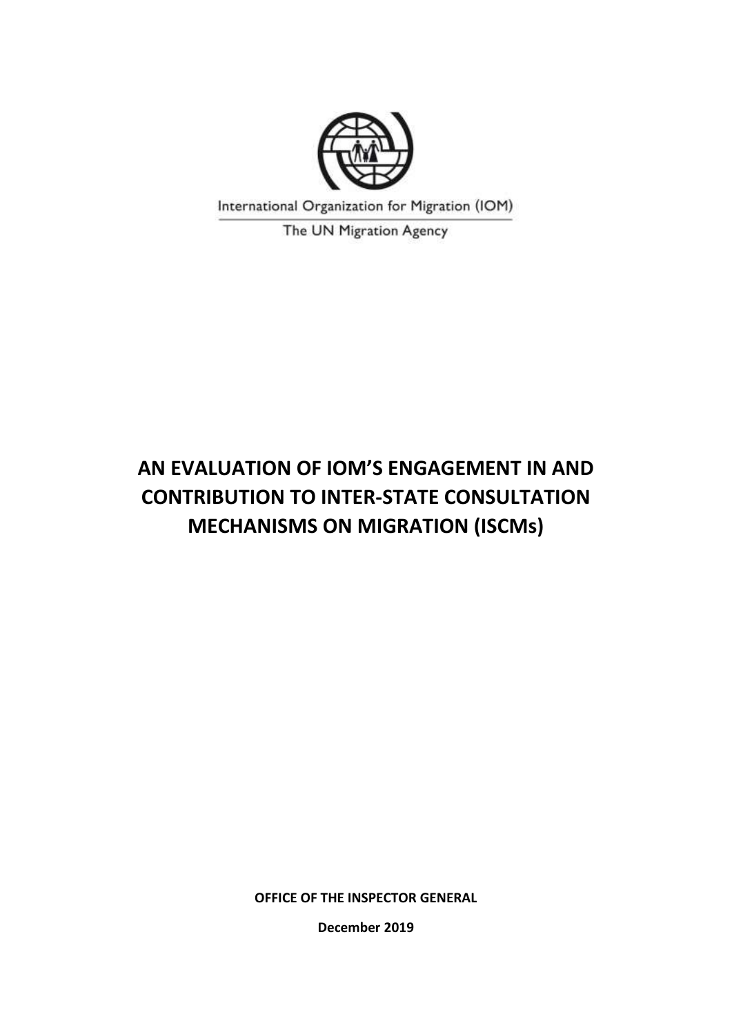International Organization for Migration (IOM)

The UN Migration Agency

# AN EVALUATION OF IOM'S ENGAGEMENT IN AND CONTRIBUTION TO INTER-STATE CONSULTATION MECHANISMS ON MIGRATION (ISCMs)

**OFFICE OF THE INSPECTOR GENERAL**

**December 2019**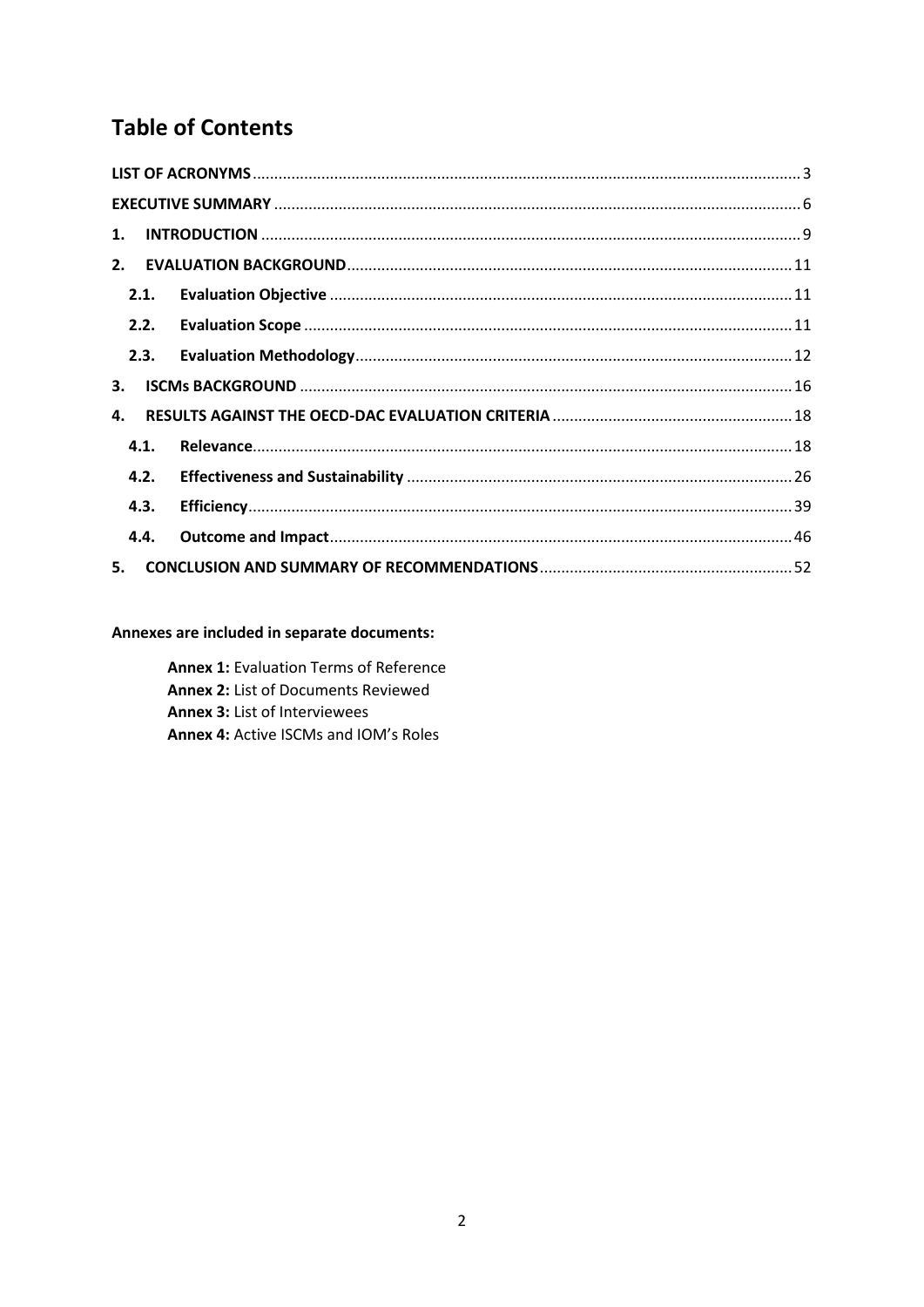# Table of Contents

LIST OF ACRONYMS ..... 3

EXECUTIVE SUMMARY ..... 6

1. INTRODUCTION ..... 9

2. EVALUATION BACKGROUND ..... 11
   - 2.1. Evaluation Objective ..... 11
   - 2.2. Evaluation Scope ..... 11
   - 2.3. Evaluation Methodology ..... 12

3. ISCMs BACKGROUND ..... 16

4. RESULTS AGAINST THE OECD-DAC EVALUATION CRITERIA ..... 18
   - 4.1. Relevance ..... 18
   - 4.2. Effectiveness and Sustainability ..... 26
   - 4.3. Efficiency ..... 39
   - 4.4. Outcome and Impact ..... 46

5. CONCLUSION AND SUMMARY OF RECOMMENDATIONS ..... 52

**Annexes are included in separate documents:**

**Annex 1:** Evaluation Terms of Reference
**Annex 2:** List of Documents Reviewed
**Annex 3:** List of Interviewees
**Annex 4:** Active ISCMs and IOM's Roles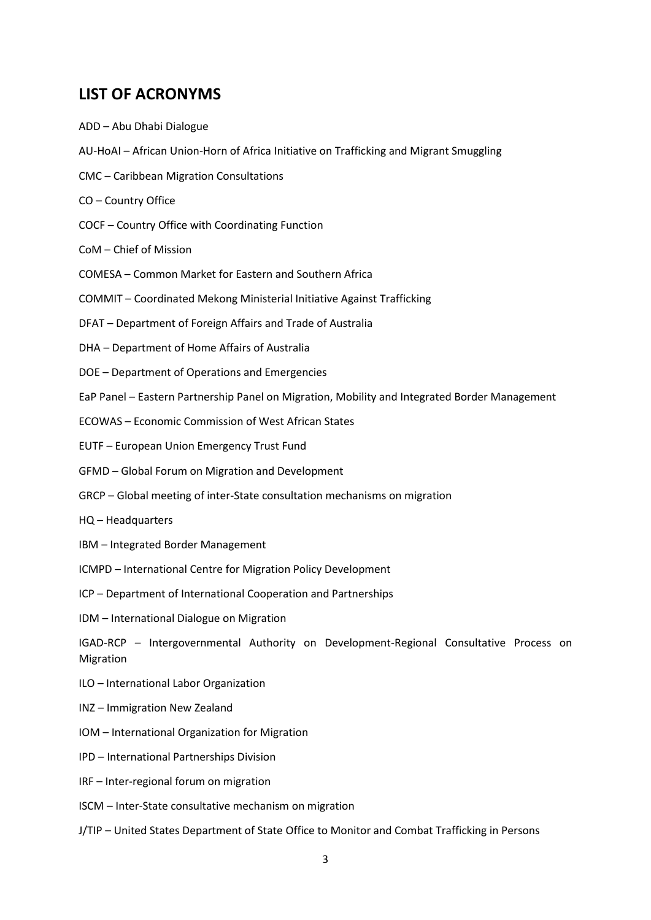## LIST OF ACRONYMS

ADD – Abu Dhabi Dialogue

AU-HoAI – African Union-Horn of Africa Initiative on Trafficking and Migrant Smuggling

CMC – Caribbean Migration Consultations

CO – Country Office

COCF – Country Office with Coordinating Function

CoM – Chief of Mission

COMESA – Common Market for Eastern and Southern Africa

COMMIT – Coordinated Mekong Ministerial Initiative Against Trafficking

DFAT – Department of Foreign Affairs and Trade of Australia

DHA – Department of Home Affairs of Australia

DOE – Department of Operations and Emergencies

EaP Panel – Eastern Partnership Panel on Migration, Mobility and Integrated Border Management

ECOWAS – Economic Commission of West African States

EUTF – European Union Emergency Trust Fund

GFMD – Global Forum on Migration and Development

GRCP – Global meeting of inter-State consultation mechanisms on migration

HQ – Headquarters

IBM – Integrated Border Management

ICMPD – International Centre for Migration Policy Development

ICP – Department of International Cooperation and Partnerships

IDM – International Dialogue on Migration

IGAD-RCP – Intergovernmental Authority on Development-Regional Consultative Process on Migration

ILO – International Labor Organization

INZ – Immigration New Zealand

IOM – International Organization for Migration

IPD – International Partnerships Division

IRF – Inter-regional forum on migration

ISCM – Inter-State consultative mechanism on migration

J/TIP – United States Department of State Office to Monitor and Combat Trafficking in Persons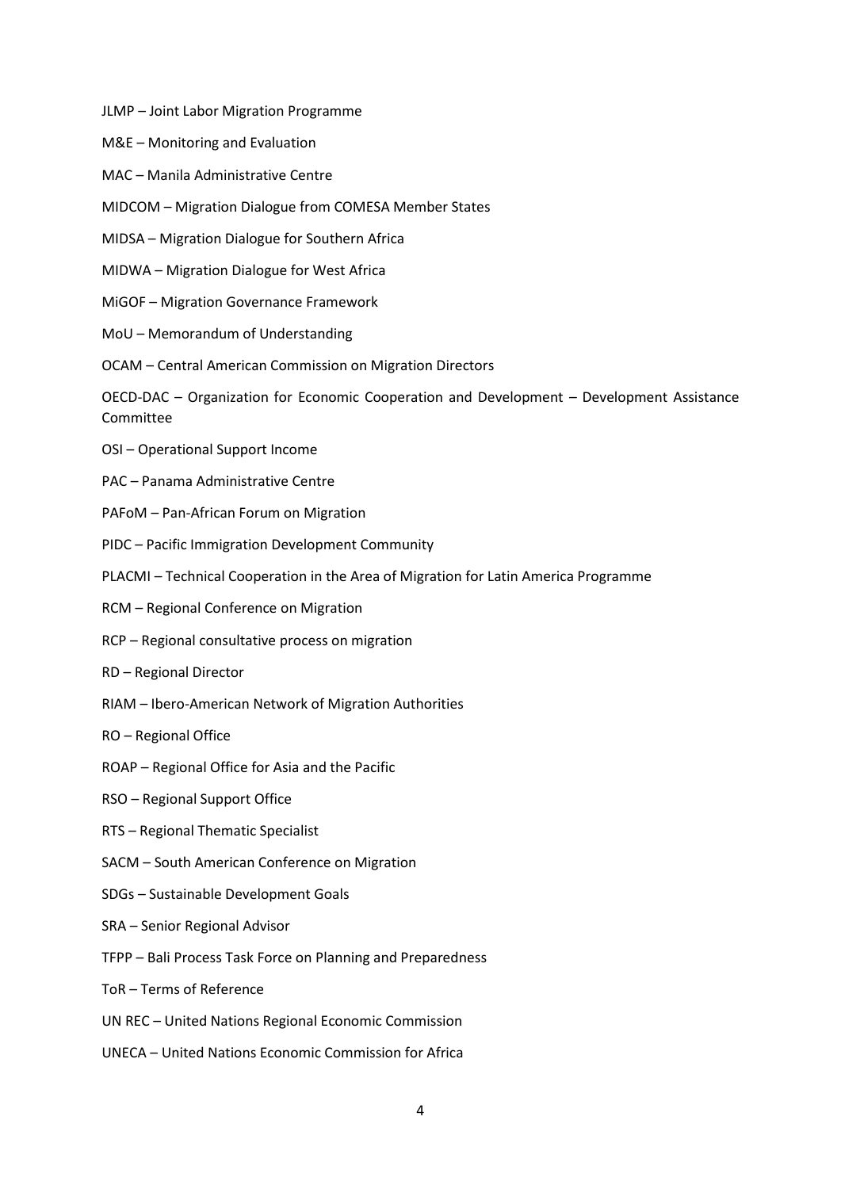JLMP – Joint Labor Migration Programme

M&E – Monitoring and Evaluation

MAC – Manila Administrative Centre

MIDCOM – Migration Dialogue from COMESA Member States

MIDSA – Migration Dialogue for Southern Africa

MIDWA – Migration Dialogue for West Africa

MiGOF – Migration Governance Framework

MoU – Memorandum of Understanding

OCAM – Central American Commission on Migration Directors

OECD-DAC – Organization for Economic Cooperation and Development – Development Assistance Committee

OSI – Operational Support Income

PAC – Panama Administrative Centre

PAFoM – Pan-African Forum on Migration

PIDC – Pacific Immigration Development Community

PLACMI – Technical Cooperation in the Area of Migration for Latin America Programme

RCM – Regional Conference on Migration

RCP – Regional consultative process on migration

RD – Regional Director

RIAM – Ibero-American Network of Migration Authorities

RO – Regional Office

ROAP – Regional Office for Asia and the Pacific

RSO – Regional Support Office

RTS – Regional Thematic Specialist

SACM – South American Conference on Migration

SDGs – Sustainable Development Goals

SRA – Senior Regional Advisor

TFPP – Bali Process Task Force on Planning and Preparedness

ToR – Terms of Reference

UN REC – United Nations Regional Economic Commission

UNECA – United Nations Economic Commission for Africa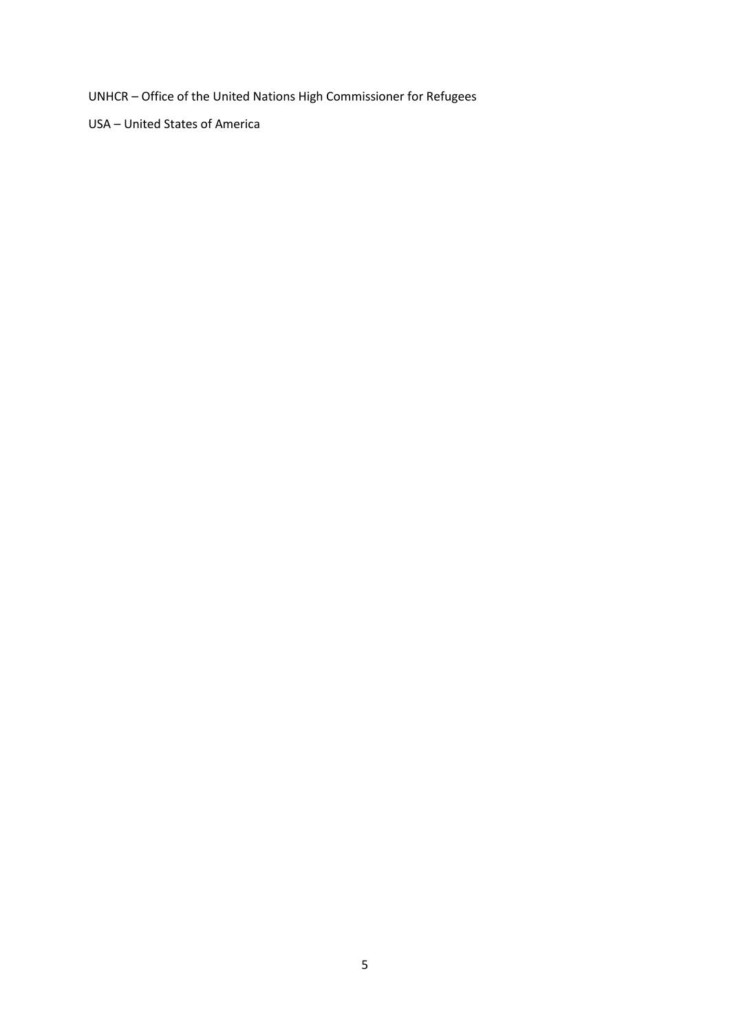UNHCR – Office of the United Nations High Commissioner for Refugees

USA – United States of America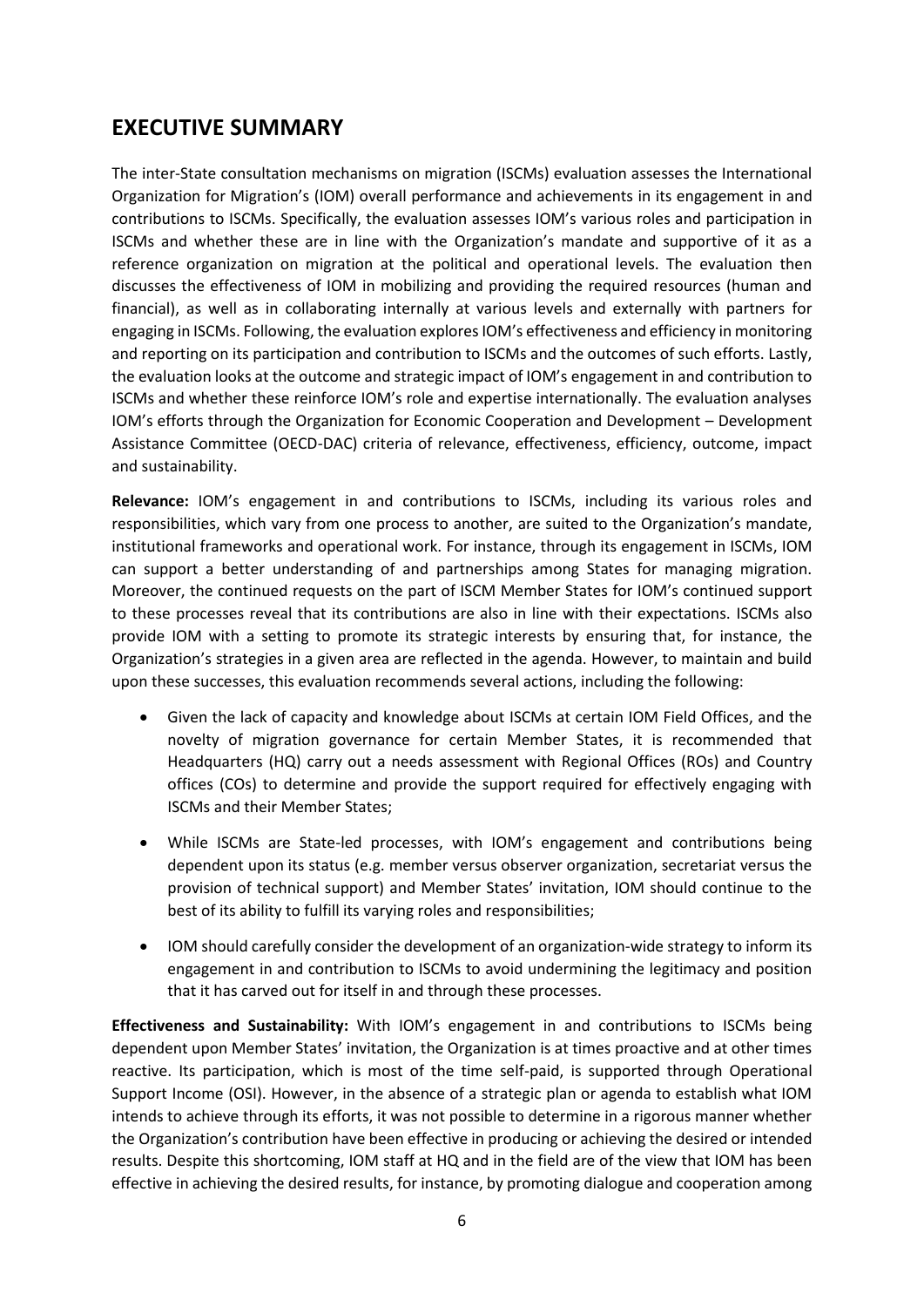## EXECUTIVE SUMMARY

The inter-State consultation mechanisms on migration (ISCMs) evaluation assesses the International Organization for Migration's (IOM) overall performance and achievements in its engagement in and contributions to ISCMs. Specifically, the evaluation assesses IOM's various roles and participation in ISCMs and whether these are in line with the Organization's mandate and supportive of it as a reference organization on migration at the political and operational levels. The evaluation then discusses the effectiveness of IOM in mobilizing and providing the required resources (human and financial), as well as in collaborating internally at various levels and externally with partners for engaging in ISCMs. Following, the evaluation explores IOM's effectiveness and efficiency in monitoring and reporting on its participation and contribution to ISCMs and the outcomes of such efforts. Lastly, the evaluation looks at the outcome and strategic impact of IOM's engagement in and contribution to ISCMs and whether these reinforce IOM's role and expertise internationally. The evaluation analyses IOM's efforts through the Organization for Economic Cooperation and Development – Development Assistance Committee (OECD-DAC) criteria of relevance, effectiveness, efficiency, outcome, impact and sustainability.

**Relevance:** IOM's engagement in and contributions to ISCMs, including its various roles and responsibilities, which vary from one process to another, are suited to the Organization's mandate, institutional frameworks and operational work. For instance, through its engagement in ISCMs, IOM can support a better understanding of and partnerships among States for managing migration. Moreover, the continued requests on the part of ISCM Member States for IOM's continued support to these processes reveal that its contributions are also in line with their expectations. ISCMs also provide IOM with a setting to promote its strategic interests by ensuring that, for instance, the Organization's strategies in a given area are reflected in the agenda. However, to maintain and build upon these successes, this evaluation recommends several actions, including the following:

- Given the lack of capacity and knowledge about ISCMs at certain IOM Field Offices, and the novelty of migration governance for certain Member States, it is recommended that Headquarters (HQ) carry out a needs assessment with Regional Offices (ROs) and Country offices (COs) to determine and provide the support required for effectively engaging with ISCMs and their Member States;
- While ISCMs are State-led processes, with IOM's engagement and contributions being dependent upon its status (e.g. member versus observer organization, secretariat versus the provision of technical support) and Member States' invitation, IOM should continue to the best of its ability to fulfill its varying roles and responsibilities;
- IOM should carefully consider the development of an organization-wide strategy to inform its engagement in and contribution to ISCMs to avoid undermining the legitimacy and position that it has carved out for itself in and through these processes.

**Effectiveness and Sustainability:** With IOM's engagement in and contributions to ISCMs being dependent upon Member States' invitation, the Organization is at times proactive and at other times reactive. Its participation, which is most of the time self-paid, is supported through Operational Support Income (OSI). However, in the absence of a strategic plan or agenda to establish what IOM intends to achieve through its efforts, it was not possible to determine in a rigorous manner whether the Organization's contribution have been effective in producing or achieving the desired or intended results. Despite this shortcoming, IOM staff at HQ and in the field are of the view that IOM has been effective in achieving the desired results, for instance, by promoting dialogue and cooperation among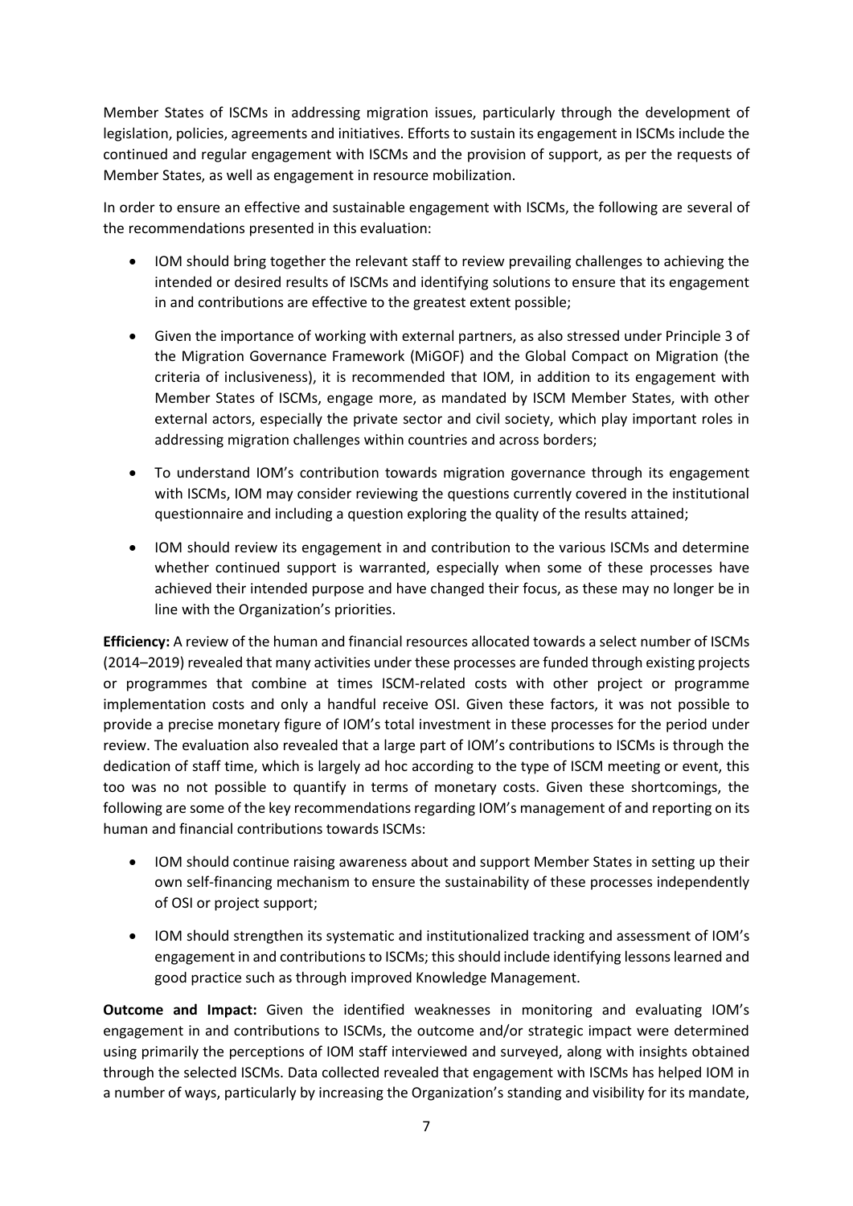Member States of ISCMs in addressing migration issues, particularly through the development of legislation, policies, agreements and initiatives. Efforts to sustain its engagement in ISCMs include the continued and regular engagement with ISCMs and the provision of support, as per the requests of Member States, as well as engagement in resource mobilization.

In order to ensure an effective and sustainable engagement with ISCMs, the following are several of the recommendations presented in this evaluation:

- IOM should bring together the relevant staff to review prevailing challenges to achieving the intended or desired results of ISCMs and identifying solutions to ensure that its engagement in and contributions are effective to the greatest extent possible;
- Given the importance of working with external partners, as also stressed under Principle 3 of the Migration Governance Framework (MiGOF) and the Global Compact on Migration (the criteria of inclusiveness), it is recommended that IOM, in addition to its engagement with Member States of ISCMs, engage more, as mandated by ISCM Member States, with other external actors, especially the private sector and civil society, which play important roles in addressing migration challenges within countries and across borders;
- To understand IOM's contribution towards migration governance through its engagement with ISCMs, IOM may consider reviewing the questions currently covered in the institutional questionnaire and including a question exploring the quality of the results attained;
- IOM should review its engagement in and contribution to the various ISCMs and determine whether continued support is warranted, especially when some of these processes have achieved their intended purpose and have changed their focus, as these may no longer be in line with the Organization's priorities.

**Efficiency:** A review of the human and financial resources allocated towards a select number of ISCMs (2014–2019) revealed that many activities under these processes are funded through existing projects or programmes that combine at times ISCM-related costs with other project or programme implementation costs and only a handful receive OSI. Given these factors, it was not possible to provide a precise monetary figure of IOM's total investment in these processes for the period under review. The evaluation also revealed that a large part of IOM's contributions to ISCMs is through the dedication of staff time, which is largely ad hoc according to the type of ISCM meeting or event, this too was no not possible to quantify in terms of monetary costs. Given these shortcomings, the following are some of the key recommendations regarding IOM's management of and reporting on its human and financial contributions towards ISCMs:

- IOM should continue raising awareness about and support Member States in setting up their own self-financing mechanism to ensure the sustainability of these processes independently of OSI or project support;
- IOM should strengthen its systematic and institutionalized tracking and assessment of IOM's engagement in and contributions to ISCMs; this should include identifying lessons learned and good practice such as through improved Knowledge Management.

**Outcome and Impact:** Given the identified weaknesses in monitoring and evaluating IOM's engagement in and contributions to ISCMs, the outcome and/or strategic impact were determined using primarily the perceptions of IOM staff interviewed and surveyed, along with insights obtained through the selected ISCMs. Data collected revealed that engagement with ISCMs has helped IOM in a number of ways, particularly by increasing the Organization's standing and visibility for its mandate,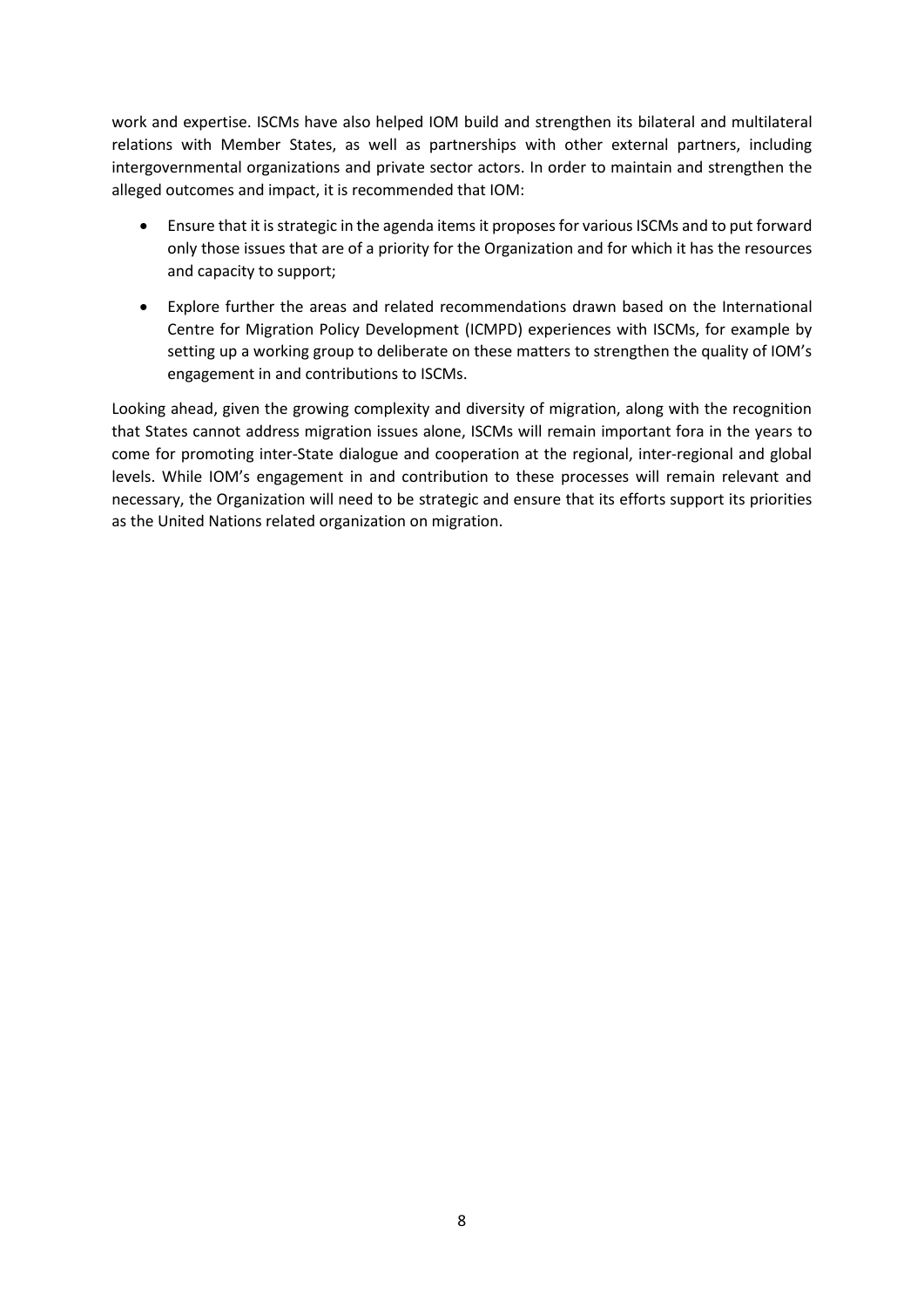work and expertise. ISCMs have also helped IOM build and strengthen its bilateral and multilateral relations with Member States, as well as partnerships with other external partners, including intergovernmental organizations and private sector actors. In order to maintain and strengthen the alleged outcomes and impact, it is recommended that IOM:

- Ensure that it is strategic in the agenda items it proposes for various ISCMs and to put forward only those issues that are of a priority for the Organization and for which it has the resources and capacity to support;
- Explore further the areas and related recommendations drawn based on the International Centre for Migration Policy Development (ICMPD) experiences with ISCMs, for example by setting up a working group to deliberate on these matters to strengthen the quality of IOM's engagement in and contributions to ISCMs.

Looking ahead, given the growing complexity and diversity of migration, along with the recognition that States cannot address migration issues alone, ISCMs will remain important fora in the years to come for promoting inter-State dialogue and cooperation at the regional, inter-regional and global levels. While IOM's engagement in and contribution to these processes will remain relevant and necessary, the Organization will need to be strategic and ensure that its efforts support its priorities as the United Nations related organization on migration.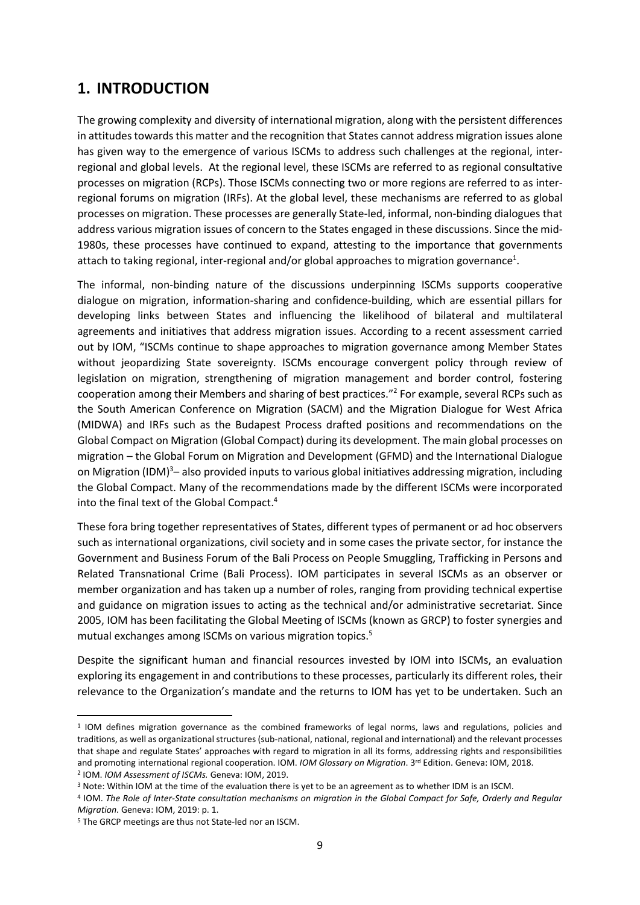# 1. INTRODUCTION

The growing complexity and diversity of international migration, along with the persistent differences in attitudes towards this matter and the recognition that States cannot address migration issues alone has given way to the emergence of various ISCMs to address such challenges at the regional, inter-regional and global levels. At the regional level, these ISCMs are referred to as regional consultative processes on migration (RCPs). Those ISCMs connecting two or more regions are referred to as inter-regional forums on migration (IRFs). At the global level, these mechanisms are referred to as global processes on migration. These processes are generally State-led, informal, non-binding dialogues that address various migration issues of concern to the States engaged in these discussions. Since the mid-1980s, these processes have continued to expand, attesting to the importance that governments attach to taking regional, inter-regional and/or global approaches to migration governance[1].

The informal, non-binding nature of the discussions underpinning ISCMs supports cooperative dialogue on migration, information-sharing and confidence-building, which are essential pillars for developing links between States and influencing the likelihood of bilateral and multilateral agreements and initiatives that address migration issues. According to a recent assessment carried out by IOM, "ISCMs continue to shape approaches to migration governance among Member States without jeopardizing State sovereignty. ISCMs encourage convergent policy through review of legislation on migration, strengthening of migration management and border control, fostering cooperation among their Members and sharing of best practices."[2] For example, several RCPs such as the South American Conference on Migration (SACM) and the Migration Dialogue for West Africa (MIDWA) and IRFs such as the Budapest Process drafted positions and recommendations on the Global Compact on Migration (Global Compact) during its development. The main global processes on migration – the Global Forum on Migration and Development (GFMD) and the International Dialogue on Migration (IDM)[3]– also provided inputs to various global initiatives addressing migration, including the Global Compact. Many of the recommendations made by the different ISCMs were incorporated into the final text of the Global Compact.[4]

These fora bring together representatives of States, different types of permanent or ad hoc observers such as international organizations, civil society and in some cases the private sector, for instance the Government and Business Forum of the Bali Process on People Smuggling, Trafficking in Persons and Related Transnational Crime (Bali Process). IOM participates in several ISCMs as an observer or member organization and has taken up a number of roles, ranging from providing technical expertise and guidance on migration issues to acting as the technical and/or administrative secretariat. Since 2005, IOM has been facilitating the Global Meeting of ISCMs (known as GRCP) to foster synergies and mutual exchanges among ISCMs on various migration topics.[5]

Despite the significant human and financial resources invested by IOM into ISCMs, an evaluation exploring its engagement in and contributions to these processes, particularly its different roles, their relevance to the Organization's mandate and the returns to IOM has yet to be undertaken. Such an

---

[1] IOM defines migration governance as the combined frameworks of legal norms, laws and regulations, policies and traditions, as well as organizational structures (sub-national, national, regional and international) and the relevant processes that shape and regulate States' approaches with regard to migration in all its forms, addressing rights and responsibilities and promoting international regional cooperation. IOM. *IOM Glossary on Migration*. 3rd Edition. Geneva: IOM, 2018.

[2] IOM. *IOM Assessment of ISCMs.* Geneva: IOM, 2019.

[3] Note: Within IOM at the time of the evaluation there is yet to be an agreement as to whether IDM is an ISCM.

[4] IOM. *The Role of Inter-State consultation mechanisms on migration in the Global Compact for Safe, Orderly and Regular Migration.* Geneva: IOM, 2019: p. 1.

[5] The GRCP meetings are thus not State-led nor an ISCM.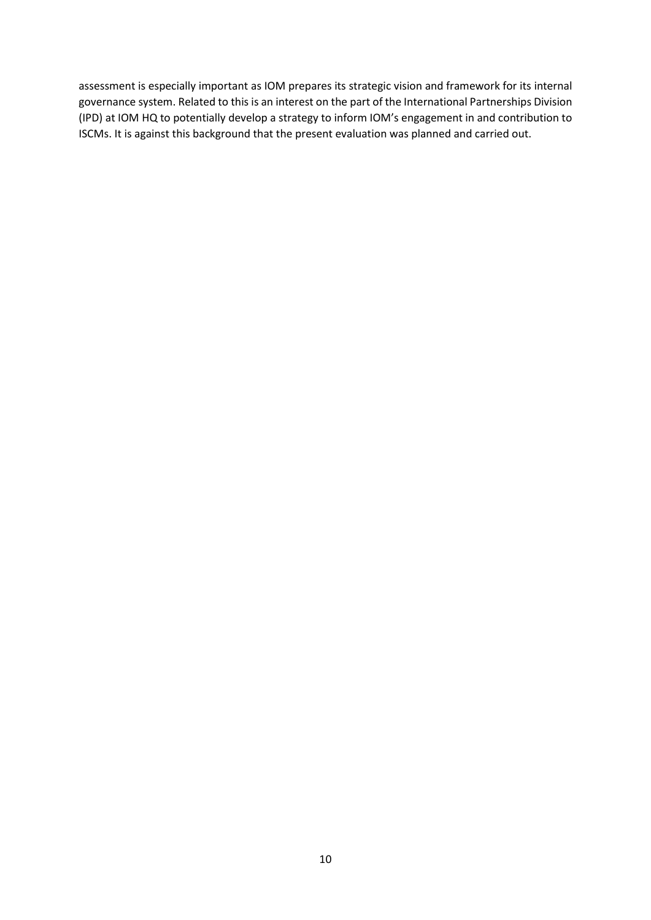assessment is especially important as IOM prepares its strategic vision and framework for its internal governance system. Related to this is an interest on the part of the International Partnerships Division (IPD) at IOM HQ to potentially develop a strategy to inform IOM's engagement in and contribution to ISCMs. It is against this background that the present evaluation was planned and carried out.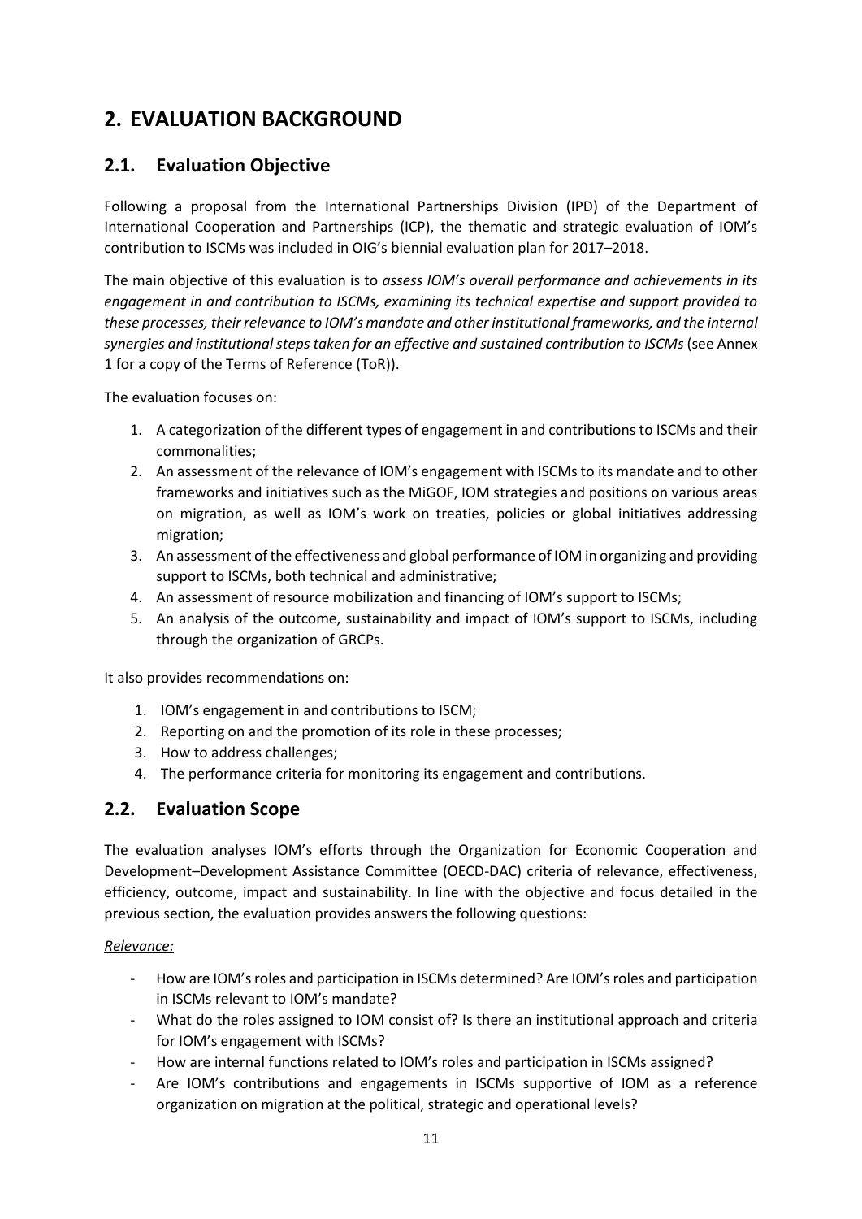# 2. EVALUATION BACKGROUND

## 2.1. Evaluation Objective

Following a proposal from the International Partnerships Division (IPD) of the Department of International Cooperation and Partnerships (ICP), the thematic and strategic evaluation of IOM's contribution to ISCMs was included in OIG's biennial evaluation plan for 2017–2018.

The main objective of this evaluation is to *assess IOM's overall performance and achievements in its engagement in and contribution to ISCMs, examining its technical expertise and support provided to these processes, their relevance to IOM's mandate and other institutional frameworks, and the internal synergies and institutional steps taken for an effective and sustained contribution to ISCMs* (see Annex 1 for a copy of the Terms of Reference (ToR)).

The evaluation focuses on:

1. A categorization of the different types of engagement in and contributions to ISCMs and their commonalities;
2. An assessment of the relevance of IOM's engagement with ISCMs to its mandate and to other frameworks and initiatives such as the MiGOF, IOM strategies and positions on various areas on migration, as well as IOM's work on treaties, policies or global initiatives addressing migration;
3. An assessment of the effectiveness and global performance of IOM in organizing and providing support to ISCMs, both technical and administrative;
4. An assessment of resource mobilization and financing of IOM's support to ISCMs;
5. An analysis of the outcome, sustainability and impact of IOM's support to ISCMs, including through the organization of GRCPs.

It also provides recommendations on:

1. IOM's engagement in and contributions to ISCM;
2. Reporting on and the promotion of its role in these processes;
3. How to address challenges;
4. The performance criteria for monitoring its engagement and contributions.

## 2.2. Evaluation Scope

The evaluation analyses IOM's efforts through the Organization for Economic Cooperation and Development–Development Assistance Committee (OECD-DAC) criteria of relevance, effectiveness, efficiency, outcome, impact and sustainability. In line with the objective and focus detailed in the previous section, the evaluation provides answers the following questions:

*Relevance:*

- How are IOM's roles and participation in ISCMs determined? Are IOM's roles and participation in ISCMs relevant to IOM's mandate?
- What do the roles assigned to IOM consist of? Is there an institutional approach and criteria for IOM's engagement with ISCMs?
- How are internal functions related to IOM's roles and participation in ISCMs assigned?
- Are IOM's contributions and engagements in ISCMs supportive of IOM as a reference organization on migration at the political, strategic and operational levels?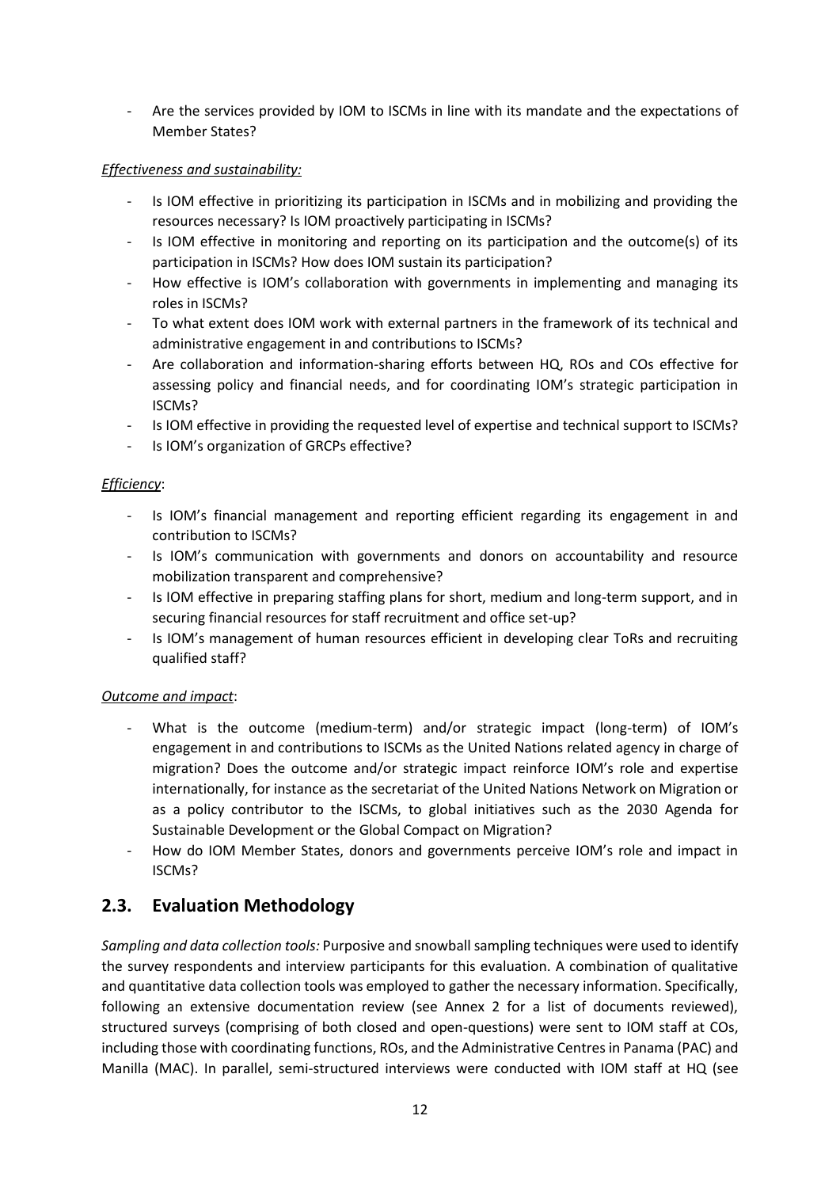- Are the services provided by IOM to ISCMs in line with its mandate and the expectations of Member States?

*Effectiveness and sustainability:*

- Is IOM effective in prioritizing its participation in ISCMs and in mobilizing and providing the resources necessary? Is IOM proactively participating in ISCMs?
- Is IOM effective in monitoring and reporting on its participation and the outcome(s) of its participation in ISCMs? How does IOM sustain its participation?
- How effective is IOM's collaboration with governments in implementing and managing its roles in ISCMs?
- To what extent does IOM work with external partners in the framework of its technical and administrative engagement in and contributions to ISCMs?
- Are collaboration and information-sharing efforts between HQ, ROs and COs effective for assessing policy and financial needs, and for coordinating IOM's strategic participation in ISCMs?
- Is IOM effective in providing the requested level of expertise and technical support to ISCMs?
- Is IOM's organization of GRCPs effective?

*Efficiency*:

- Is IOM's financial management and reporting efficient regarding its engagement in and contribution to ISCMs?
- Is IOM's communication with governments and donors on accountability and resource mobilization transparent and comprehensive?
- Is IOM effective in preparing staffing plans for short, medium and long-term support, and in securing financial resources for staff recruitment and office set-up?
- Is IOM's management of human resources efficient in developing clear ToRs and recruiting qualified staff?

*Outcome and impact*:

- What is the outcome (medium-term) and/or strategic impact (long-term) of IOM's engagement in and contributions to ISCMs as the United Nations related agency in charge of migration? Does the outcome and/or strategic impact reinforce IOM's role and expertise internationally, for instance as the secretariat of the United Nations Network on Migration or as a policy contributor to the ISCMs, to global initiatives such as the 2030 Agenda for Sustainable Development or the Global Compact on Migration?
- How do IOM Member States, donors and governments perceive IOM's role and impact in ISCMs?

## 2.3. Evaluation Methodology

*Sampling and data collection tools:* Purposive and snowball sampling techniques were used to identify the survey respondents and interview participants for this evaluation. A combination of qualitative and quantitative data collection tools was employed to gather the necessary information. Specifically, following an extensive documentation review (see Annex 2 for a list of documents reviewed), structured surveys (comprising of both closed and open-questions) were sent to IOM staff at COs, including those with coordinating functions, ROs, and the Administrative Centres in Panama (PAC) and Manilla (MAC). In parallel, semi-structured interviews were conducted with IOM staff at HQ (see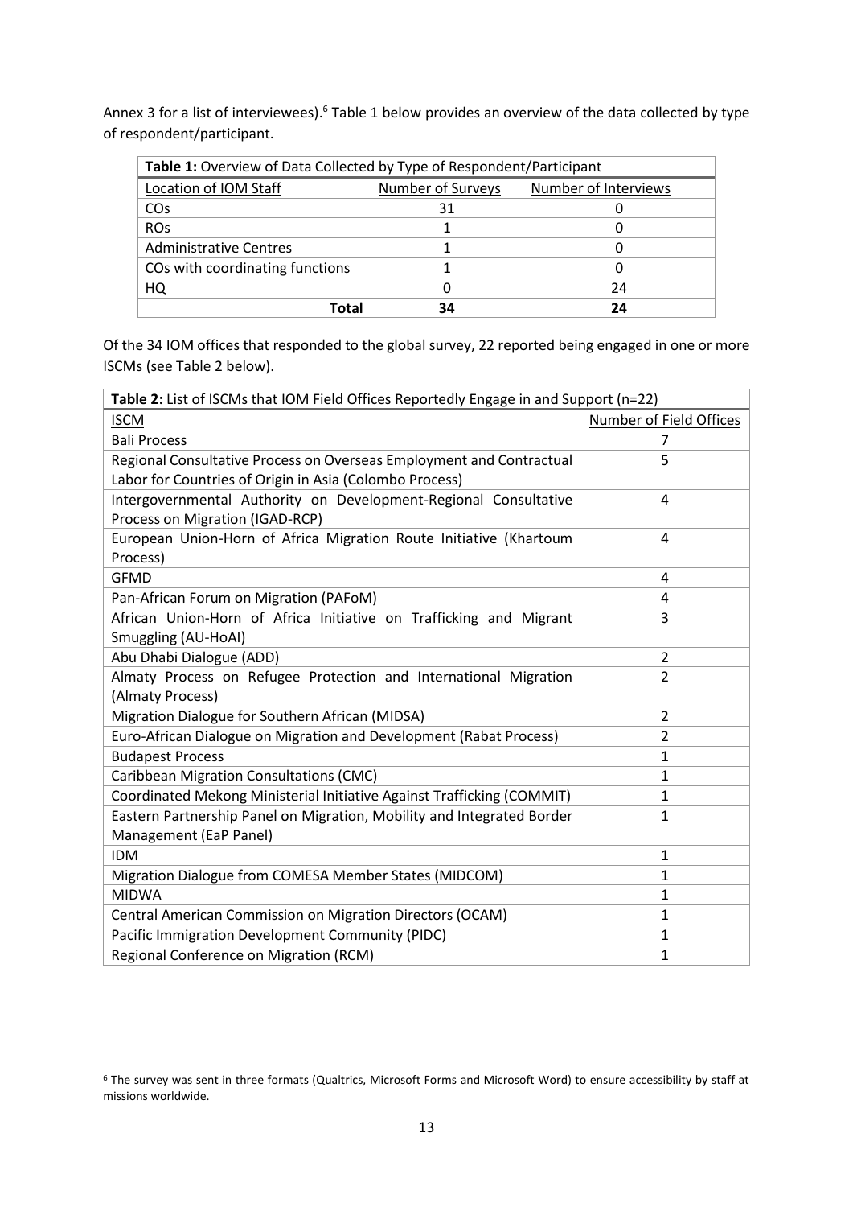Annex 3 for a list of interviewees).[6] Table 1 below provides an overview of the data collected by type of respondent/participant.

**Table 1:** Overview of Data Collected by Type of Respondent/Participant

| Location of IOM Staff | Number of Surveys | Number of Interviews |
|---|---|---|
| COs | 31 | 0 |
| ROs | 1 | 0 |
| Administrative Centres | 1 | 0 |
| COs with coordinating functions | 1 | 0 |
| HQ | 0 | 24 |
| **Total** | **34** | **24** |

Of the 34 IOM offices that responded to the global survey, 22 reported being engaged in one or more ISCMs (see Table 2 below).

**Table 2:** List of ISCMs that IOM Field Offices Reportedly Engage in and Support (n=22)

| ISCM | Number of Field Offices |
|---|---|
| Bali Process | 7 |
| Regional Consultative Process on Overseas Employment and Contractual Labor for Countries of Origin in Asia (Colombo Process) | 5 |
| Intergovernmental Authority on Development-Regional Consultative Process on Migration (IGAD-RCP) | 4 |
| European Union-Horn of Africa Migration Route Initiative (Khartoum Process) | 4 |
| GFMD | 4 |
| Pan-African Forum on Migration (PAFoM) | 4 |
| African Union-Horn of Africa Initiative on Trafficking and Migrant Smuggling (AU-HoAI) | 3 |
| Abu Dhabi Dialogue (ADD) | 2 |
| Almaty Process on Refugee Protection and International Migration (Almaty Process) | 2 |
| Migration Dialogue for Southern African (MIDSA) | 2 |
| Euro-African Dialogue on Migration and Development (Rabat Process) | 2 |
| Budapest Process | 1 |
| Caribbean Migration Consultations (CMC) | 1 |
| Coordinated Mekong Ministerial Initiative Against Trafficking (COMMIT) | 1 |
| Eastern Partnership Panel on Migration, Mobility and Integrated Border Management (EaP Panel) | 1 |
| IDM | 1 |
| Migration Dialogue from COMESA Member States (MIDCOM) | 1 |
| MIDWA | 1 |
| Central American Commission on Migration Directors (OCAM) | 1 |
| Pacific Immigration Development Community (PIDC) | 1 |
| Regional Conference on Migration (RCM) | 1 |

[6] The survey was sent in three formats (Qualtrics, Microsoft Forms and Microsoft Word) to ensure accessibility by staff at missions worldwide.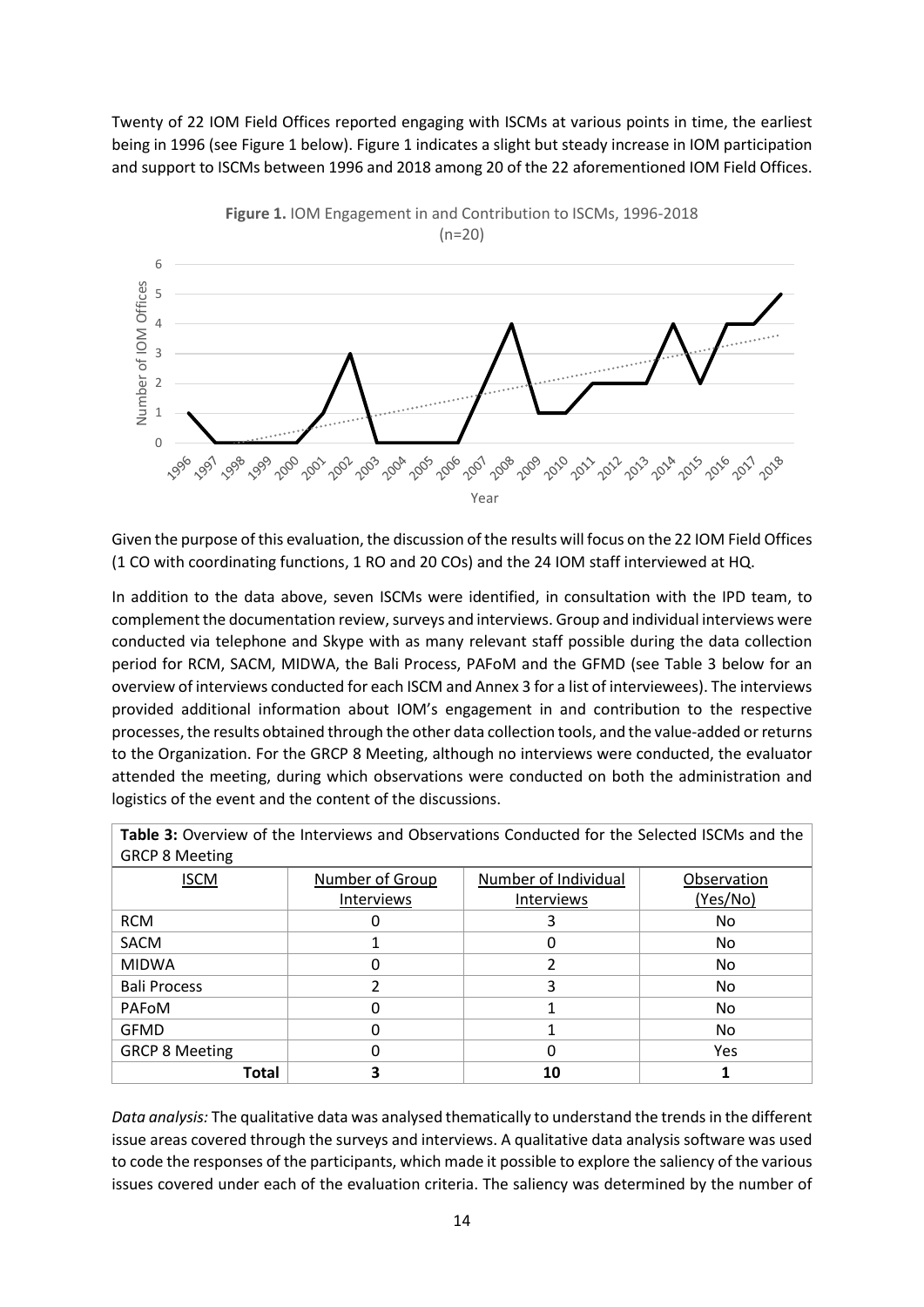Twenty of 22 IOM Field Offices reported engaging with ISCMs at various points in time, the earliest being in 1996 (see Figure 1 below). Figure 1 indicates a slight but steady increase in IOM participation and support to ISCMs between 1996 and 2018 among 20 of the 22 aforementioned IOM Field Offices.

**Figure 1.** IOM Engagement in and Contribution to ISCMs, 1996-2018 (n=20)

Number of IOM Offices
0
1
2
3
4
5
6

Year
1996 1997 1998 1999 2000 2001 2002 2003 2004 2005 2006 2007 2008 2009 2010 2011 2012 2013 2014 2015 2016 2017 2018

Given the purpose of this evaluation, the discussion of the results will focus on the 22 IOM Field Offices (1 CO with coordinating functions, 1 RO and 20 COs) and the 24 IOM staff interviewed at HQ.

In addition to the data above, seven ISCMs were identified, in consultation with the IPD team, to complement the documentation review, surveys and interviews. Group and individual interviews were conducted via telephone and Skype with as many relevant staff possible during the data collection period for RCM, SACM, MIDWA, the Bali Process, PAFoM and the GFMD (see Table 3 below for an overview of interviews conducted for each ISCM and Annex 3 for a list of interviewees). The interviews provided additional information about IOM's engagement in and contribution to the respective processes, the results obtained through the other data collection tools, and the value-added or returns to the Organization. For the GRCP 8 Meeting, although no interviews were conducted, the evaluator attended the meeting, during which observations were conducted on both the administration and logistics of the event and the content of the discussions.

**Table 3:** Overview of the Interviews and Observations Conducted for the Selected ISCMs and the GRCP 8 Meeting

| ISCM | Number of Group Interviews | Number of Individual Interviews | Observation (Yes/No) |
|---|---|---|---|
| RCM | 0 | 3 | No |
| SACM | 1 | 0 | No |
| MIDWA | 0 | 2 | No |
| Bali Process | 2 | 3 | No |
| PAFoM | 0 | 1 | No |
| GFMD | 0 | 1 | No |
| GRCP 8 Meeting | 0 | 0 | Yes |
| **Total** | **3** | **10** | **1** |

*Data analysis:* The qualitative data was analysed thematically to understand the trends in the different issue areas covered through the surveys and interviews. A qualitative data analysis software was used to code the responses of the participants, which made it possible to explore the saliency of the various issues covered under each of the evaluation criteria. The saliency was determined by the number of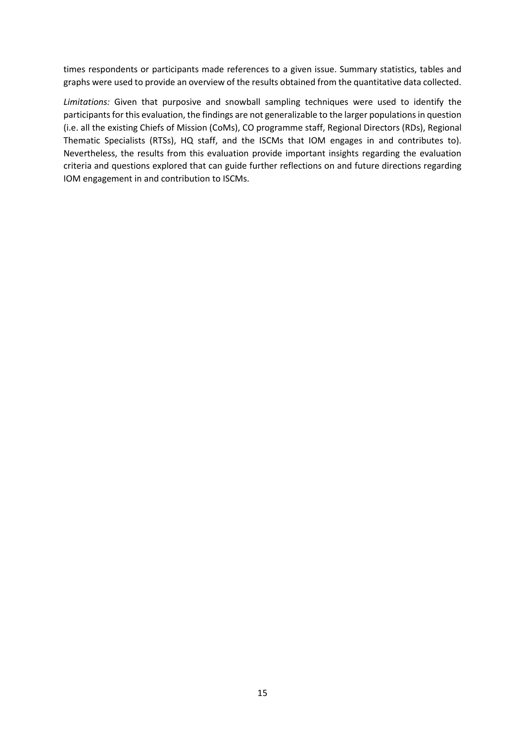times respondents or participants made references to a given issue. Summary statistics, tables and graphs were used to provide an overview of the results obtained from the quantitative data collected.

*Limitations:* Given that purposive and snowball sampling techniques were used to identify the participants for this evaluation, the findings are not generalizable to the larger populations in question (i.e. all the existing Chiefs of Mission (CoMs), CO programme staff, Regional Directors (RDs), Regional Thematic Specialists (RTSs), HQ staff, and the ISCMs that IOM engages in and contributes to). Nevertheless, the results from this evaluation provide important insights regarding the evaluation criteria and questions explored that can guide further reflections on and future directions regarding IOM engagement in and contribution to ISCMs.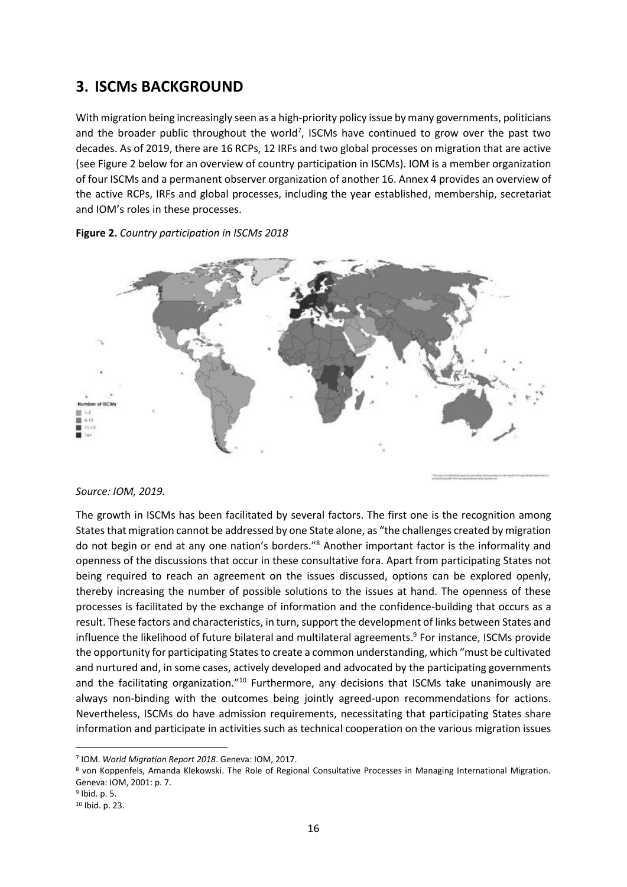## 3. ISCMs BACKGROUND

With migration being increasingly seen as a high-priority policy issue by many governments, politicians and the broader public throughout the world[7], ISCMs have continued to grow over the past two decades. As of 2019, there are 16 RCPs, 12 IRFs and two global processes on migration that are active (see Figure 2 below for an overview of country participation in ISCMs). IOM is a member organization of four ISCMs and a permanent observer organization of another 16. Annex 4 provides an overview of the active RCPs, IRFs and global processes, including the year established, membership, secretariat and IOM's roles in these processes.

**Figure 2.** *Country participation in ISCMs 2018*

Number of ISCMs
1-5
6-10
11-15
16+

*Source: IOM, 2019.*

The growth in ISCMs has been facilitated by several factors. The first one is the recognition among States that migration cannot be addressed by one State alone, as "the challenges created by migration do not begin or end at any one nation's borders."[8] Another important factor is the informality and openness of the discussions that occur in these consultative fora. Apart from participating States not being required to reach an agreement on the issues discussed, options can be explored openly, thereby increasing the number of possible solutions to the issues at hand. The openness of these processes is facilitated by the exchange of information and the confidence-building that occurs as a result. These factors and characteristics, in turn, support the development of links between States and influence the likelihood of future bilateral and multilateral agreements.[9] For instance, ISCMs provide the opportunity for participating States to create a common understanding, which "must be cultivated and nurtured and, in some cases, actively developed and advocated by the participating governments and the facilitating organization."[10] Furthermore, any decisions that ISCMs take unanimously are always non-binding with the outcomes being jointly agreed-upon recommendations for actions. Nevertheless, ISCMs do have admission requirements, necessitating that participating States share information and participate in activities such as technical cooperation on the various migration issues

---

[7] IOM. *World Migration Report 2018*. Geneva: IOM, 2017.

[8] von Koppenfels, Amanda Klekowski. The Role of Regional Consultative Processes in Managing International Migration. Geneva: IOM, 2001: p. 7.

[9] Ibid. p. 5.

[10] Ibid. p. 23.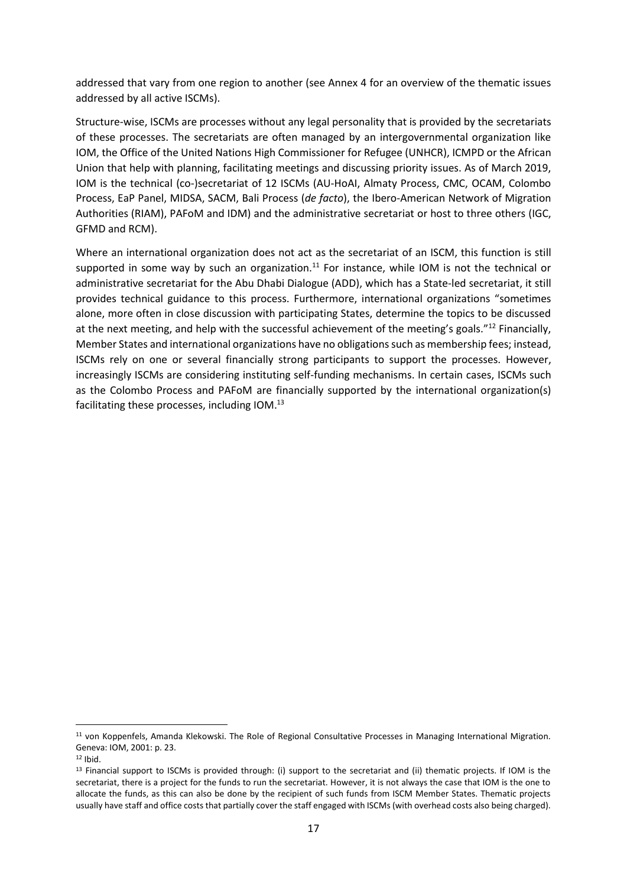addressed that vary from one region to another (see Annex 4 for an overview of the thematic issues addressed by all active ISCMs).

Structure-wise, ISCMs are processes without any legal personality that is provided by the secretariats of these processes. The secretariats are often managed by an intergovernmental organization like IOM, the Office of the United Nations High Commissioner for Refugee (UNHCR), ICMPD or the African Union that help with planning, facilitating meetings and discussing priority issues. As of March 2019, IOM is the technical (co-)secretariat of 12 ISCMs (AU-HoAI, Almaty Process, CMC, OCAM, Colombo Process, EaP Panel, MIDSA, SACM, Bali Process (*de facto*), the Ibero-American Network of Migration Authorities (RIAM), PAFoM and IDM) and the administrative secretariat or host to three others (IGC, GFMD and RCM).

Where an international organization does not act as the secretariat of an ISCM, this function is still supported in some way by such an organization.[11] For instance, while IOM is not the technical or administrative secretariat for the Abu Dhabi Dialogue (ADD), which has a State-led secretariat, it still provides technical guidance to this process. Furthermore, international organizations "sometimes alone, more often in close discussion with participating States, determine the topics to be discussed at the next meeting, and help with the successful achievement of the meeting's goals."[12] Financially, Member States and international organizations have no obligations such as membership fees; instead, ISCMs rely on one or several financially strong participants to support the processes. However, increasingly ISCMs are considering instituting self-funding mechanisms. In certain cases, ISCMs such as the Colombo Process and PAFoM are financially supported by the international organization(s) facilitating these processes, including IOM.[13]

---

[11] von Koppenfels, Amanda Klekowski. The Role of Regional Consultative Processes in Managing International Migration. Geneva: IOM, 2001: p. 23.

[12] Ibid.

[13] Financial support to ISCMs is provided through: (i) support to the secretariat and (ii) thematic projects. If IOM is the secretariat, there is a project for the funds to run the secretariat. However, it is not always the case that IOM is the one to allocate the funds, as this can also be done by the recipient of such funds from ISCM Member States. Thematic projects usually have staff and office costs that partially cover the staff engaged with ISCMs (with overhead costs also being charged).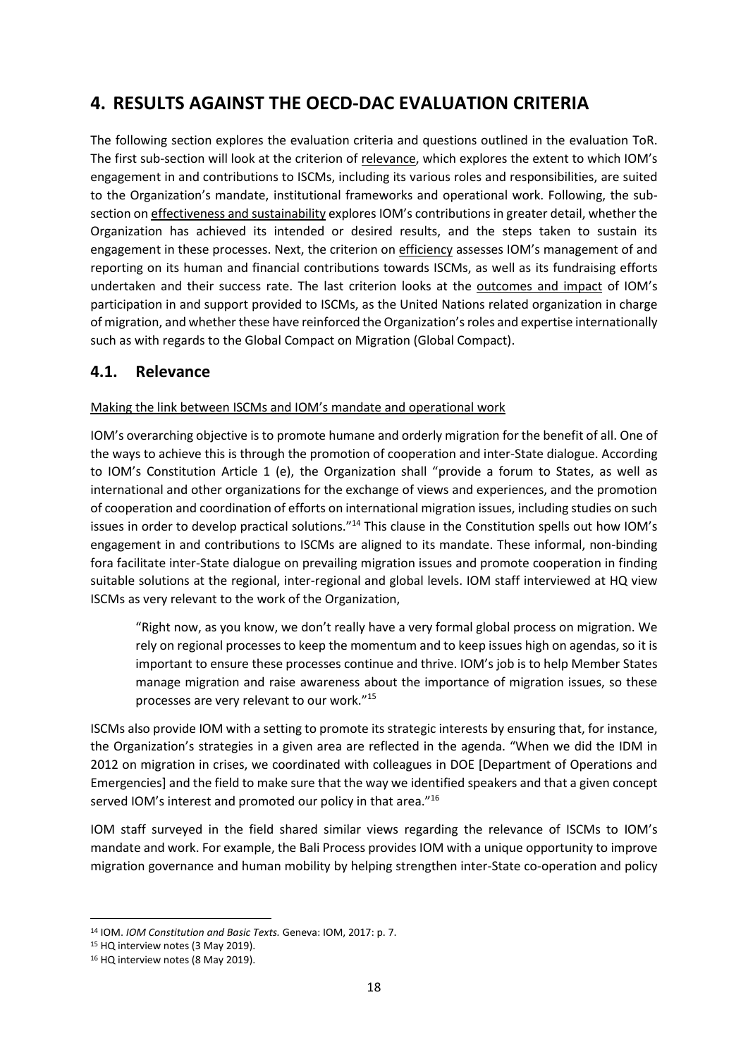# 4. RESULTS AGAINST THE OECD-DAC EVALUATION CRITERIA

The following section explores the evaluation criteria and questions outlined in the evaluation ToR. The first sub-section will look at the criterion of relevance, which explores the extent to which IOM's engagement in and contributions to ISCMs, including its various roles and responsibilities, are suited to the Organization's mandate, institutional frameworks and operational work. Following, the sub-section on effectiveness and sustainability explores IOM's contributions in greater detail, whether the Organization has achieved its intended or desired results, and the steps taken to sustain its engagement in these processes. Next, the criterion on efficiency assesses IOM's management of and reporting on its human and financial contributions towards ISCMs, as well as its fundraising efforts undertaken and their success rate. The last criterion looks at the outcomes and impact of IOM's participation in and support provided to ISCMs, as the United Nations related organization in charge of migration, and whether these have reinforced the Organization's roles and expertise internationally such as with regards to the Global Compact on Migration (Global Compact).

## 4.1. Relevance

Making the link between ISCMs and IOM's mandate and operational work

IOM's overarching objective is to promote humane and orderly migration for the benefit of all. One of the ways to achieve this is through the promotion of cooperation and inter-State dialogue. According to IOM's Constitution Article 1 (e), the Organization shall "provide a forum to States, as well as international and other organizations for the exchange of views and experiences, and the promotion of cooperation and coordination of efforts on international migration issues, including studies on such issues in order to develop practical solutions."[14] This clause in the Constitution spells out how IOM's engagement in and contributions to ISCMs are aligned to its mandate. These informal, non-binding fora facilitate inter-State dialogue on prevailing migration issues and promote cooperation in finding suitable solutions at the regional, inter-regional and global levels. IOM staff interviewed at HQ view ISCMs as very relevant to the work of the Organization,

> "Right now, as you know, we don't really have a very formal global process on migration. We rely on regional processes to keep the momentum and to keep issues high on agendas, so it is important to ensure these processes continue and thrive. IOM's job is to help Member States manage migration and raise awareness about the importance of migration issues, so these processes are very relevant to our work."[15]

ISCMs also provide IOM with a setting to promote its strategic interests by ensuring that, for instance, the Organization's strategies in a given area are reflected in the agenda. "When we did the IDM in 2012 on migration in crises, we coordinated with colleagues in DOE [Department of Operations and Emergencies] and the field to make sure that the way we identified speakers and that a given concept served IOM's interest and promoted our policy in that area."[16]

IOM staff surveyed in the field shared similar views regarding the relevance of ISCMs to IOM's mandate and work. For example, the Bali Process provides IOM with a unique opportunity to improve migration governance and human mobility by helping strengthen inter-State co-operation and policy

---

[14] IOM. *IOM Constitution and Basic Texts.* Geneva: IOM, 2017: p. 7.

[15] HQ interview notes (3 May 2019).

[16] HQ interview notes (8 May 2019).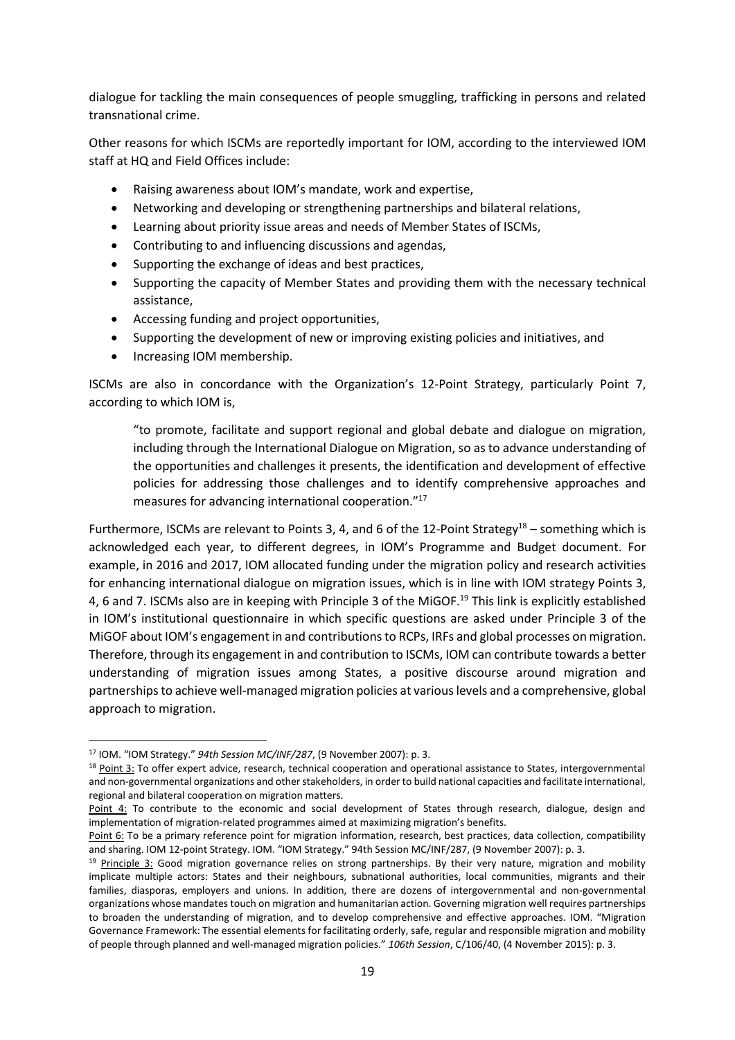dialogue for tackling the main consequences of people smuggling, trafficking in persons and related transnational crime.

Other reasons for which ISCMs are reportedly important for IOM, according to the interviewed IOM staff at HQ and Field Offices include:

- Raising awareness about IOM's mandate, work and expertise,
- Networking and developing or strengthening partnerships and bilateral relations,
- Learning about priority issue areas and needs of Member States of ISCMs,
- Contributing to and influencing discussions and agendas,
- Supporting the exchange of ideas and best practices,
- Supporting the capacity of Member States and providing them with the necessary technical assistance,
- Accessing funding and project opportunities,
- Supporting the development of new or improving existing policies and initiatives, and
- Increasing IOM membership.

ISCMs are also in concordance with the Organization's 12-Point Strategy, particularly Point 7, according to which IOM is,

> "to promote, facilitate and support regional and global debate and dialogue on migration, including through the International Dialogue on Migration, so as to advance understanding of the opportunities and challenges it presents, the identification and development of effective policies for addressing those challenges and to identify comprehensive approaches and measures for advancing international cooperation."[17]

Furthermore, ISCMs are relevant to Points 3, 4, and 6 of the 12-Point Strategy[18] – something which is acknowledged each year, to different degrees, in IOM's Programme and Budget document. For example, in 2016 and 2017, IOM allocated funding under the migration policy and research activities for enhancing international dialogue on migration issues, which is in line with IOM strategy Points 3, 4, 6 and 7. ISCMs also are in keeping with Principle 3 of the MiGOF.[19] This link is explicitly established in IOM's institutional questionnaire in which specific questions are asked under Principle 3 of the MiGOF about IOM's engagement in and contributions to RCPs, IRFs and global processes on migration. Therefore, through its engagement in and contribution to ISCMs, IOM can contribute towards a better understanding of migration issues among States, a positive discourse around migration and partnerships to achieve well-managed migration policies at various levels and a comprehensive, global approach to migration.

---

[17] IOM. "IOM Strategy." *94th Session MC/INF/287*, (9 November 2007): p. 3.

[18] Point 3: To offer expert advice, research, technical cooperation and operational assistance to States, intergovernmental and non-governmental organizations and other stakeholders, in order to build national capacities and facilitate international, regional and bilateral cooperation on migration matters.

Point 4: To contribute to the economic and social development of States through research, dialogue, design and implementation of migration-related programmes aimed at maximizing migration's benefits.

Point 6: To be a primary reference point for migration information, research, best practices, data collection, compatibility and sharing. IOM 12-point Strategy. IOM. "IOM Strategy." 94th Session MC/INF/287, (9 November 2007): p. 3.

[19] Principle 3: Good migration governance relies on strong partnerships. By their very nature, migration and mobility implicate multiple actors: States and their neighbours, subnational authorities, local communities, migrants and their families, diasporas, employers and unions. In addition, there are dozens of intergovernmental and non-governmental organizations whose mandates touch on migration and humanitarian action. Governing migration well requires partnerships to broaden the understanding of migration, and to develop comprehensive and effective approaches. IOM. "Migration Governance Framework: The essential elements for facilitating orderly, safe, regular and responsible migration and mobility of people through planned and well-managed migration policies." *106th Session*, C/106/40, (4 November 2015): p. 3.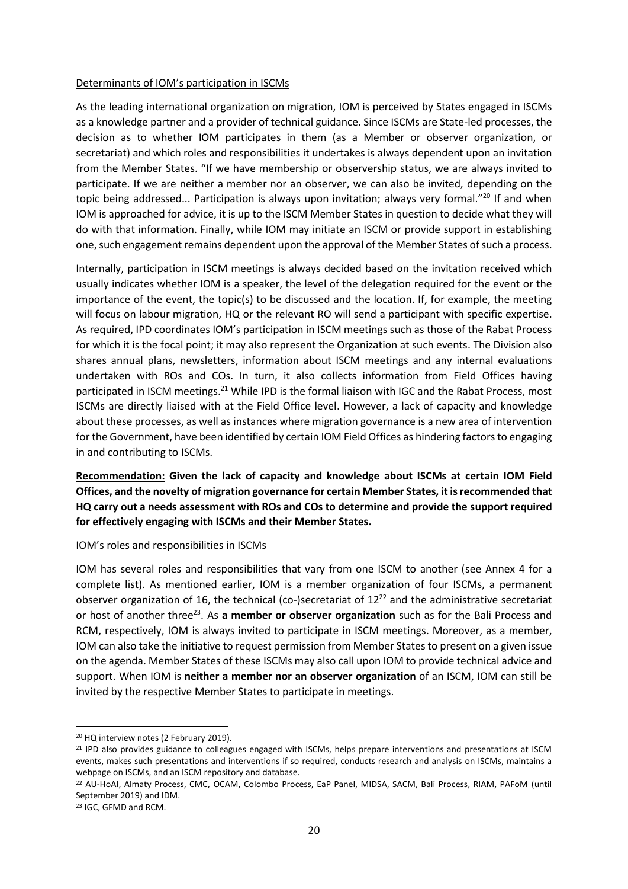Determinants of IOM's participation in ISCMs

As the leading international organization on migration, IOM is perceived by States engaged in ISCMs as a knowledge partner and a provider of technical guidance. Since ISCMs are State-led processes, the decision as to whether IOM participates in them (as a Member or observer organization, or secretariat) and which roles and responsibilities it undertakes is always dependent upon an invitation from the Member States. "If we have membership or observership status, we are always invited to participate. If we are neither a member nor an observer, we can also be invited, depending on the topic being addressed... Participation is always upon invitation; always very formal."[20] If and when IOM is approached for advice, it is up to the ISCM Member States in question to decide what they will do with that information. Finally, while IOM may initiate an ISCM or provide support in establishing one, such engagement remains dependent upon the approval of the Member States of such a process.

Internally, participation in ISCM meetings is always decided based on the invitation received which usually indicates whether IOM is a speaker, the level of the delegation required for the event or the importance of the event, the topic(s) to be discussed and the location. If, for example, the meeting will focus on labour migration, HQ or the relevant RO will send a participant with specific expertise. As required, IPD coordinates IOM's participation in ISCM meetings such as those of the Rabat Process for which it is the focal point; it may also represent the Organization at such events. The Division also shares annual plans, newsletters, information about ISCM meetings and any internal evaluations undertaken with ROs and COs. In turn, it also collects information from Field Offices having participated in ISCM meetings.[21] While IPD is the formal liaison with IGC and the Rabat Process, most ISCMs are directly liaised with at the Field Office level. However, a lack of capacity and knowledge about these processes, as well as instances where migration governance is a new area of intervention for the Government, have been identified by certain IOM Field Offices as hindering factors to engaging in and contributing to ISCMs.

**Recommendation: Given the lack of capacity and knowledge about ISCMs at certain IOM Field Offices, and the novelty of migration governance for certain Member States, it is recommended that HQ carry out a needs assessment with ROs and COs to determine and provide the support required for effectively engaging with ISCMs and their Member States.**

IOM's roles and responsibilities in ISCMs

IOM has several roles and responsibilities that vary from one ISCM to another (see Annex 4 for a complete list). As mentioned earlier, IOM is a member organization of four ISCMs, a permanent observer organization of 16, the technical (co-)secretariat of 12[22] and the administrative secretariat or host of another three[23]. As **a member or observer organization** such as for the Bali Process and RCM, respectively, IOM is always invited to participate in ISCM meetings. Moreover, as a member, IOM can also take the initiative to request permission from Member States to present on a given issue on the agenda. Member States of these ISCMs may also call upon IOM to provide technical advice and support. When IOM is **neither a member nor an observer organization** of an ISCM, IOM can still be invited by the respective Member States to participate in meetings.

---

[20] HQ interview notes (2 February 2019).

[21] IPD also provides guidance to colleagues engaged with ISCMs, helps prepare interventions and presentations at ISCM events, makes such presentations and interventions if so required, conducts research and analysis on ISCMs, maintains a webpage on ISCMs, and an ISCM repository and database.

[22] AU-HoAI, Almaty Process, CMC, OCAM, Colombo Process, EaP Panel, MIDSA, SACM, Bali Process, RIAM, PAFoM (until September 2019) and IDM.

[23] IGC, GFMD and RCM.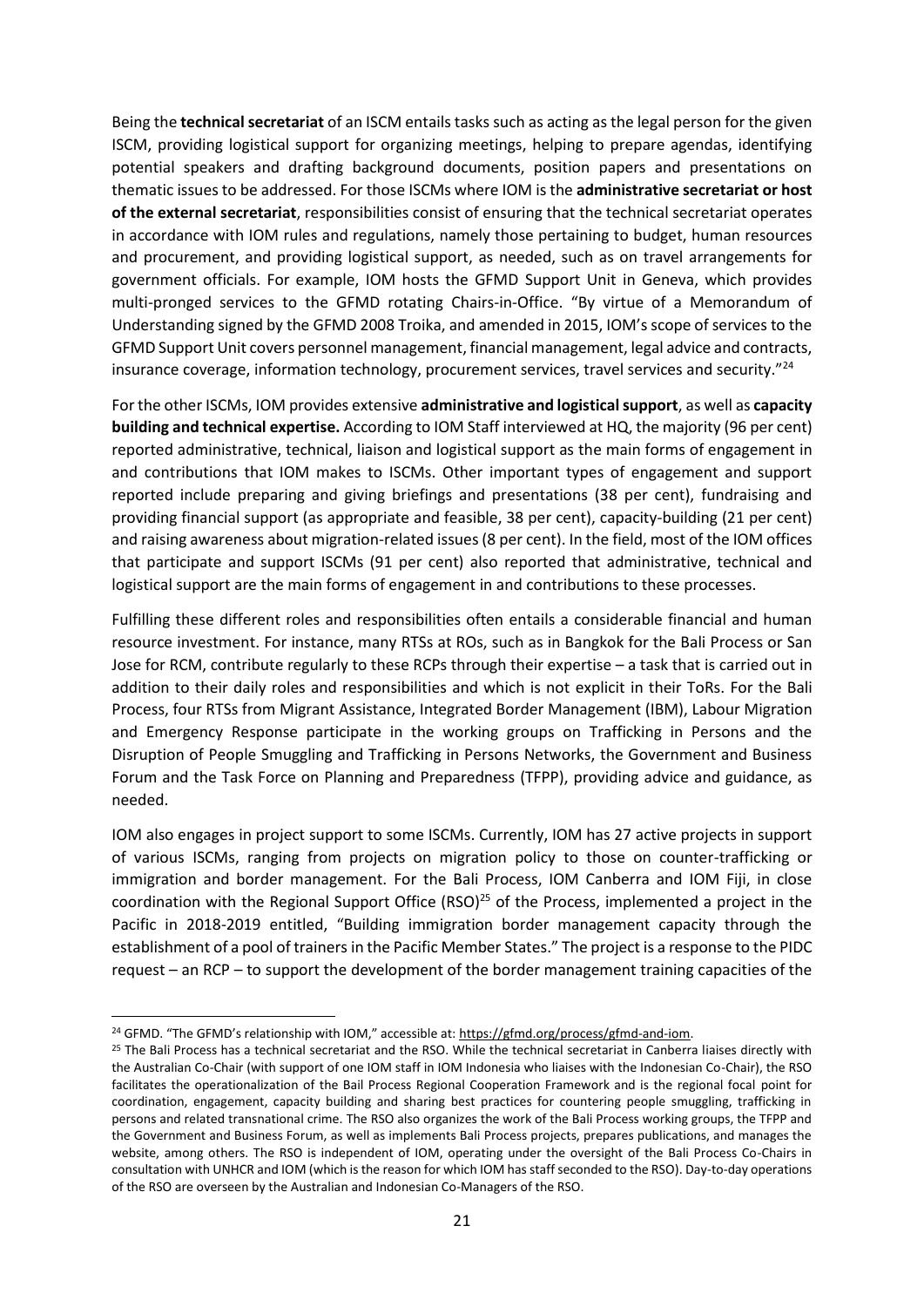Being the **technical secretariat** of an ISCM entails tasks such as acting as the legal person for the given ISCM, providing logistical support for organizing meetings, helping to prepare agendas, identifying potential speakers and drafting background documents, position papers and presentations on thematic issues to be addressed. For those ISCMs where IOM is the **administrative secretariat or host of the external secretariat**, responsibilities consist of ensuring that the technical secretariat operates in accordance with IOM rules and regulations, namely those pertaining to budget, human resources and procurement, and providing logistical support, as needed, such as on travel arrangements for government officials. For example, IOM hosts the GFMD Support Unit in Geneva, which provides multi-pronged services to the GFMD rotating Chairs-in-Office. "By virtue of a Memorandum of Understanding signed by the GFMD 2008 Troika, and amended in 2015, IOM's scope of services to the GFMD Support Unit covers personnel management, financial management, legal advice and contracts, insurance coverage, information technology, procurement services, travel services and security."[24]

For the other ISCMs, IOM provides extensive **administrative and logistical support**, as well as **capacity building and technical expertise.** According to IOM Staff interviewed at HQ, the majority (96 per cent) reported administrative, technical, liaison and logistical support as the main forms of engagement in and contributions that IOM makes to ISCMs. Other important types of engagement and support reported include preparing and giving briefings and presentations (38 per cent), fundraising and providing financial support (as appropriate and feasible, 38 per cent), capacity-building (21 per cent) and raising awareness about migration-related issues (8 per cent). In the field, most of the IOM offices that participate and support ISCMs (91 per cent) also reported that administrative, technical and logistical support are the main forms of engagement in and contributions to these processes.

Fulfilling these different roles and responsibilities often entails a considerable financial and human resource investment. For instance, many RTSs at ROs, such as in Bangkok for the Bali Process or San Jose for RCM, contribute regularly to these RCPs through their expertise – a task that is carried out in addition to their daily roles and responsibilities and which is not explicit in their ToRs. For the Bali Process, four RTSs from Migrant Assistance, Integrated Border Management (IBM), Labour Migration and Emergency Response participate in the working groups on Trafficking in Persons and the Disruption of People Smuggling and Trafficking in Persons Networks, the Government and Business Forum and the Task Force on Planning and Preparedness (TFPP), providing advice and guidance, as needed.

IOM also engages in project support to some ISCMs. Currently, IOM has 27 active projects in support of various ISCMs, ranging from projects on migration policy to those on counter-trafficking or immigration and border management. For the Bali Process, IOM Canberra and IOM Fiji, in close coordination with the Regional Support Office (RSO)[25] of the Process, implemented a project in the Pacific in 2018-2019 entitled, "Building immigration border management capacity through the establishment of a pool of trainers in the Pacific Member States." The project is a response to the PIDC request – an RCP – to support the development of the border management training capacities of the

---

[24] GFMD. "The GFMD's relationship with IOM," accessible at: https://gfmd.org/process/gfmd-and-iom.

[25] The Bali Process has a technical secretariat and the RSO. While the technical secretariat in Canberra liaises directly with the Australian Co-Chair (with support of one IOM staff in IOM Indonesia who liaises with the Indonesian Co-Chair), the RSO facilitates the operationalization of the Bail Process Regional Cooperation Framework and is the regional focal point for coordination, engagement, capacity building and sharing best practices for countering people smuggling, trafficking in persons and related transnational crime. The RSO also organizes the work of the Bali Process working groups, the TFPP and the Government and Business Forum, as well as implements Bali Process projects, prepares publications, and manages the website, among others. The RSO is independent of IOM, operating under the oversight of the Bali Process Co-Chairs in consultation with UNHCR and IOM (which is the reason for which IOM has staff seconded to the RSO). Day-to-day operations of the RSO are overseen by the Australian and Indonesian Co-Managers of the RSO.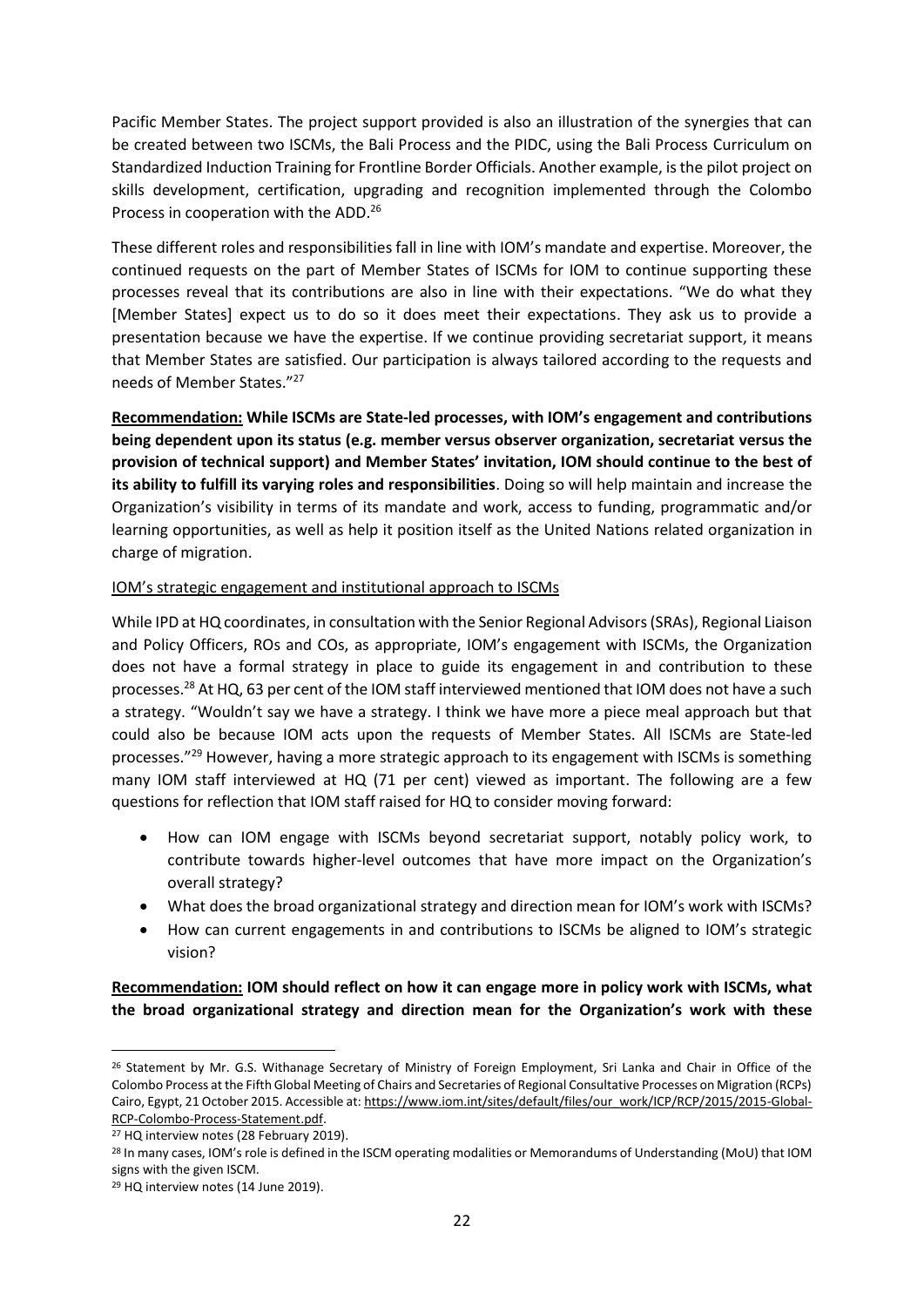Pacific Member States. The project support provided is also an illustration of the synergies that can be created between two ISCMs, the Bali Process and the PIDC, using the Bali Process Curriculum on Standardized Induction Training for Frontline Border Officials. Another example, is the pilot project on skills development, certification, upgrading and recognition implemented through the Colombo Process in cooperation with the ADD.[26]

These different roles and responsibilities fall in line with IOM's mandate and expertise. Moreover, the continued requests on the part of Member States of ISCMs for IOM to continue supporting these processes reveal that its contributions are also in line with their expectations. "We do what they [Member States] expect us to do so it does meet their expectations. They ask us to provide a presentation because we have the expertise. If we continue providing secretariat support, it means that Member States are satisfied. Our participation is always tailored according to the requests and needs of Member States."[27]

**<u>Recommendation:</u> While ISCMs are State-led processes, with IOM's engagement and contributions being dependent upon its status (e.g. member versus observer organization, secretariat versus the provision of technical support) and Member States' invitation, IOM should continue to the best of its ability to fulfill its varying roles and responsibilities**. Doing so will help maintain and increase the Organization's visibility in terms of its mandate and work, access to funding, programmatic and/or learning opportunities, as well as help it position itself as the United Nations related organization in charge of migration.

<u>IOM's strategic engagement and institutional approach to ISCMs</u>

While IPD at HQ coordinates, in consultation with the Senior Regional Advisors (SRAs), Regional Liaison and Policy Officers, ROs and COs, as appropriate, IOM's engagement with ISCMs, the Organization does not have a formal strategy in place to guide its engagement in and contribution to these processes.[28] At HQ, 63 per cent of the IOM staff interviewed mentioned that IOM does not have a such a strategy. "Wouldn't say we have a strategy. I think we have more a piece meal approach but that could also be because IOM acts upon the requests of Member States. All ISCMs are State-led processes."[29] However, having a more strategic approach to its engagement with ISCMs is something many IOM staff interviewed at HQ (71 per cent) viewed as important. The following are a few questions for reflection that IOM staff raised for HQ to consider moving forward:

- How can IOM engage with ISCMs beyond secretariat support, notably policy work, to contribute towards higher-level outcomes that have more impact on the Organization's overall strategy?
- What does the broad organizational strategy and direction mean for IOM's work with ISCMs?
- How can current engagements in and contributions to ISCMs be aligned to IOM's strategic vision?

**<u>Recommendation:</u> IOM should reflect on how it can engage more in policy work with ISCMs, what the broad organizational strategy and direction mean for the Organization's work with these**

---

[26] Statement by Mr. G.S. Withanage Secretary of Ministry of Foreign Employment, Sri Lanka and Chair in Office of the Colombo Process at the Fifth Global Meeting of Chairs and Secretaries of Regional Consultative Processes on Migration (RCPs) Cairo, Egypt, 21 October 2015. Accessible at: https://www.iom.int/sites/default/files/our_work/ICP/RCP/2015/2015-Global-RCP-Colombo-Process-Statement.pdf.

[27] HQ interview notes (28 February 2019).

[28] In many cases, IOM's role is defined in the ISCM operating modalities or Memorandums of Understanding (MoU) that IOM signs with the given ISCM.

[29] HQ interview notes (14 June 2019).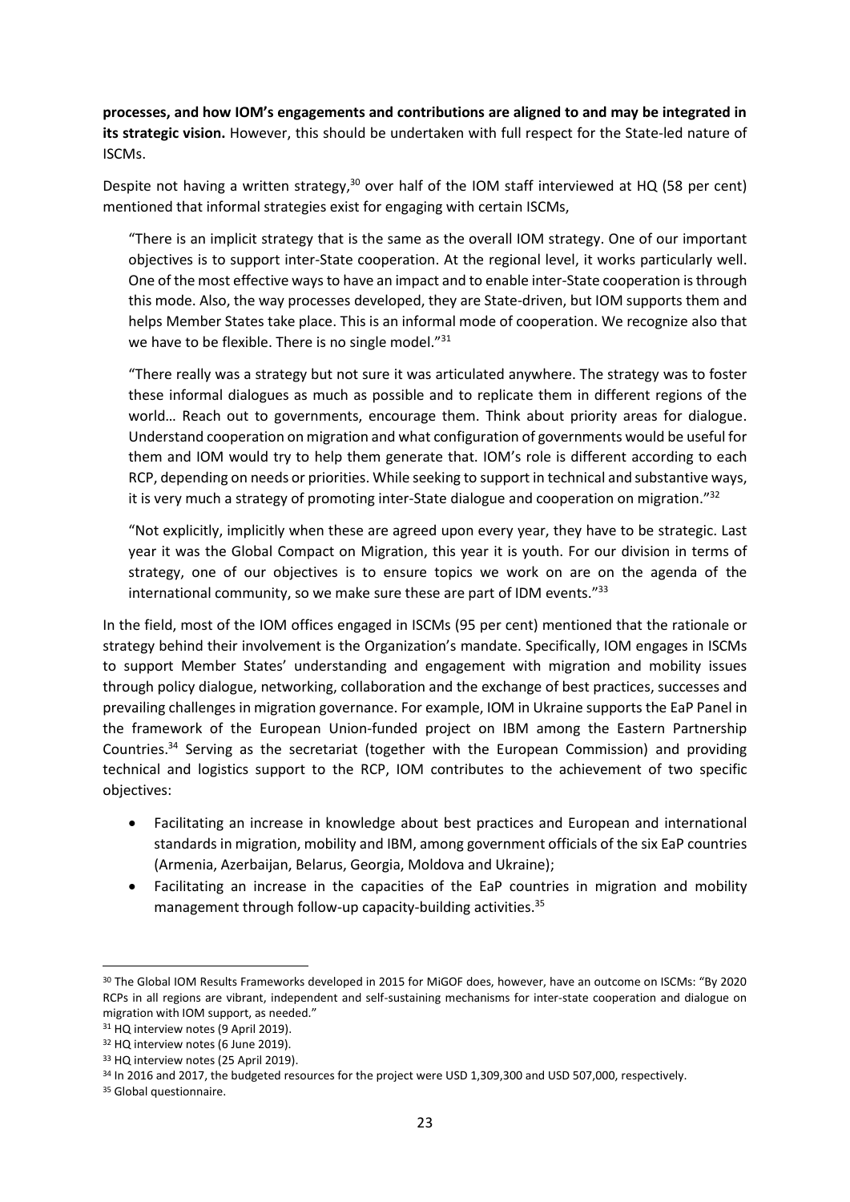**processes, and how IOM's engagements and contributions are aligned to and may be integrated in its strategic vision.** However, this should be undertaken with full respect for the State-led nature of ISCMs.

Despite not having a written strategy,[30] over half of the IOM staff interviewed at HQ (58 per cent) mentioned that informal strategies exist for engaging with certain ISCMs,

> "There is an implicit strategy that is the same as the overall IOM strategy. One of our important objectives is to support inter-State cooperation. At the regional level, it works particularly well. One of the most effective ways to have an impact and to enable inter-State cooperation is through this mode. Also, the way processes developed, they are State-driven, but IOM supports them and helps Member States take place. This is an informal mode of cooperation. We recognize also that we have to be flexible. There is no single model."[31]

> "There really was a strategy but not sure it was articulated anywhere. The strategy was to foster these informal dialogues as much as possible and to replicate them in different regions of the world… Reach out to governments, encourage them. Think about priority areas for dialogue. Understand cooperation on migration and what configuration of governments would be useful for them and IOM would try to help them generate that. IOM's role is different according to each RCP, depending on needs or priorities. While seeking to support in technical and substantive ways, it is very much a strategy of promoting inter-State dialogue and cooperation on migration."[32]

> "Not explicitly, implicitly when these are agreed upon every year, they have to be strategic. Last year it was the Global Compact on Migration, this year it is youth. For our division in terms of strategy, one of our objectives is to ensure topics we work on are on the agenda of the international community, so we make sure these are part of IDM events."[33]

In the field, most of the IOM offices engaged in ISCMs (95 per cent) mentioned that the rationale or strategy behind their involvement is the Organization's mandate. Specifically, IOM engages in ISCMs to support Member States' understanding and engagement with migration and mobility issues through policy dialogue, networking, collaboration and the exchange of best practices, successes and prevailing challenges in migration governance. For example, IOM in Ukraine supports the EaP Panel in the framework of the European Union-funded project on IBM among the Eastern Partnership Countries.[34] Serving as the secretariat (together with the European Commission) and providing technical and logistics support to the RCP, IOM contributes to the achievement of two specific objectives:

- Facilitating an increase in knowledge about best practices and European and international standards in migration, mobility and IBM, among government officials of the six EaP countries (Armenia, Azerbaijan, Belarus, Georgia, Moldova and Ukraine);
- Facilitating an increase in the capacities of the EaP countries in migration and mobility management through follow-up capacity-building activities.[35]

---

[30] The Global IOM Results Frameworks developed in 2015 for MiGOF does, however, have an outcome on ISCMs: "By 2020 RCPs in all regions are vibrant, independent and self-sustaining mechanisms for inter-state cooperation and dialogue on migration with IOM support, as needed."

[31] HQ interview notes (9 April 2019).

[32] HQ interview notes (6 June 2019).

[33] HQ interview notes (25 April 2019).

[34] In 2016 and 2017, the budgeted resources for the project were USD 1,309,300 and USD 507,000, respectively.

[35] Global questionnaire.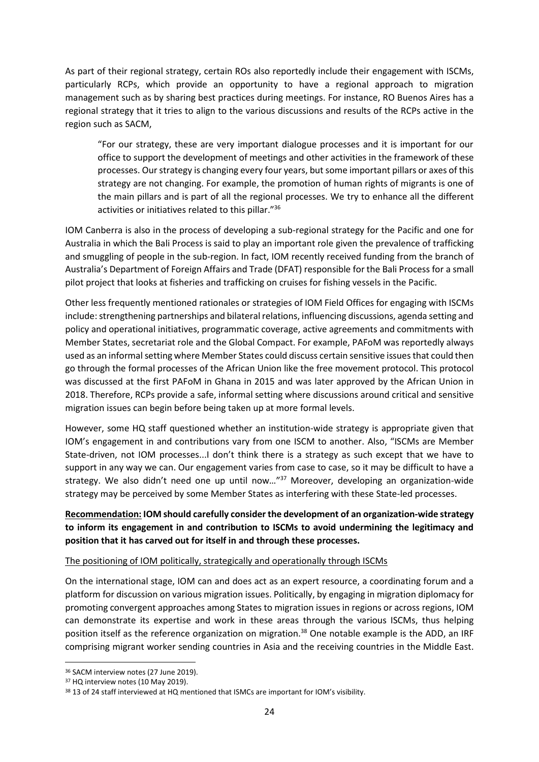As part of their regional strategy, certain ROs also reportedly include their engagement with ISCMs, particularly RCPs, which provide an opportunity to have a regional approach to migration management such as by sharing best practices during meetings. For instance, RO Buenos Aires has a regional strategy that it tries to align to the various discussions and results of the RCPs active in the region such as SACM,

> "For our strategy, these are very important dialogue processes and it is important for our office to support the development of meetings and other activities in the framework of these processes. Our strategy is changing every four years, but some important pillars or axes of this strategy are not changing. For example, the promotion of human rights of migrants is one of the main pillars and is part of all the regional processes. We try to enhance all the different activities or initiatives related to this pillar."[36]

IOM Canberra is also in the process of developing a sub-regional strategy for the Pacific and one for Australia in which the Bali Process is said to play an important role given the prevalence of trafficking and smuggling of people in the sub-region. In fact, IOM recently received funding from the branch of Australia's Department of Foreign Affairs and Trade (DFAT) responsible for the Bali Process for a small pilot project that looks at fisheries and trafficking on cruises for fishing vessels in the Pacific.

Other less frequently mentioned rationales or strategies of IOM Field Offices for engaging with ISCMs include: strengthening partnerships and bilateral relations, influencing discussions, agenda setting and policy and operational initiatives, programmatic coverage, active agreements and commitments with Member States, secretariat role and the Global Compact. For example, PAFoM was reportedly always used as an informal setting where Member States could discuss certain sensitive issues that could then go through the formal processes of the African Union like the free movement protocol. This protocol was discussed at the first PAFoM in Ghana in 2015 and was later approved by the African Union in 2018. Therefore, RCPs provide a safe, informal setting where discussions around critical and sensitive migration issues can begin before being taken up at more formal levels.

However, some HQ staff questioned whether an institution-wide strategy is appropriate given that IOM's engagement in and contributions vary from one ISCM to another. Also, "ISCMs are Member State-driven, not IOM processes...I don't think there is a strategy as such except that we have to support in any way we can. Our engagement varies from case to case, so it may be difficult to have a strategy. We also didn't need one up until now…"[37] Moreover, developing an organization-wide strategy may be perceived by some Member States as interfering with these State-led processes.

**<u>Recommendation:</u> IOM should carefully consider the development of an organization-wide strategy to inform its engagement in and contribution to ISCMs to avoid undermining the legitimacy and position that it has carved out for itself in and through these processes.**

<u>The positioning of IOM politically, strategically and operationally through ISCMs</u>

On the international stage, IOM can and does act as an expert resource, a coordinating forum and a platform for discussion on various migration issues. Politically, by engaging in migration diplomacy for promoting convergent approaches among States to migration issues in regions or across regions, IOM can demonstrate its expertise and work in these areas through the various ISCMs, thus helping position itself as the reference organization on migration.[38] One notable example is the ADD, an IRF comprising migrant worker sending countries in Asia and the receiving countries in the Middle East.

---

[36] SACM interview notes (27 June 2019).

[37] HQ interview notes (10 May 2019).

[38] 13 of 24 staff interviewed at HQ mentioned that ISMCs are important for IOM's visibility.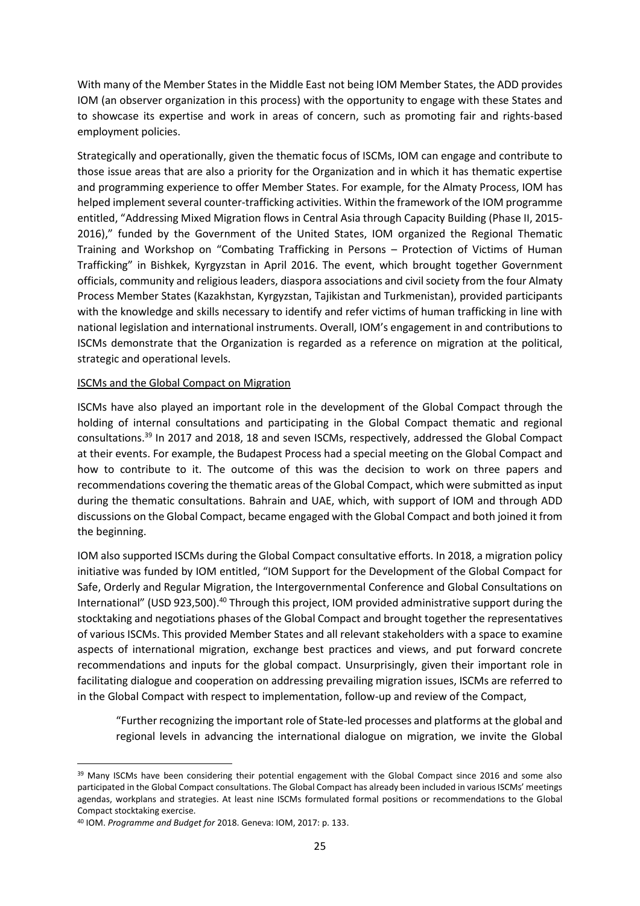With many of the Member States in the Middle East not being IOM Member States, the ADD provides IOM (an observer organization in this process) with the opportunity to engage with these States and to showcase its expertise and work in areas of concern, such as promoting fair and rights-based employment policies.

Strategically and operationally, given the thematic focus of ISCMs, IOM can engage and contribute to those issue areas that are also a priority for the Organization and in which it has thematic expertise and programming experience to offer Member States. For example, for the Almaty Process, IOM has helped implement several counter-trafficking activities. Within the framework of the IOM programme entitled, "Addressing Mixed Migration flows in Central Asia through Capacity Building (Phase II, 2015-2016)," funded by the Government of the United States, IOM organized the Regional Thematic Training and Workshop on "Combating Trafficking in Persons – Protection of Victims of Human Trafficking" in Bishkek, Kyrgyzstan in April 2016. The event, which brought together Government officials, community and religious leaders, diaspora associations and civil society from the four Almaty Process Member States (Kazakhstan, Kyrgyzstan, Tajikistan and Turkmenistan), provided participants with the knowledge and skills necessary to identify and refer victims of human trafficking in line with national legislation and international instruments. Overall, IOM's engagement in and contributions to ISCMs demonstrate that the Organization is regarded as a reference on migration at the political, strategic and operational levels.

ISCMs and the Global Compact on Migration

ISCMs have also played an important role in the development of the Global Compact through the holding of internal consultations and participating in the Global Compact thematic and regional consultations.[39] In 2017 and 2018, 18 and seven ISCMs, respectively, addressed the Global Compact at their events. For example, the Budapest Process had a special meeting on the Global Compact and how to contribute to it. The outcome of this was the decision to work on three papers and recommendations covering the thematic areas of the Global Compact, which were submitted as input during the thematic consultations. Bahrain and UAE, which, with support of IOM and through ADD discussions on the Global Compact, became engaged with the Global Compact and both joined it from the beginning.

IOM also supported ISCMs during the Global Compact consultative efforts. In 2018, a migration policy initiative was funded by IOM entitled, "IOM Support for the Development of the Global Compact for Safe, Orderly and Regular Migration, the Intergovernmental Conference and Global Consultations on International" (USD 923,500).[40] Through this project, IOM provided administrative support during the stocktaking and negotiations phases of the Global Compact and brought together the representatives of various ISCMs. This provided Member States and all relevant stakeholders with a space to examine aspects of international migration, exchange best practices and views, and put forward concrete recommendations and inputs for the global compact. Unsurprisingly, given their important role in facilitating dialogue and cooperation on addressing prevailing migration issues, ISCMs are referred to in the Global Compact with respect to implementation, follow-up and review of the Compact,

> "Further recognizing the important role of State-led processes and platforms at the global and regional levels in advancing the international dialogue on migration, we invite the Global

[39] Many ISCMs have been considering their potential engagement with the Global Compact since 2016 and some also participated in the Global Compact consultations. The Global Compact has already been included in various ISCMs' meetings agendas, workplans and strategies. At least nine ISCMs formulated formal positions or recommendations to the Global Compact stocktaking exercise.

[40] IOM. *Programme and Budget for* 2018. Geneva: IOM, 2017: p. 133.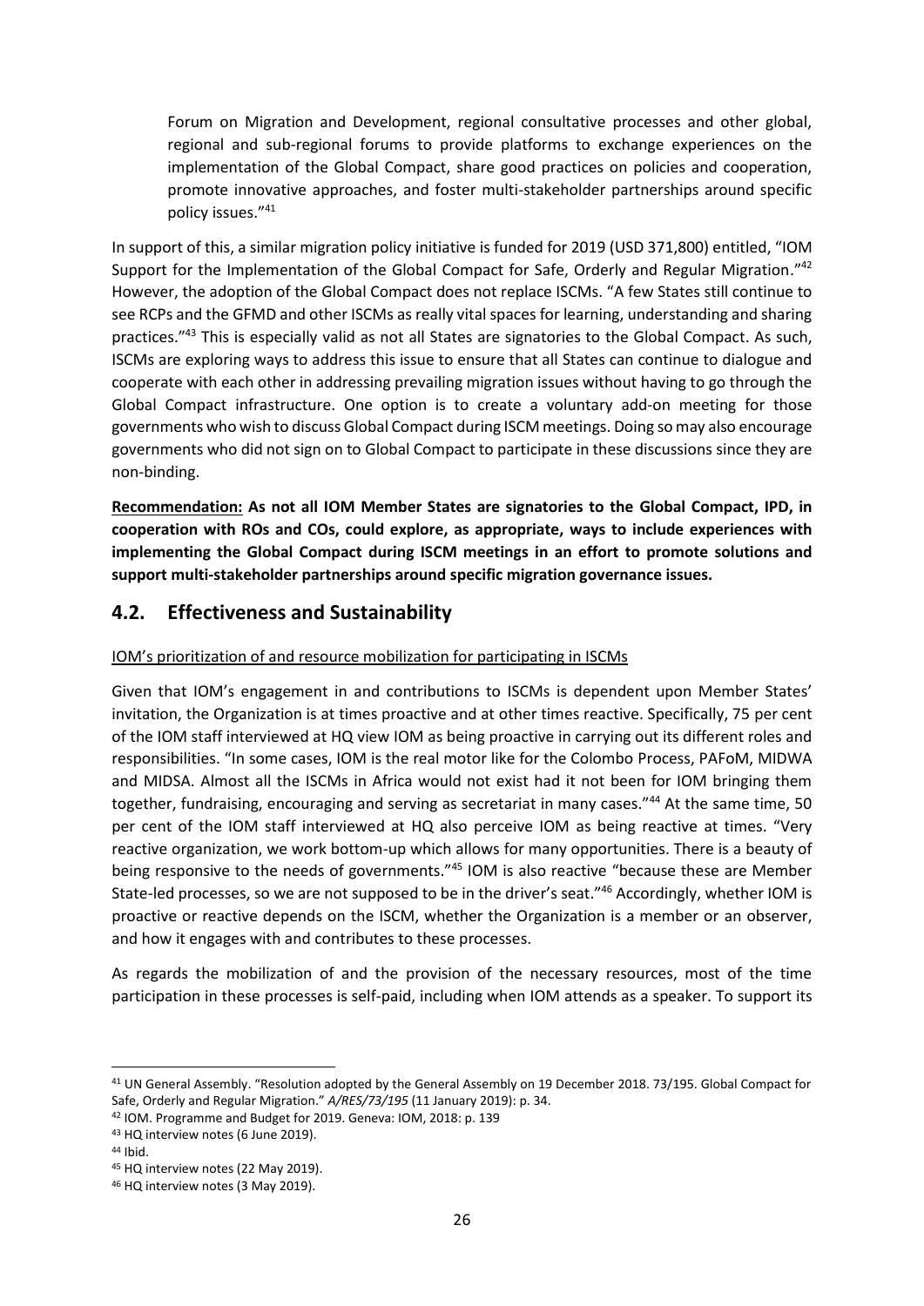Forum on Migration and Development, regional consultative processes and other global, regional and sub-regional forums to provide platforms to exchange experiences on the implementation of the Global Compact, share good practices on policies and cooperation, promote innovative approaches, and foster multi-stakeholder partnerships around specific policy issues."[41]

In support of this, a similar migration policy initiative is funded for 2019 (USD 371,800) entitled, "IOM Support for the Implementation of the Global Compact for Safe, Orderly and Regular Migration."[42] However, the adoption of the Global Compact does not replace ISCMs. "A few States still continue to see RCPs and the GFMD and other ISCMs as really vital spaces for learning, understanding and sharing practices."[43] This is especially valid as not all States are signatories to the Global Compact. As such, ISCMs are exploring ways to address this issue to ensure that all States can continue to dialogue and cooperate with each other in addressing prevailing migration issues without having to go through the Global Compact infrastructure. One option is to create a voluntary add-on meeting for those governments who wish to discuss Global Compact during ISCM meetings. Doing so may also encourage governments who did not sign on to Global Compact to participate in these discussions since they are non-binding.

**<u>Recommendation:</u> As not all IOM Member States are signatories to the Global Compact, IPD, in cooperation with ROs and COs, could explore, as appropriate, ways to include experiences with implementing the Global Compact during ISCM meetings in an effort to promote solutions and support multi-stakeholder partnerships around specific migration governance issues.**

## 4.2. Effectiveness and Sustainability

<u>IOM's prioritization of and resource mobilization for participating in ISCMs</u>

Given that IOM's engagement in and contributions to ISCMs is dependent upon Member States' invitation, the Organization is at times proactive and at other times reactive. Specifically, 75 per cent of the IOM staff interviewed at HQ view IOM as being proactive in carrying out its different roles and responsibilities. "In some cases, IOM is the real motor like for the Colombo Process, PAFoM, MIDWA and MIDSA. Almost all the ISCMs in Africa would not exist had it not been for IOM bringing them together, fundraising, encouraging and serving as secretariat in many cases."[44] At the same time, 50 per cent of the IOM staff interviewed at HQ also perceive IOM as being reactive at times. "Very reactive organization, we work bottom-up which allows for many opportunities. There is a beauty of being responsive to the needs of governments."[45] IOM is also reactive "because these are Member State-led processes, so we are not supposed to be in the driver's seat."[46] Accordingly, whether IOM is proactive or reactive depends on the ISCM, whether the Organization is a member or an observer, and how it engages with and contributes to these processes.

As regards the mobilization of and the provision of the necessary resources, most of the time participation in these processes is self-paid, including when IOM attends as a speaker. To support its

---

[41] UN General Assembly. "Resolution adopted by the General Assembly on 19 December 2018. 73/195. Global Compact for Safe, Orderly and Regular Migration." *A/RES/73/195* (11 January 2019): p. 34.

[42] IOM. Programme and Budget for 2019. Geneva: IOM, 2018: p. 139

[43] HQ interview notes (6 June 2019).

[44] Ibid.

[45] HQ interview notes (22 May 2019).

[46] HQ interview notes (3 May 2019).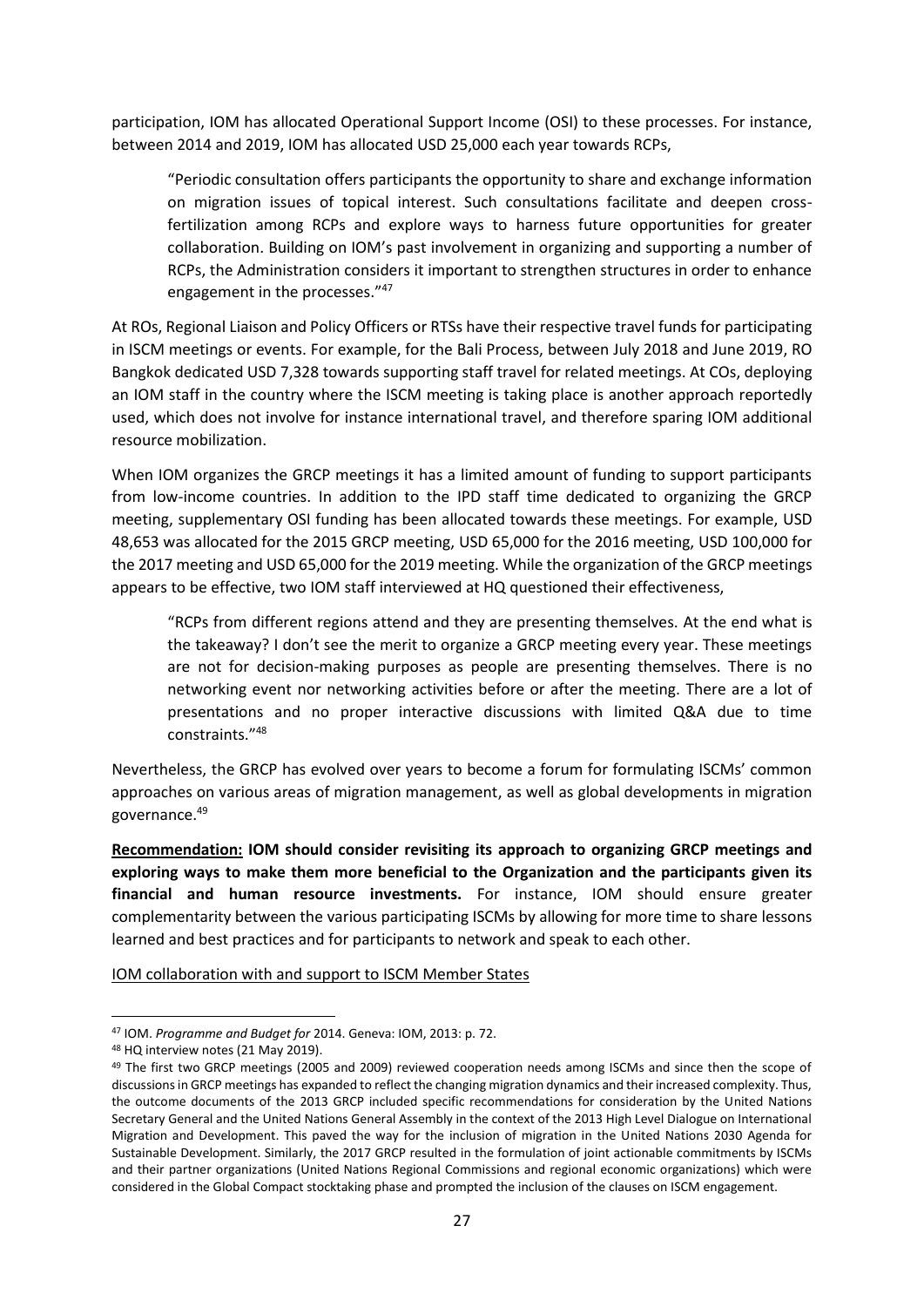participation, IOM has allocated Operational Support Income (OSI) to these processes. For instance, between 2014 and 2019, IOM has allocated USD 25,000 each year towards RCPs,

> "Periodic consultation offers participants the opportunity to share and exchange information on migration issues of topical interest. Such consultations facilitate and deepen cross-fertilization among RCPs and explore ways to harness future opportunities for greater collaboration. Building on IOM's past involvement in organizing and supporting a number of RCPs, the Administration considers it important to strengthen structures in order to enhance engagement in the processes."[47]

At ROs, Regional Liaison and Policy Officers or RTSs have their respective travel funds for participating in ISCM meetings or events. For example, for the Bali Process, between July 2018 and June 2019, RO Bangkok dedicated USD 7,328 towards supporting staff travel for related meetings. At COs, deploying an IOM staff in the country where the ISCM meeting is taking place is another approach reportedly used, which does not involve for instance international travel, and therefore sparing IOM additional resource mobilization.

When IOM organizes the GRCP meetings it has a limited amount of funding to support participants from low-income countries. In addition to the IPD staff time dedicated to organizing the GRCP meeting, supplementary OSI funding has been allocated towards these meetings. For example, USD 48,653 was allocated for the 2015 GRCP meeting, USD 65,000 for the 2016 meeting, USD 100,000 for the 2017 meeting and USD 65,000 for the 2019 meeting. While the organization of the GRCP meetings appears to be effective, two IOM staff interviewed at HQ questioned their effectiveness,

> "RCPs from different regions attend and they are presenting themselves. At the end what is the takeaway? I don't see the merit to organize a GRCP meeting every year. These meetings are not for decision-making purposes as people are presenting themselves. There is no networking event nor networking activities before or after the meeting. There are a lot of presentations and no proper interactive discussions with limited Q&A due to time constraints."[48]

Nevertheless, the GRCP has evolved over years to become a forum for formulating ISCMs' common approaches on various areas of migration management, as well as global developments in migration governance.[49]

**Recommendation: IOM should consider revisiting its approach to organizing GRCP meetings and exploring ways to make them more beneficial to the Organization and the participants given its financial and human resource investments.** For instance, IOM should ensure greater complementarity between the various participating ISCMs by allowing for more time to share lessons learned and best practices and for participants to network and speak to each other.

IOM collaboration with and support to ISCM Member States

---

[47] IOM. *Programme and Budget for* 2014. Geneva: IOM, 2013: p. 72.

[48] HQ interview notes (21 May 2019).

[49] The first two GRCP meetings (2005 and 2009) reviewed cooperation needs among ISCMs and since then the scope of discussions in GRCP meetings has expanded to reflect the changing migration dynamics and their increased complexity. Thus, the outcome documents of the 2013 GRCP included specific recommendations for consideration by the United Nations Secretary General and the United Nations General Assembly in the context of the 2013 High Level Dialogue on International Migration and Development. This paved the way for the inclusion of migration in the United Nations 2030 Agenda for Sustainable Development. Similarly, the 2017 GRCP resulted in the formulation of joint actionable commitments by ISCMs and their partner organizations (United Nations Regional Commissions and regional economic organizations) which were considered in the Global Compact stocktaking phase and prompted the inclusion of the clauses on ISCM engagement.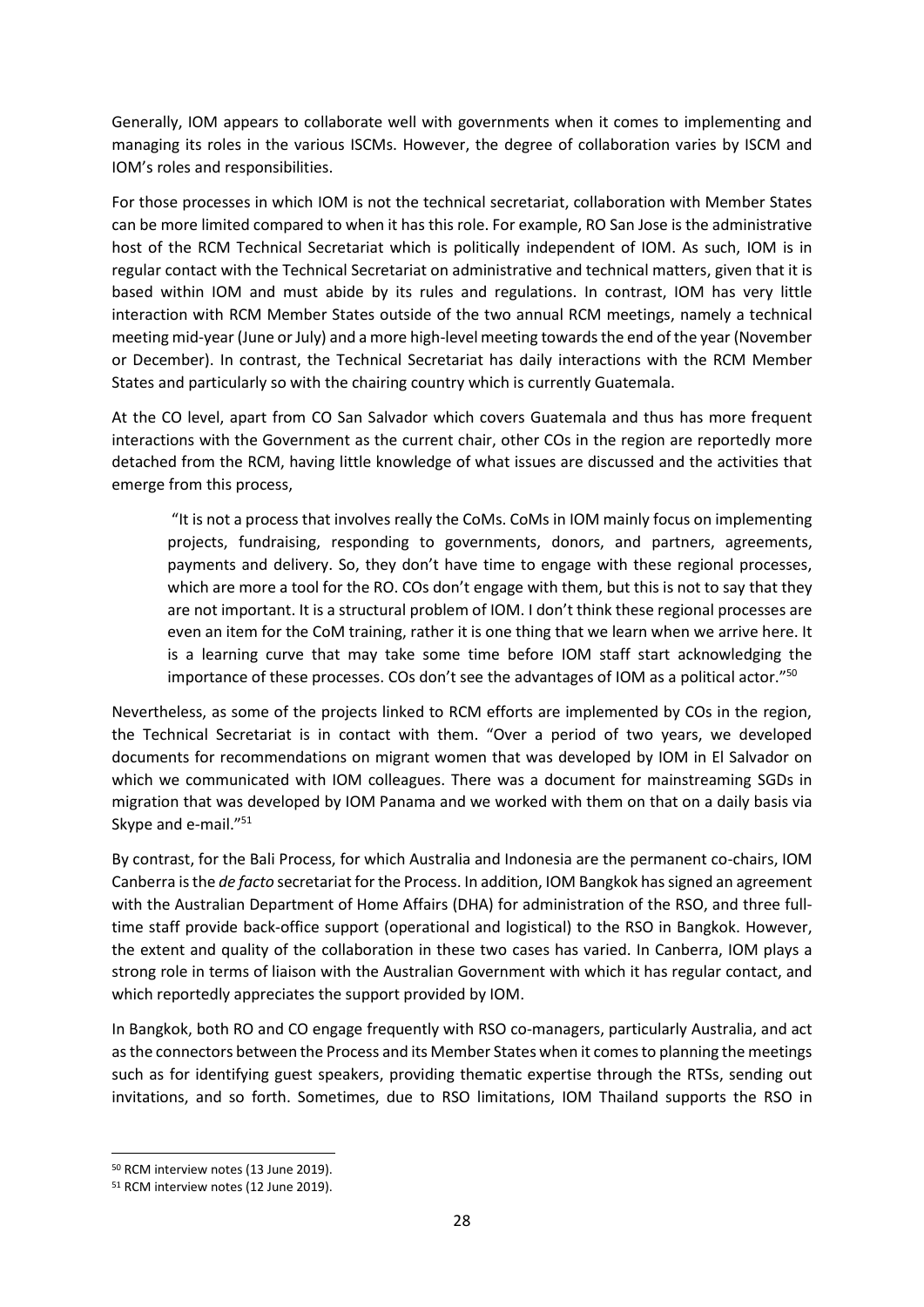Generally, IOM appears to collaborate well with governments when it comes to implementing and managing its roles in the various ISCMs. However, the degree of collaboration varies by ISCM and IOM's roles and responsibilities.

For those processes in which IOM is not the technical secretariat, collaboration with Member States can be more limited compared to when it has this role. For example, RO San Jose is the administrative host of the RCM Technical Secretariat which is politically independent of IOM. As such, IOM is in regular contact with the Technical Secretariat on administrative and technical matters, given that it is based within IOM and must abide by its rules and regulations. In contrast, IOM has very little interaction with RCM Member States outside of the two annual RCM meetings, namely a technical meeting mid-year (June or July) and a more high-level meeting towards the end of the year (November or December). In contrast, the Technical Secretariat has daily interactions with the RCM Member States and particularly so with the chairing country which is currently Guatemala.

At the CO level, apart from CO San Salvador which covers Guatemala and thus has more frequent interactions with the Government as the current chair, other COs in the region are reportedly more detached from the RCM, having little knowledge of what issues are discussed and the activities that emerge from this process,

> "It is not a process that involves really the CoMs. CoMs in IOM mainly focus on implementing projects, fundraising, responding to governments, donors, and partners, agreements, payments and delivery. So, they don't have time to engage with these regional processes, which are more a tool for the RO. COs don't engage with them, but this is not to say that they are not important. It is a structural problem of IOM. I don't think these regional processes are even an item for the CoM training, rather it is one thing that we learn when we arrive here. It is a learning curve that may take some time before IOM staff start acknowledging the importance of these processes. COs don't see the advantages of IOM as a political actor."[50]

Nevertheless, as some of the projects linked to RCM efforts are implemented by COs in the region, the Technical Secretariat is in contact with them. "Over a period of two years, we developed documents for recommendations on migrant women that was developed by IOM in El Salvador on which we communicated with IOM colleagues. There was a document for mainstreaming SGDs in migration that was developed by IOM Panama and we worked with them on that on a daily basis via Skype and e-mail."[51]

By contrast, for the Bali Process, for which Australia and Indonesia are the permanent co-chairs, IOM Canberra is the *de facto* secretariat for the Process. In addition, IOM Bangkok has signed an agreement with the Australian Department of Home Affairs (DHA) for administration of the RSO, and three full-time staff provide back-office support (operational and logistical) to the RSO in Bangkok. However, the extent and quality of the collaboration in these two cases has varied. In Canberra, IOM plays a strong role in terms of liaison with the Australian Government with which it has regular contact, and which reportedly appreciates the support provided by IOM.

In Bangkok, both RO and CO engage frequently with RSO co-managers, particularly Australia, and act as the connectors between the Process and its Member States when it comes to planning the meetings such as for identifying guest speakers, providing thematic expertise through the RTSs, sending out invitations, and so forth. Sometimes, due to RSO limitations, IOM Thailand supports the RSO in

---

[50] RCM interview notes (13 June 2019).

[51] RCM interview notes (12 June 2019).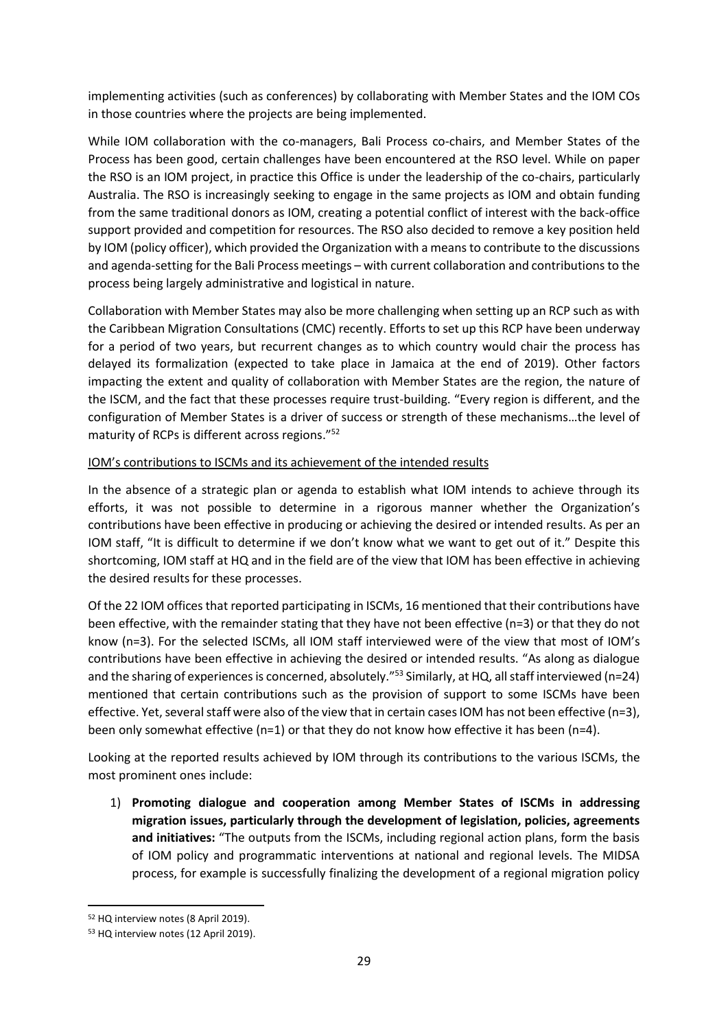implementing activities (such as conferences) by collaborating with Member States and the IOM COs in those countries where the projects are being implemented.

While IOM collaboration with the co-managers, Bali Process co-chairs, and Member States of the Process has been good, certain challenges have been encountered at the RSO level. While on paper the RSO is an IOM project, in practice this Office is under the leadership of the co-chairs, particularly Australia. The RSO is increasingly seeking to engage in the same projects as IOM and obtain funding from the same traditional donors as IOM, creating a potential conflict of interest with the back-office support provided and competition for resources. The RSO also decided to remove a key position held by IOM (policy officer), which provided the Organization with a means to contribute to the discussions and agenda-setting for the Bali Process meetings – with current collaboration and contributions to the process being largely administrative and logistical in nature.

Collaboration with Member States may also be more challenging when setting up an RCP such as with the Caribbean Migration Consultations (CMC) recently. Efforts to set up this RCP have been underway for a period of two years, but recurrent changes as to which country would chair the process has delayed its formalization (expected to take place in Jamaica at the end of 2019). Other factors impacting the extent and quality of collaboration with Member States are the region, the nature of the ISCM, and the fact that these processes require trust-building. "Every region is different, and the configuration of Member States is a driver of success or strength of these mechanisms…the level of maturity of RCPs is different across regions."[52]

<u>IOM's contributions to ISCMs and its achievement of the intended results</u>

In the absence of a strategic plan or agenda to establish what IOM intends to achieve through its efforts, it was not possible to determine in a rigorous manner whether the Organization's contributions have been effective in producing or achieving the desired or intended results. As per an IOM staff, "It is difficult to determine if we don't know what we want to get out of it." Despite this shortcoming, IOM staff at HQ and in the field are of the view that IOM has been effective in achieving the desired results for these processes.

Of the 22 IOM offices that reported participating in ISCMs, 16 mentioned that their contributions have been effective, with the remainder stating that they have not been effective (n=3) or that they do not know (n=3). For the selected ISCMs, all IOM staff interviewed were of the view that most of IOM's contributions have been effective in achieving the desired or intended results. "As along as dialogue and the sharing of experiences is concerned, absolutely."[53] Similarly, at HQ, all staff interviewed (n=24) mentioned that certain contributions such as the provision of support to some ISCMs have been effective. Yet, several staff were also of the view that in certain cases IOM has not been effective (n=3), been only somewhat effective (n=1) or that they do not know how effective it has been (n=4).

Looking at the reported results achieved by IOM through its contributions to the various ISCMs, the most prominent ones include:

1) **Promoting dialogue and cooperation among Member States of ISCMs in addressing migration issues, particularly through the development of legislation, policies, agreements and initiatives:** "The outputs from the ISCMs, including regional action plans, form the basis of IOM policy and programmatic interventions at national and regional levels. The MIDSA process, for example is successfully finalizing the development of a regional migration policy

[52] HQ interview notes (8 April 2019).

[53] HQ interview notes (12 April 2019).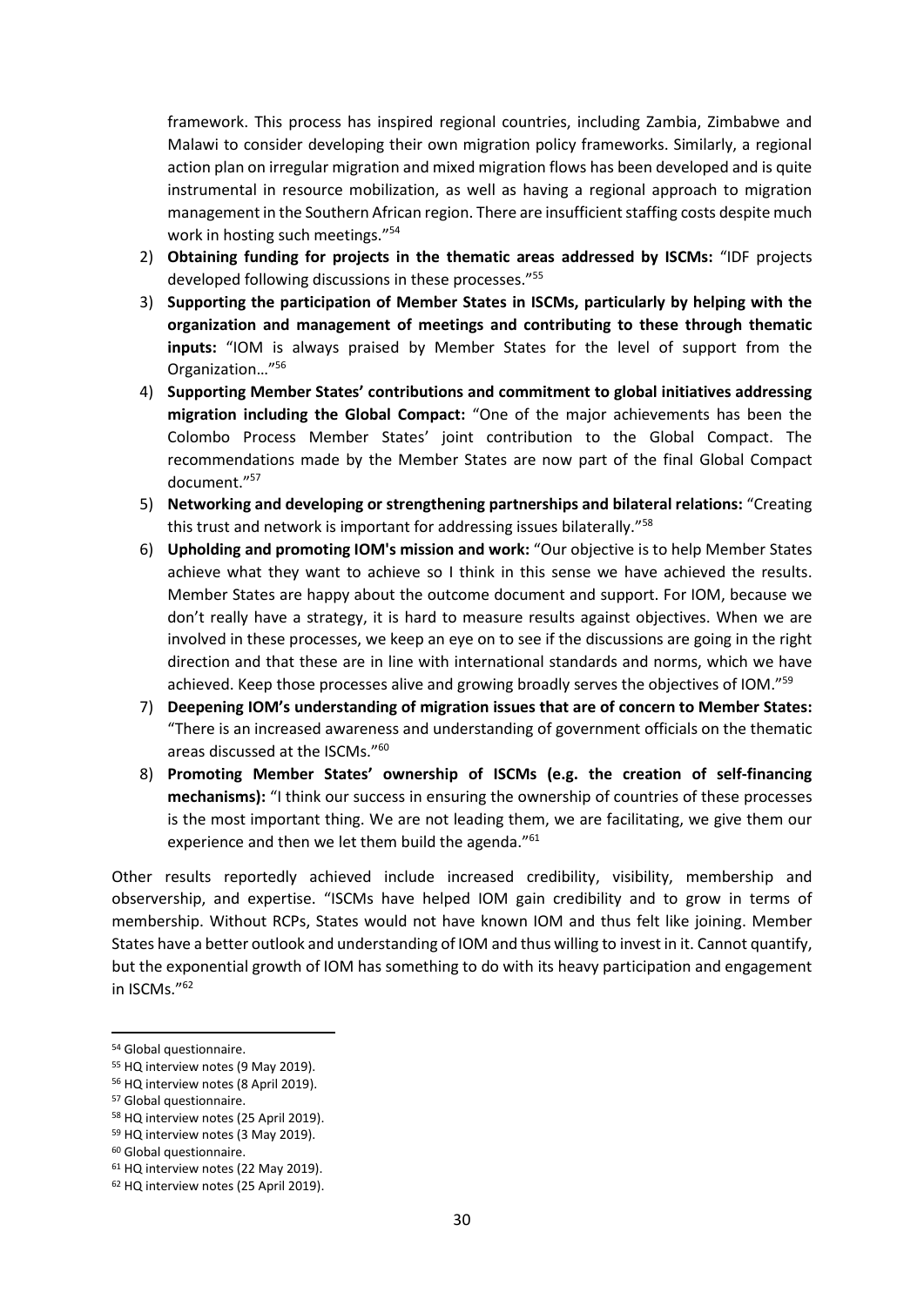framework. This process has inspired regional countries, including Zambia, Zimbabwe and Malawi to consider developing their own migration policy frameworks. Similarly, a regional action plan on irregular migration and mixed migration flows has been developed and is quite instrumental in resource mobilization, as well as having a regional approach to migration management in the Southern African region. There are insufficient staffing costs despite much work in hosting such meetings."[54]

2) **Obtaining funding for projects in the thematic areas addressed by ISCMs:** "IDF projects developed following discussions in these processes."[55]
3) **Supporting the participation of Member States in ISCMs, particularly by helping with the organization and management of meetings and contributing to these through thematic inputs:** "IOM is always praised by Member States for the level of support from the Organization…"[56]
4) **Supporting Member States' contributions and commitment to global initiatives addressing migration including the Global Compact:** "One of the major achievements has been the Colombo Process Member States' joint contribution to the Global Compact. The recommendations made by the Member States are now part of the final Global Compact document."[57]
5) **Networking and developing or strengthening partnerships and bilateral relations:** "Creating this trust and network is important for addressing issues bilaterally."[58]
6) **Upholding and promoting IOM's mission and work:** "Our objective is to help Member States achieve what they want to achieve so I think in this sense we have achieved the results. Member States are happy about the outcome document and support. For IOM, because we don't really have a strategy, it is hard to measure results against objectives. When we are involved in these processes, we keep an eye on to see if the discussions are going in the right direction and that these are in line with international standards and norms, which we have achieved. Keep those processes alive and growing broadly serves the objectives of IOM."[59]
7) **Deepening IOM's understanding of migration issues that are of concern to Member States:** "There is an increased awareness and understanding of government officials on the thematic areas discussed at the ISCMs."[60]
8) **Promoting Member States' ownership of ISCMs (e.g. the creation of self-financing mechanisms):** "I think our success in ensuring the ownership of countries of these processes is the most important thing. We are not leading them, we are facilitating, we give them our experience and then we let them build the agenda."[61]

Other results reportedly achieved include increased credibility, visibility, membership and observership, and expertise. "ISCMs have helped IOM gain credibility and to grow in terms of membership. Without RCPs, States would not have known IOM and thus felt like joining. Member States have a better outlook and understanding of IOM and thus willing to invest in it. Cannot quantify, but the exponential growth of IOM has something to do with its heavy participation and engagement in ISCMs."[62]

---

[54] Global questionnaire.
[55] HQ interview notes (9 May 2019).
[56] HQ interview notes (8 April 2019).
[57] Global questionnaire.
[58] HQ interview notes (25 April 2019).
[59] HQ interview notes (3 May 2019).
[60] Global questionnaire.
[61] HQ interview notes (22 May 2019).
[62] HQ interview notes (25 April 2019).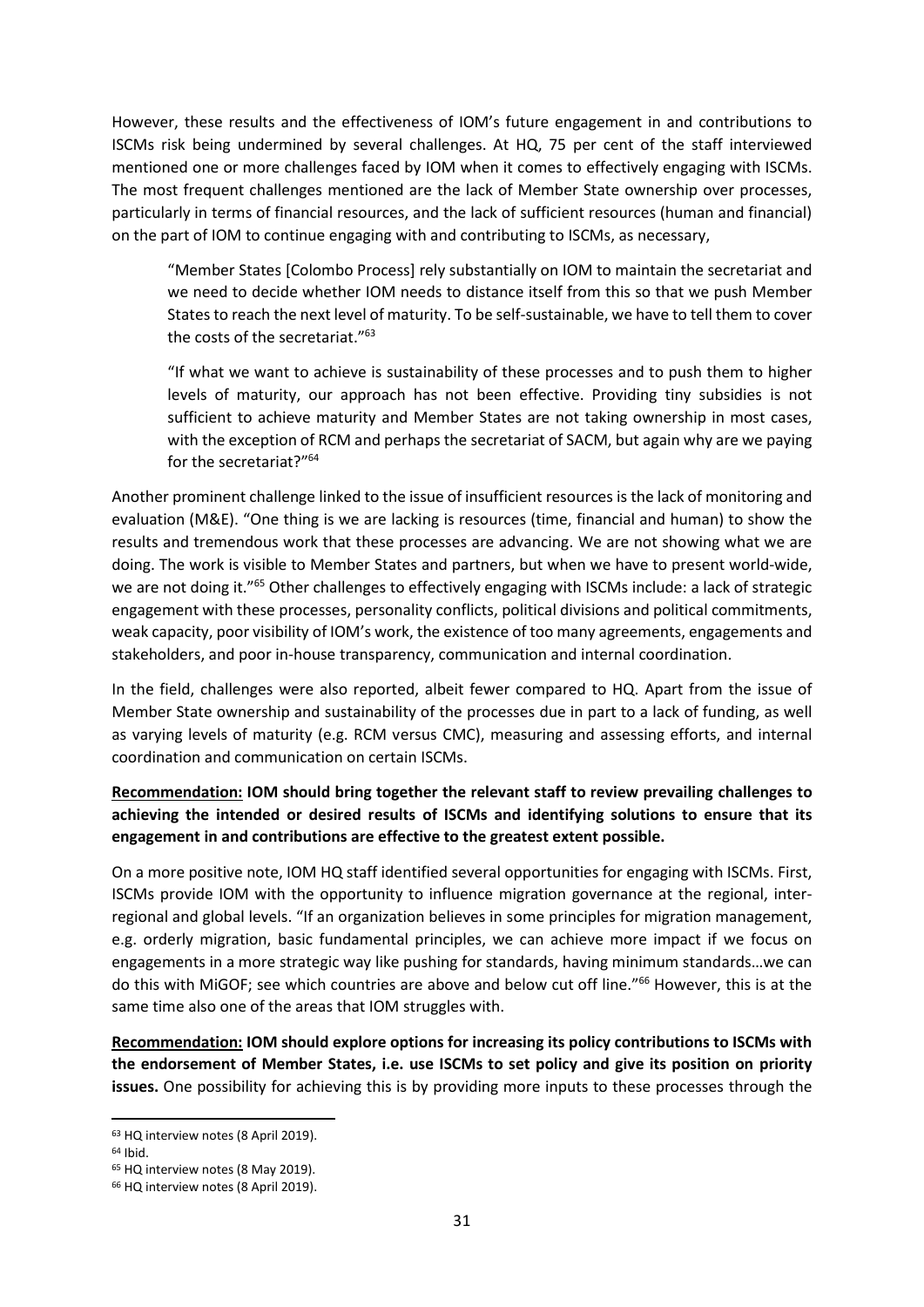However, these results and the effectiveness of IOM's future engagement in and contributions to ISCMs risk being undermined by several challenges. At HQ, 75 per cent of the staff interviewed mentioned one or more challenges faced by IOM when it comes to effectively engaging with ISCMs. The most frequent challenges mentioned are the lack of Member State ownership over processes, particularly in terms of financial resources, and the lack of sufficient resources (human and financial) on the part of IOM to continue engaging with and contributing to ISCMs, as necessary,

> "Member States [Colombo Process] rely substantially on IOM to maintain the secretariat and we need to decide whether IOM needs to distance itself from this so that we push Member States to reach the next level of maturity. To be self-sustainable, we have to tell them to cover the costs of the secretariat."[63]

> "If what we want to achieve is sustainability of these processes and to push them to higher levels of maturity, our approach has not been effective. Providing tiny subsidies is not sufficient to achieve maturity and Member States are not taking ownership in most cases, with the exception of RCM and perhaps the secretariat of SACM, but again why are we paying for the secretariat?"[64]

Another prominent challenge linked to the issue of insufficient resources is the lack of monitoring and evaluation (M&E). "One thing is we are lacking is resources (time, financial and human) to show the results and tremendous work that these processes are advancing. We are not showing what we are doing. The work is visible to Member States and partners, but when we have to present world-wide, we are not doing it."[65] Other challenges to effectively engaging with ISCMs include: a lack of strategic engagement with these processes, personality conflicts, political divisions and political commitments, weak capacity, poor visibility of IOM's work, the existence of too many agreements, engagements and stakeholders, and poor in-house transparency, communication and internal coordination.

In the field, challenges were also reported, albeit fewer compared to HQ. Apart from the issue of Member State ownership and sustainability of the processes due in part to a lack of funding, as well as varying levels of maturity (e.g. RCM versus CMC), measuring and assessing efforts, and internal coordination and communication on certain ISCMs.

**<u>Recommendation:</u> IOM should bring together the relevant staff to review prevailing challenges to achieving the intended or desired results of ISCMs and identifying solutions to ensure that its engagement in and contributions are effective to the greatest extent possible.**

On a more positive note, IOM HQ staff identified several opportunities for engaging with ISCMs. First, ISCMs provide IOM with the opportunity to influence migration governance at the regional, inter-regional and global levels. "If an organization believes in some principles for migration management, e.g. orderly migration, basic fundamental principles, we can achieve more impact if we focus on engagements in a more strategic way like pushing for standards, having minimum standards…we can do this with MiGOF; see which countries are above and below cut off line."[66] However, this is at the same time also one of the areas that IOM struggles with.

**<u>Recommendation:</u> IOM should explore options for increasing its policy contributions to ISCMs with the endorsement of Member States, i.e. use ISCMs to set policy and give its position on priority issues.** One possibility for achieving this is by providing more inputs to these processes through the

---

[63] HQ interview notes (8 April 2019).

[64] Ibid.

[65] HQ interview notes (8 May 2019).

[66] HQ interview notes (8 April 2019).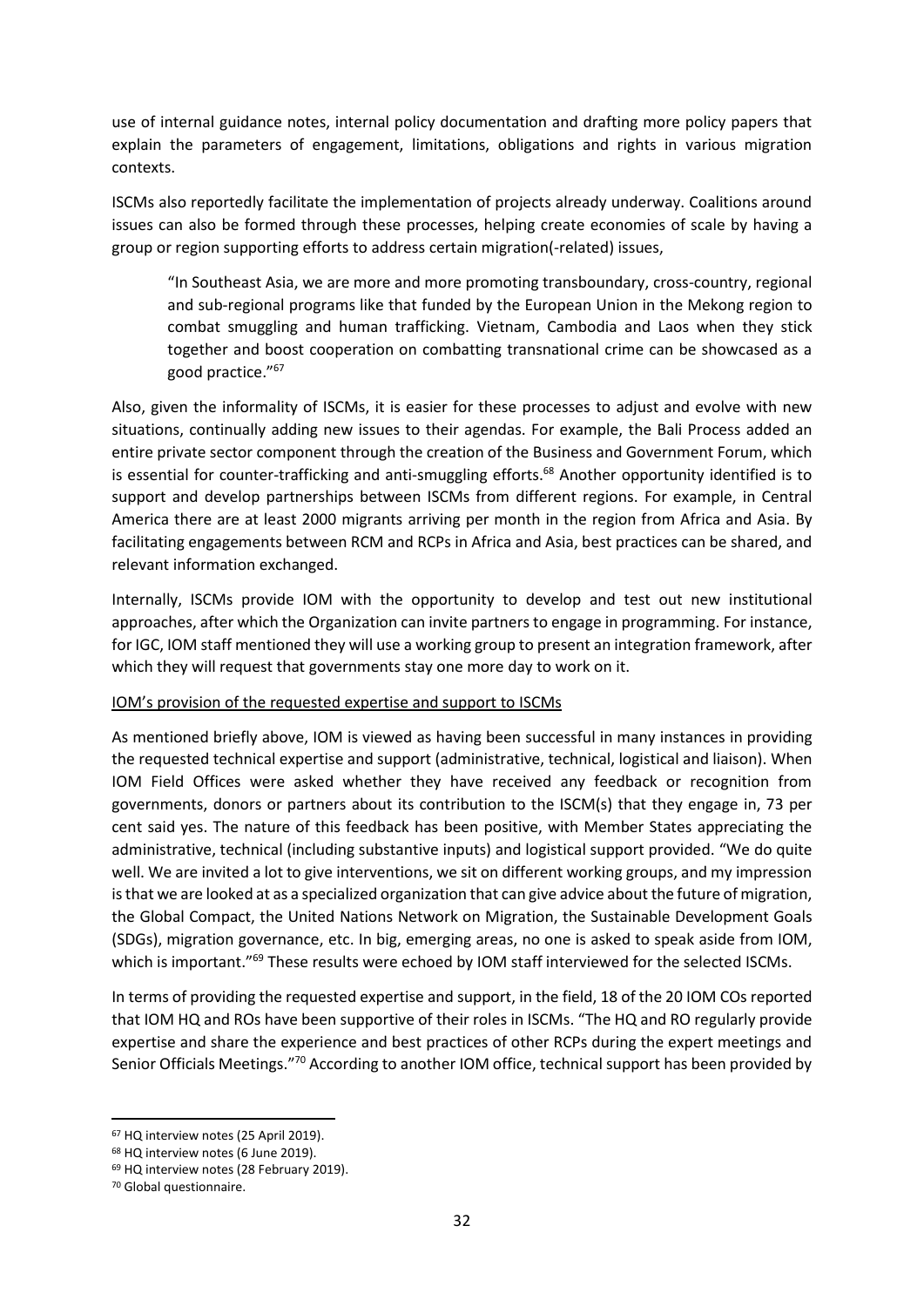use of internal guidance notes, internal policy documentation and drafting more policy papers that explain the parameters of engagement, limitations, obligations and rights in various migration contexts.

ISCMs also reportedly facilitate the implementation of projects already underway. Coalitions around issues can also be formed through these processes, helping create economies of scale by having a group or region supporting efforts to address certain migration(-related) issues,

> "In Southeast Asia, we are more and more promoting transboundary, cross-country, regional and sub-regional programs like that funded by the European Union in the Mekong region to combat smuggling and human trafficking. Vietnam, Cambodia and Laos when they stick together and boost cooperation on combatting transnational crime can be showcased as a good practice."[67]

Also, given the informality of ISCMs, it is easier for these processes to adjust and evolve with new situations, continually adding new issues to their agendas. For example, the Bali Process added an entire private sector component through the creation of the Business and Government Forum, which is essential for counter-trafficking and anti-smuggling efforts.[68] Another opportunity identified is to support and develop partnerships between ISCMs from different regions. For example, in Central America there are at least 2000 migrants arriving per month in the region from Africa and Asia. By facilitating engagements between RCM and RCPs in Africa and Asia, best practices can be shared, and relevant information exchanged.

Internally, ISCMs provide IOM with the opportunity to develop and test out new institutional approaches, after which the Organization can invite partners to engage in programming. For instance, for IGC, IOM staff mentioned they will use a working group to present an integration framework, after which they will request that governments stay one more day to work on it.

<u>IOM's provision of the requested expertise and support to ISCMs</u>

As mentioned briefly above, IOM is viewed as having been successful in many instances in providing the requested technical expertise and support (administrative, technical, logistical and liaison). When IOM Field Offices were asked whether they have received any feedback or recognition from governments, donors or partners about its contribution to the ISCM(s) that they engage in, 73 per cent said yes. The nature of this feedback has been positive, with Member States appreciating the administrative, technical (including substantive inputs) and logistical support provided. "We do quite well. We are invited a lot to give interventions, we sit on different working groups, and my impression is that we are looked at as a specialized organization that can give advice about the future of migration, the Global Compact, the United Nations Network on Migration, the Sustainable Development Goals (SDGs), migration governance, etc. In big, emerging areas, no one is asked to speak aside from IOM, which is important."[69] These results were echoed by IOM staff interviewed for the selected ISCMs.

In terms of providing the requested expertise and support, in the field, 18 of the 20 IOM COs reported that IOM HQ and ROs have been supportive of their roles in ISCMs. "The HQ and RO regularly provide expertise and share the experience and best practices of other RCPs during the expert meetings and Senior Officials Meetings."[70] According to another IOM office, technical support has been provided by

---

[67] HQ interview notes (25 April 2019).

[68] HQ interview notes (6 June 2019).

[69] HQ interview notes (28 February 2019).

[70] Global questionnaire.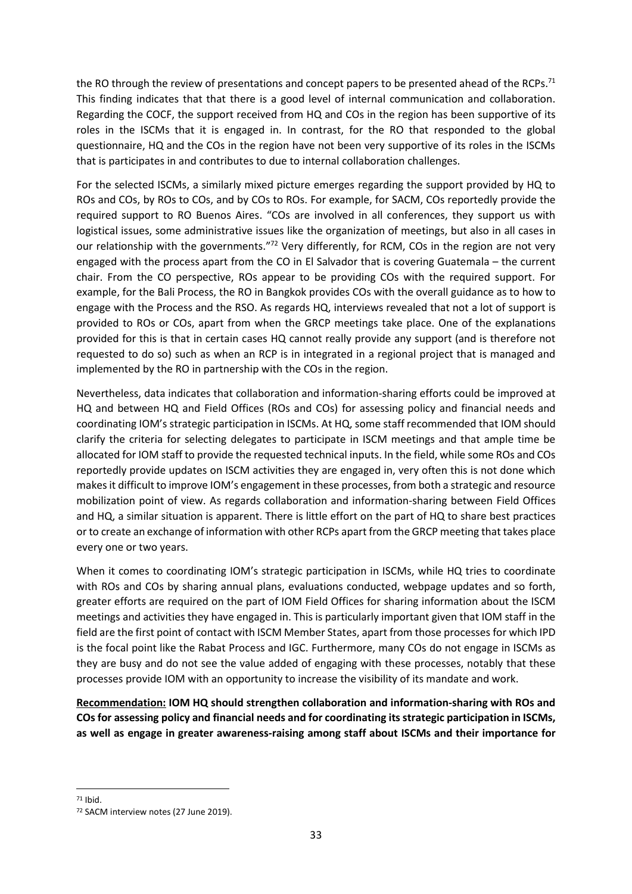the RO through the review of presentations and concept papers to be presented ahead of the RCPs.[71] This finding indicates that that there is a good level of internal communication and collaboration. Regarding the COCF, the support received from HQ and COs in the region has been supportive of its roles in the ISCMs that it is engaged in. In contrast, for the RO that responded to the global questionnaire, HQ and the COs in the region have not been very supportive of its roles in the ISCMs that is participates in and contributes to due to internal collaboration challenges.

For the selected ISCMs, a similarly mixed picture emerges regarding the support provided by HQ to ROs and COs, by ROs to COs, and by COs to ROs. For example, for SACM, COs reportedly provide the required support to RO Buenos Aires. "COs are involved in all conferences, they support us with logistical issues, some administrative issues like the organization of meetings, but also in all cases in our relationship with the governments."[72] Very differently, for RCM, COs in the region are not very engaged with the process apart from the CO in El Salvador that is covering Guatemala – the current chair. From the CO perspective, ROs appear to be providing COs with the required support. For example, for the Bali Process, the RO in Bangkok provides COs with the overall guidance as to how to engage with the Process and the RSO. As regards HQ, interviews revealed that not a lot of support is provided to ROs or COs, apart from when the GRCP meetings take place. One of the explanations provided for this is that in certain cases HQ cannot really provide any support (and is therefore not requested to do so) such as when an RCP is in integrated in a regional project that is managed and implemented by the RO in partnership with the COs in the region.

Nevertheless, data indicates that collaboration and information-sharing efforts could be improved at HQ and between HQ and Field Offices (ROs and COs) for assessing policy and financial needs and coordinating IOM's strategic participation in ISCMs. At HQ, some staff recommended that IOM should clarify the criteria for selecting delegates to participate in ISCM meetings and that ample time be allocated for IOM staff to provide the requested technical inputs. In the field, while some ROs and COs reportedly provide updates on ISCM activities they are engaged in, very often this is not done which makes it difficult to improve IOM's engagement in these processes, from both a strategic and resource mobilization point of view. As regards collaboration and information-sharing between Field Offices and HQ, a similar situation is apparent. There is little effort on the part of HQ to share best practices or to create an exchange of information with other RCPs apart from the GRCP meeting that takes place every one or two years.

When it comes to coordinating IOM's strategic participation in ISCMs, while HQ tries to coordinate with ROs and COs by sharing annual plans, evaluations conducted, webpage updates and so forth, greater efforts are required on the part of IOM Field Offices for sharing information about the ISCM meetings and activities they have engaged in. This is particularly important given that IOM staff in the field are the first point of contact with ISCM Member States, apart from those processes for which IPD is the focal point like the Rabat Process and IGC. Furthermore, many COs do not engage in ISCMs as they are busy and do not see the value added of engaging with these processes, notably that these processes provide IOM with an opportunity to increase the visibility of its mandate and work.

**<u>Recommendation:</u> IOM HQ should strengthen collaboration and information-sharing with ROs and COs for assessing policy and financial needs and for coordinating its strategic participation in ISCMs, as well as engage in greater awareness-raising among staff about ISCMs and their importance for**

[71] Ibid.

[72] SACM interview notes (27 June 2019).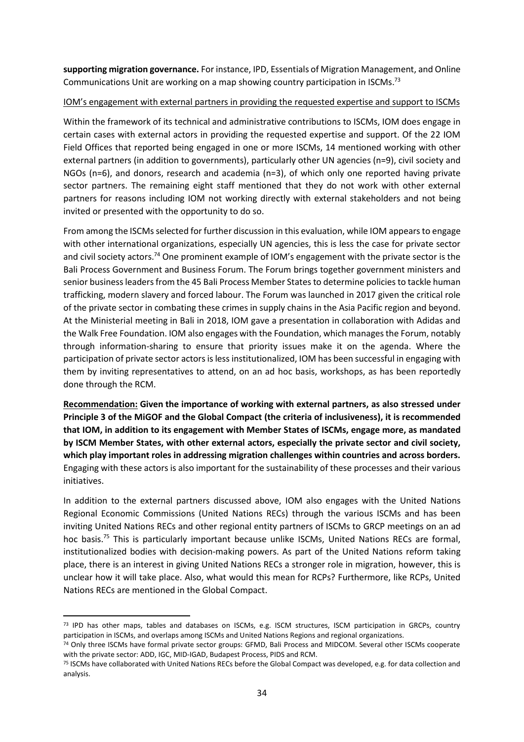**supporting migration governance.** For instance, IPD, Essentials of Migration Management, and Online Communications Unit are working on a map showing country participation in ISCMs.[73]

IOM's engagement with external partners in providing the requested expertise and support to ISCMs

Within the framework of its technical and administrative contributions to ISCMs, IOM does engage in certain cases with external actors in providing the requested expertise and support. Of the 22 IOM Field Offices that reported being engaged in one or more ISCMs, 14 mentioned working with other external partners (in addition to governments), particularly other UN agencies (n=9), civil society and NGOs (n=6), and donors, research and academia (n=3), of which only one reported having private sector partners. The remaining eight staff mentioned that they do not work with other external partners for reasons including IOM not working directly with external stakeholders and not being invited or presented with the opportunity to do so.

From among the ISCMs selected for further discussion in this evaluation, while IOM appears to engage with other international organizations, especially UN agencies, this is less the case for private sector and civil society actors.[74] One prominent example of IOM's engagement with the private sector is the Bali Process Government and Business Forum. The Forum brings together government ministers and senior business leaders from the 45 Bali Process Member States to determine policies to tackle human trafficking, modern slavery and forced labour. The Forum was launched in 2017 given the critical role of the private sector in combating these crimes in supply chains in the Asia Pacific region and beyond. At the Ministerial meeting in Bali in 2018, IOM gave a presentation in collaboration with Adidas and the Walk Free Foundation. IOM also engages with the Foundation, which manages the Forum, notably through information-sharing to ensure that priority issues make it on the agenda. Where the participation of private sector actors is less institutionalized, IOM has been successful in engaging with them by inviting representatives to attend, on an ad hoc basis, workshops, as has been reportedly done through the RCM.

**Recommendation: Given the importance of working with external partners, as also stressed under Principle 3 of the MiGOF and the Global Compact (the criteria of inclusiveness), it is recommended that IOM, in addition to its engagement with Member States of ISCMs, engage more, as mandated by ISCM Member States, with other external actors, especially the private sector and civil society, which play important roles in addressing migration challenges within countries and across borders.** Engaging with these actors is also important for the sustainability of these processes and their various initiatives.

In addition to the external partners discussed above, IOM also engages with the United Nations Regional Economic Commissions (United Nations RECs) through the various ISCMs and has been inviting United Nations RECs and other regional entity partners of ISCMs to GRCP meetings on an ad hoc basis.[75] This is particularly important because unlike ISCMs, United Nations RECs are formal, institutionalized bodies with decision-making powers. As part of the United Nations reform taking place, there is an interest in giving United Nations RECs a stronger role in migration, however, this is unclear how it will take place. Also, what would this mean for RCPs? Furthermore, like RCPs, United Nations RECs are mentioned in the Global Compact.

---

[73] IPD has other maps, tables and databases on ISCMs, e.g. ISCM structures, ISCM participation in GRCPs, country participation in ISCMs, and overlaps among ISCMs and United Nations Regions and regional organizations.

[74] Only three ISCMs have formal private sector groups: GFMD, Bali Process and MIDCOM. Several other ISCMs cooperate with the private sector: ADD, IGC, MID-IGAD, Budapest Process, PIDS and RCM.

[75] ISCMs have collaborated with United Nations RECs before the Global Compact was developed, e.g. for data collection and analysis.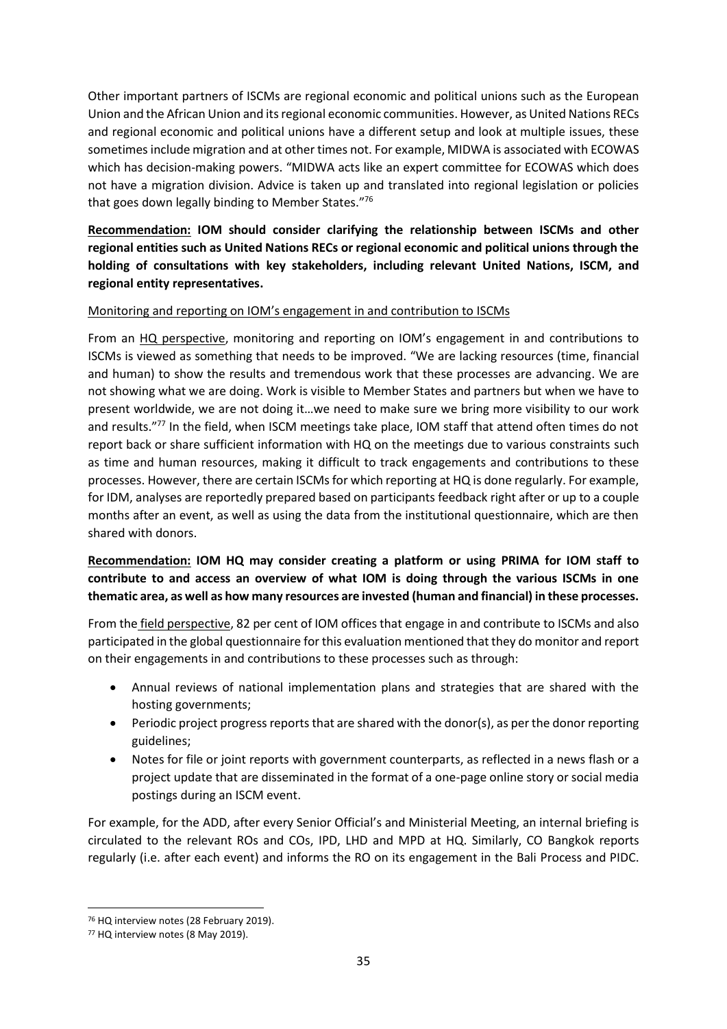Other important partners of ISCMs are regional economic and political unions such as the European Union and the African Union and its regional economic communities. However, as United Nations RECs and regional economic and political unions have a different setup and look at multiple issues, these sometimes include migration and at other times not. For example, MIDWA is associated with ECOWAS which has decision-making powers. "MIDWA acts like an expert committee for ECOWAS which does not have a migration division. Advice is taken up and translated into regional legislation or policies that goes down legally binding to Member States."[76]

**<u>Recommendation:</u> IOM should consider clarifying the relationship between ISCMs and other regional entities such as United Nations RECs or regional economic and political unions through the holding of consultations with key stakeholders, including relevant United Nations, ISCM, and regional entity representatives.**

<u>Monitoring and reporting on IOM's engagement in and contribution to ISCMs</u>

From an <u>HQ perspective</u>, monitoring and reporting on IOM's engagement in and contributions to ISCMs is viewed as something that needs to be improved. "We are lacking resources (time, financial and human) to show the results and tremendous work that these processes are advancing. We are not showing what we are doing. Work is visible to Member States and partners but when we have to present worldwide, we are not doing it…we need to make sure we bring more visibility to our work and results."[77] In the field, when ISCM meetings take place, IOM staff that attend often times do not report back or share sufficient information with HQ on the meetings due to various constraints such as time and human resources, making it difficult to track engagements and contributions to these processes. However, there are certain ISCMs for which reporting at HQ is done regularly. For example, for IDM, analyses are reportedly prepared based on participants feedback right after or up to a couple months after an event, as well as using the data from the institutional questionnaire, which are then shared with donors.

**<u>Recommendation:</u> IOM HQ may consider creating a platform or using PRIMA for IOM staff to contribute to and access an overview of what IOM is doing through the various ISCMs in one thematic area, as well as how many resources are invested (human and financial) in these processes.**

From the <u>field perspective</u>, 82 per cent of IOM offices that engage in and contribute to ISCMs and also participated in the global questionnaire for this evaluation mentioned that they do monitor and report on their engagements in and contributions to these processes such as through:

- Annual reviews of national implementation plans and strategies that are shared with the hosting governments;
- Periodic project progress reports that are shared with the donor(s), as per the donor reporting guidelines;
- Notes for file or joint reports with government counterparts, as reflected in a news flash or a project update that are disseminated in the format of a one-page online story or social media postings during an ISCM event.

For example, for the ADD, after every Senior Official's and Ministerial Meeting, an internal briefing is circulated to the relevant ROs and COs, IPD, LHD and MPD at HQ. Similarly, CO Bangkok reports regularly (i.e. after each event) and informs the RO on its engagement in the Bali Process and PIDC.

[76] HQ interview notes (28 February 2019).
[77] HQ interview notes (8 May 2019).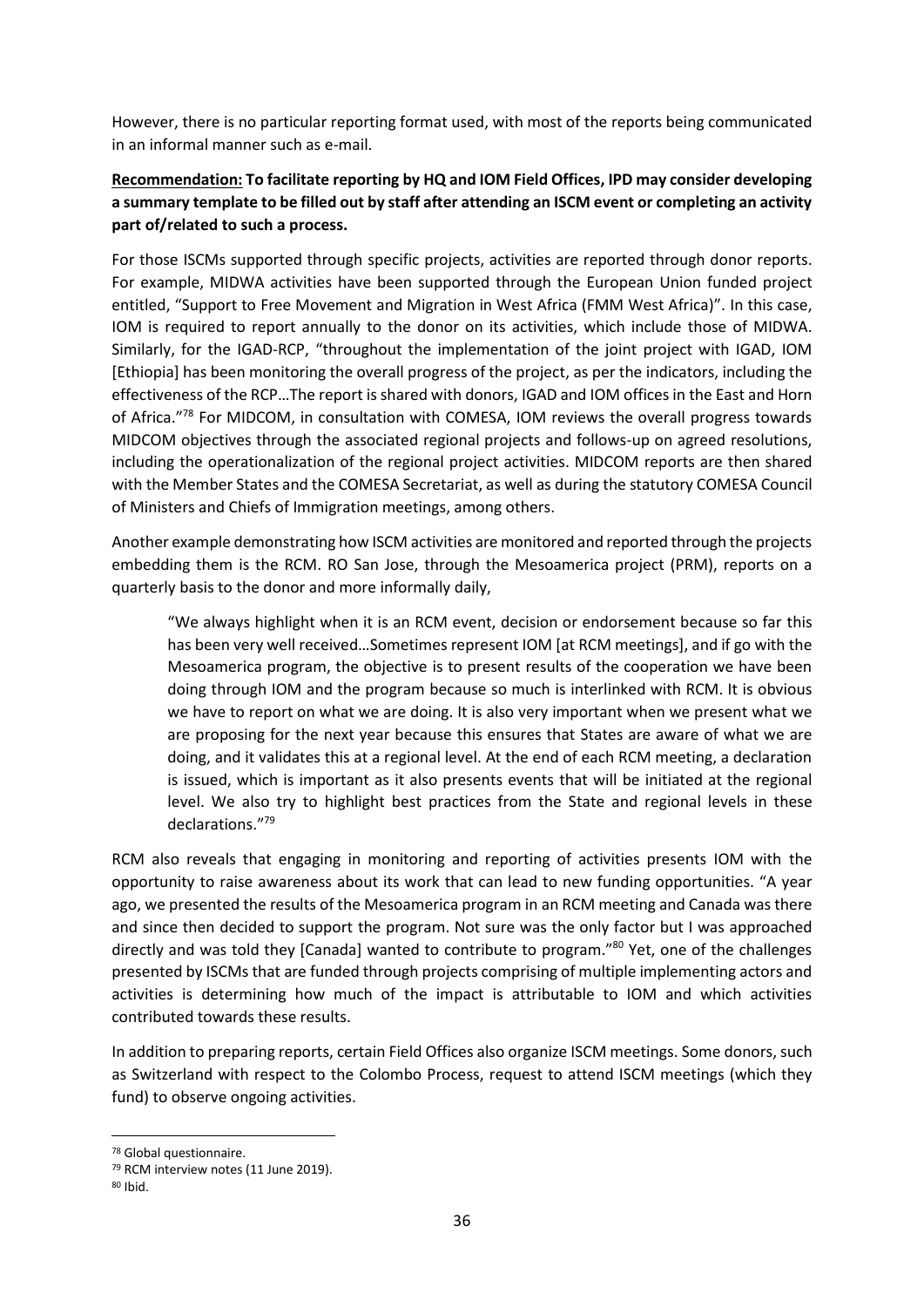However, there is no particular reporting format used, with most of the reports being communicated in an informal manner such as e-mail.

**<u>Recommendation:</u> To facilitate reporting by HQ and IOM Field Offices, IPD may consider developing a summary template to be filled out by staff after attending an ISCM event or completing an activity part of/related to such a process.**

For those ISCMs supported through specific projects, activities are reported through donor reports. For example, MIDWA activities have been supported through the European Union funded project entitled, "Support to Free Movement and Migration in West Africa (FMM West Africa)". In this case, IOM is required to report annually to the donor on its activities, which include those of MIDWA. Similarly, for the IGAD-RCP, "throughout the implementation of the joint project with IGAD, IOM [Ethiopia] has been monitoring the overall progress of the project, as per the indicators, including the effectiveness of the RCP…The report is shared with donors, IGAD and IOM offices in the East and Horn of Africa."[78] For MIDCOM, in consultation with COMESA, IOM reviews the overall progress towards MIDCOM objectives through the associated regional projects and follows-up on agreed resolutions, including the operationalization of the regional project activities. MIDCOM reports are then shared with the Member States and the COMESA Secretariat, as well as during the statutory COMESA Council of Ministers and Chiefs of Immigration meetings, among others.

Another example demonstrating how ISCM activities are monitored and reported through the projects embedding them is the RCM. RO San Jose, through the Mesoamerica project (PRM), reports on a quarterly basis to the donor and more informally daily,

> "We always highlight when it is an RCM event, decision or endorsement because so far this has been very well received…Sometimes represent IOM [at RCM meetings], and if go with the Mesoamerica program, the objective is to present results of the cooperation we have been doing through IOM and the program because so much is interlinked with RCM. It is obvious we have to report on what we are doing. It is also very important when we present what we are proposing for the next year because this ensures that States are aware of what we are doing, and it validates this at a regional level. At the end of each RCM meeting, a declaration is issued, which is important as it also presents events that will be initiated at the regional level. We also try to highlight best practices from the State and regional levels in these declarations."[79]

RCM also reveals that engaging in monitoring and reporting of activities presents IOM with the opportunity to raise awareness about its work that can lead to new funding opportunities. "A year ago, we presented the results of the Mesoamerica program in an RCM meeting and Canada was there and since then decided to support the program. Not sure was the only factor but I was approached directly and was told they [Canada] wanted to contribute to program."[80] Yet, one of the challenges presented by ISCMs that are funded through projects comprising of multiple implementing actors and activities is determining how much of the impact is attributable to IOM and which activities contributed towards these results.

In addition to preparing reports, certain Field Offices also organize ISCM meetings. Some donors, such as Switzerland with respect to the Colombo Process, request to attend ISCM meetings (which they fund) to observe ongoing activities.

---

[78] Global questionnaire.

[79] RCM interview notes (11 June 2019).

[80] Ibid.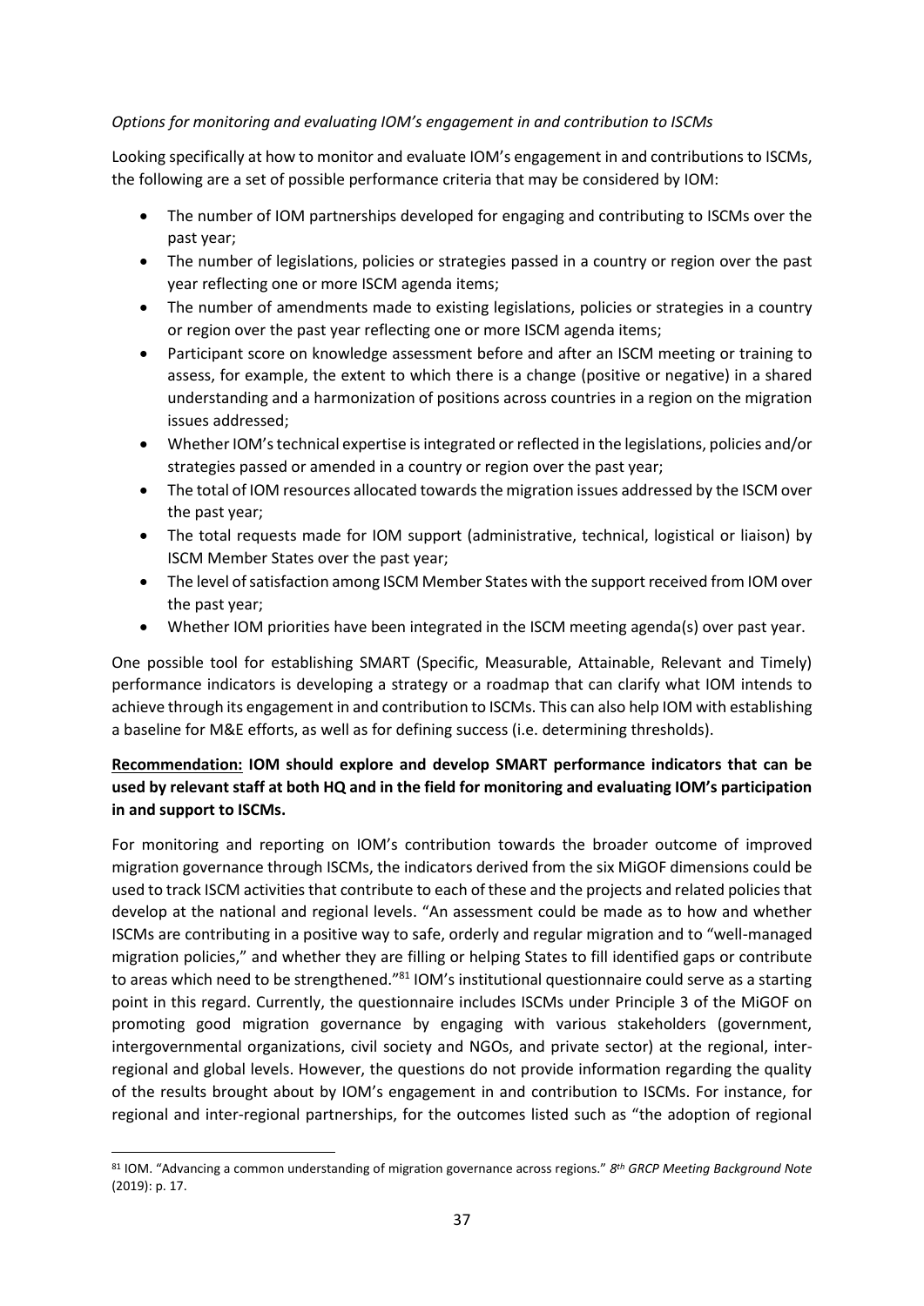*Options for monitoring and evaluating IOM's engagement in and contribution to ISCMs*

Looking specifically at how to monitor and evaluate IOM's engagement in and contributions to ISCMs, the following are a set of possible performance criteria that may be considered by IOM:

- The number of IOM partnerships developed for engaging and contributing to ISCMs over the past year;
- The number of legislations, policies or strategies passed in a country or region over the past year reflecting one or more ISCM agenda items;
- The number of amendments made to existing legislations, policies or strategies in a country or region over the past year reflecting one or more ISCM agenda items;
- Participant score on knowledge assessment before and after an ISCM meeting or training to assess, for example, the extent to which there is a change (positive or negative) in a shared understanding and a harmonization of positions across countries in a region on the migration issues addressed;
- Whether IOM's technical expertise is integrated or reflected in the legislations, policies and/or strategies passed or amended in a country or region over the past year;
- The total of IOM resources allocated towards the migration issues addressed by the ISCM over the past year;
- The total requests made for IOM support (administrative, technical, logistical or liaison) by ISCM Member States over the past year;
- The level of satisfaction among ISCM Member States with the support received from IOM over the past year;
- Whether IOM priorities have been integrated in the ISCM meeting agenda(s) over past year.

One possible tool for establishing SMART (Specific, Measurable, Attainable, Relevant and Timely) performance indicators is developing a strategy or a roadmap that can clarify what IOM intends to achieve through its engagement in and contribution to ISCMs. This can also help IOM with establishing a baseline for M&E efforts, as well as for defining success (i.e. determining thresholds).

**<u>Recommendation:</u> IOM should explore and develop SMART performance indicators that can be used by relevant staff at both HQ and in the field for monitoring and evaluating IOM's participation in and support to ISCMs.**

For monitoring and reporting on IOM's contribution towards the broader outcome of improved migration governance through ISCMs, the indicators derived from the six MiGOF dimensions could be used to track ISCM activities that contribute to each of these and the projects and related policies that develop at the national and regional levels. "An assessment could be made as to how and whether ISCMs are contributing in a positive way to safe, orderly and regular migration and to "well-managed migration policies," and whether they are filling or helping States to fill identified gaps or contribute to areas which need to be strengthened."[81] IOM's institutional questionnaire could serve as a starting point in this regard. Currently, the questionnaire includes ISCMs under Principle 3 of the MiGOF on promoting good migration governance by engaging with various stakeholders (government, intergovernmental organizations, civil society and NGOs, and private sector) at the regional, inter-regional and global levels. However, the questions do not provide information regarding the quality of the results brought about by IOM's engagement in and contribution to ISCMs. For instance, for regional and inter-regional partnerships, for the outcomes listed such as "the adoption of regional

[81] IOM. "Advancing a common understanding of migration governance across regions." *8th GRCP Meeting Background Note* (2019): p. 17.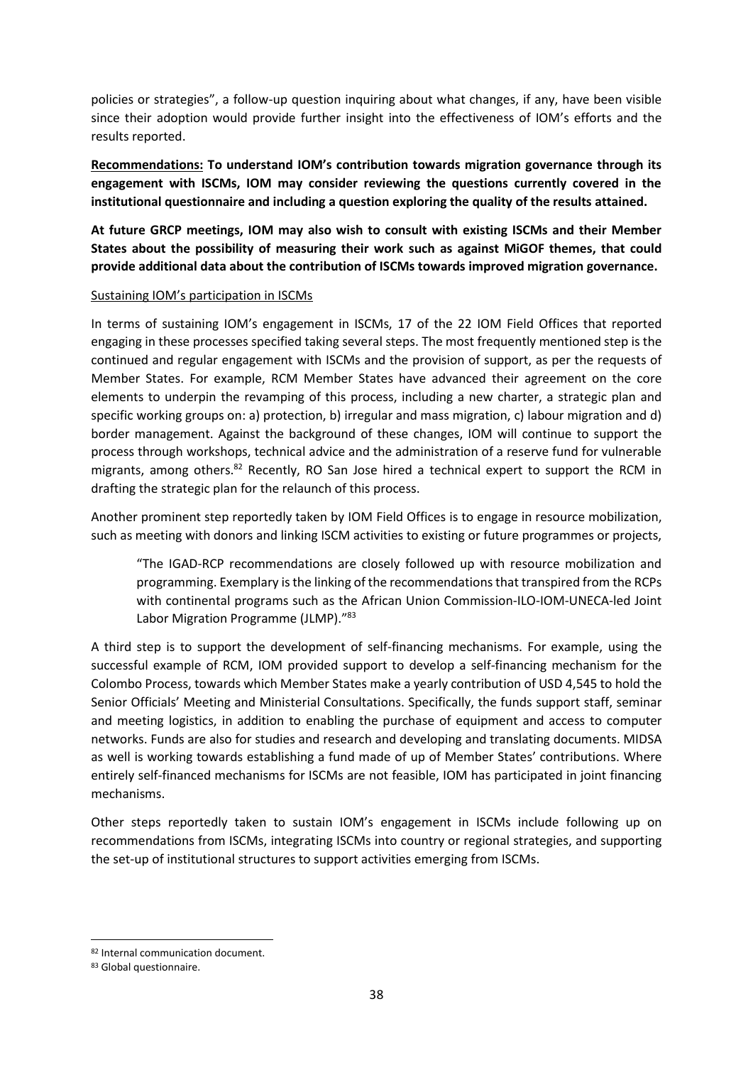policies or strategies", a follow-up question inquiring about what changes, if any, have been visible since their adoption would provide further insight into the effectiveness of IOM's efforts and the results reported.

**<u>Recommendations:</u> To understand IOM's contribution towards migration governance through its engagement with ISCMs, IOM may consider reviewing the questions currently covered in the institutional questionnaire and including a question exploring the quality of the results attained.**

**At future GRCP meetings, IOM may also wish to consult with existing ISCMs and their Member States about the possibility of measuring their work such as against MiGOF themes, that could provide additional data about the contribution of ISCMs towards improved migration governance.**

<u>Sustaining IOM's participation in ISCMs</u>

In terms of sustaining IOM's engagement in ISCMs, 17 of the 22 IOM Field Offices that reported engaging in these processes specified taking several steps. The most frequently mentioned step is the continued and regular engagement with ISCMs and the provision of support, as per the requests of Member States. For example, RCM Member States have advanced their agreement on the core elements to underpin the revamping of this process, including a new charter, a strategic plan and specific working groups on: a) protection, b) irregular and mass migration, c) labour migration and d) border management. Against the background of these changes, IOM will continue to support the process through workshops, technical advice and the administration of a reserve fund for vulnerable migrants, among others.[82] Recently, RO San Jose hired a technical expert to support the RCM in drafting the strategic plan for the relaunch of this process.

Another prominent step reportedly taken by IOM Field Offices is to engage in resource mobilization, such as meeting with donors and linking ISCM activities to existing or future programmes or projects,

> "The IGAD-RCP recommendations are closely followed up with resource mobilization and programming. Exemplary is the linking of the recommendations that transpired from the RCPs with continental programs such as the African Union Commission-ILO-IOM-UNECA-led Joint Labor Migration Programme (JLMP)."[83]

A third step is to support the development of self-financing mechanisms. For example, using the successful example of RCM, IOM provided support to develop a self-financing mechanism for the Colombo Process, towards which Member States make a yearly contribution of USD 4,545 to hold the Senior Officials' Meeting and Ministerial Consultations. Specifically, the funds support staff, seminar and meeting logistics, in addition to enabling the purchase of equipment and access to computer networks. Funds are also for studies and research and developing and translating documents. MIDSA as well is working towards establishing a fund made of up of Member States' contributions. Where entirely self-financed mechanisms for ISCMs are not feasible, IOM has participated in joint financing mechanisms.

Other steps reportedly taken to sustain IOM's engagement in ISCMs include following up on recommendations from ISCMs, integrating ISCMs into country or regional strategies, and supporting the set-up of institutional structures to support activities emerging from ISCMs.

---

[82] Internal communication document.

[83] Global questionnaire.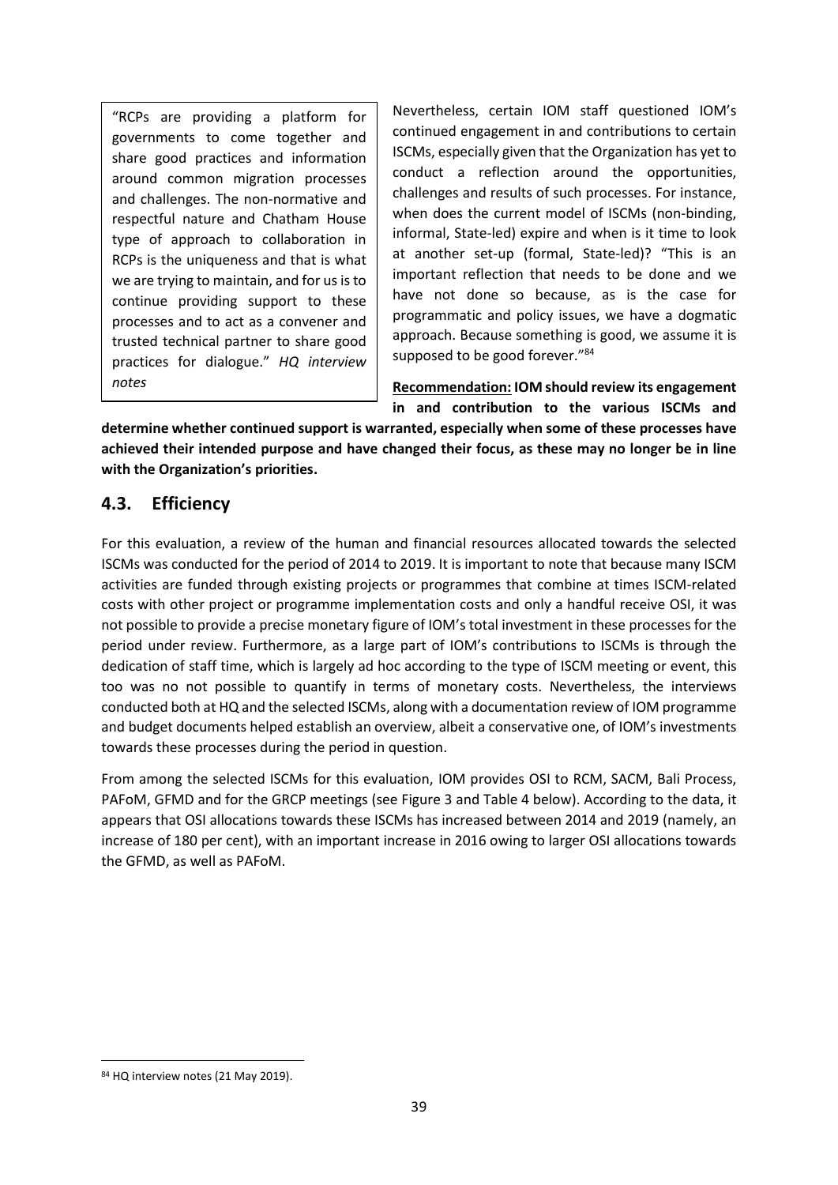> "RCPs are providing a platform for governments to come together and share good practices and information around common migration processes and challenges. The non-normative and respectful nature and Chatham House type of approach to collaboration in RCPs is the uniqueness and that is what we are trying to maintain, and for us is to continue providing support to these processes and to act as a convener and trusted technical partner to share good practices for dialogue." *HQ interview notes*

Nevertheless, certain IOM staff questioned IOM's continued engagement in and contributions to certain ISCMs, especially given that the Organization has yet to conduct a reflection around the opportunities, challenges and results of such processes. For instance, when does the current model of ISCMs (non-binding, informal, State-led) expire and when is it time to look at another set-up (formal, State-led)? "This is an important reflection that needs to be done and we have not done so because, as is the case for programmatic and policy issues, we have a dogmatic approach. Because something is good, we assume it is supposed to be good forever."[84]

**<u>Recommendation:</u> IOM should review its engagement in and contribution to the various ISCMs and determine whether continued support is warranted, especially when some of these processes have achieved their intended purpose and have changed their focus, as these may no longer be in line with the Organization's priorities.**

## 4.3. Efficiency

For this evaluation, a review of the human and financial resources allocated towards the selected ISCMs was conducted for the period of 2014 to 2019. It is important to note that because many ISCM activities are funded through existing projects or programmes that combine at times ISCM-related costs with other project or programme implementation costs and only a handful receive OSI, it was not possible to provide a precise monetary figure of IOM's total investment in these processes for the period under review. Furthermore, as a large part of IOM's contributions to ISCMs is through the dedication of staff time, which is largely ad hoc according to the type of ISCM meeting or event, this too was no not possible to quantify in terms of monetary costs. Nevertheless, the interviews conducted both at HQ and the selected ISCMs, along with a documentation review of IOM programme and budget documents helped establish an overview, albeit a conservative one, of IOM's investments towards these processes during the period in question.

From among the selected ISCMs for this evaluation, IOM provides OSI to RCM, SACM, Bali Process, PAFoM, GFMD and for the GRCP meetings (see Figure 3 and Table 4 below). According to the data, it appears that OSI allocations towards these ISCMs has increased between 2014 and 2019 (namely, an increase of 180 per cent), with an important increase in 2016 owing to larger OSI allocations towards the GFMD, as well as PAFoM.

[84] HQ interview notes (21 May 2019).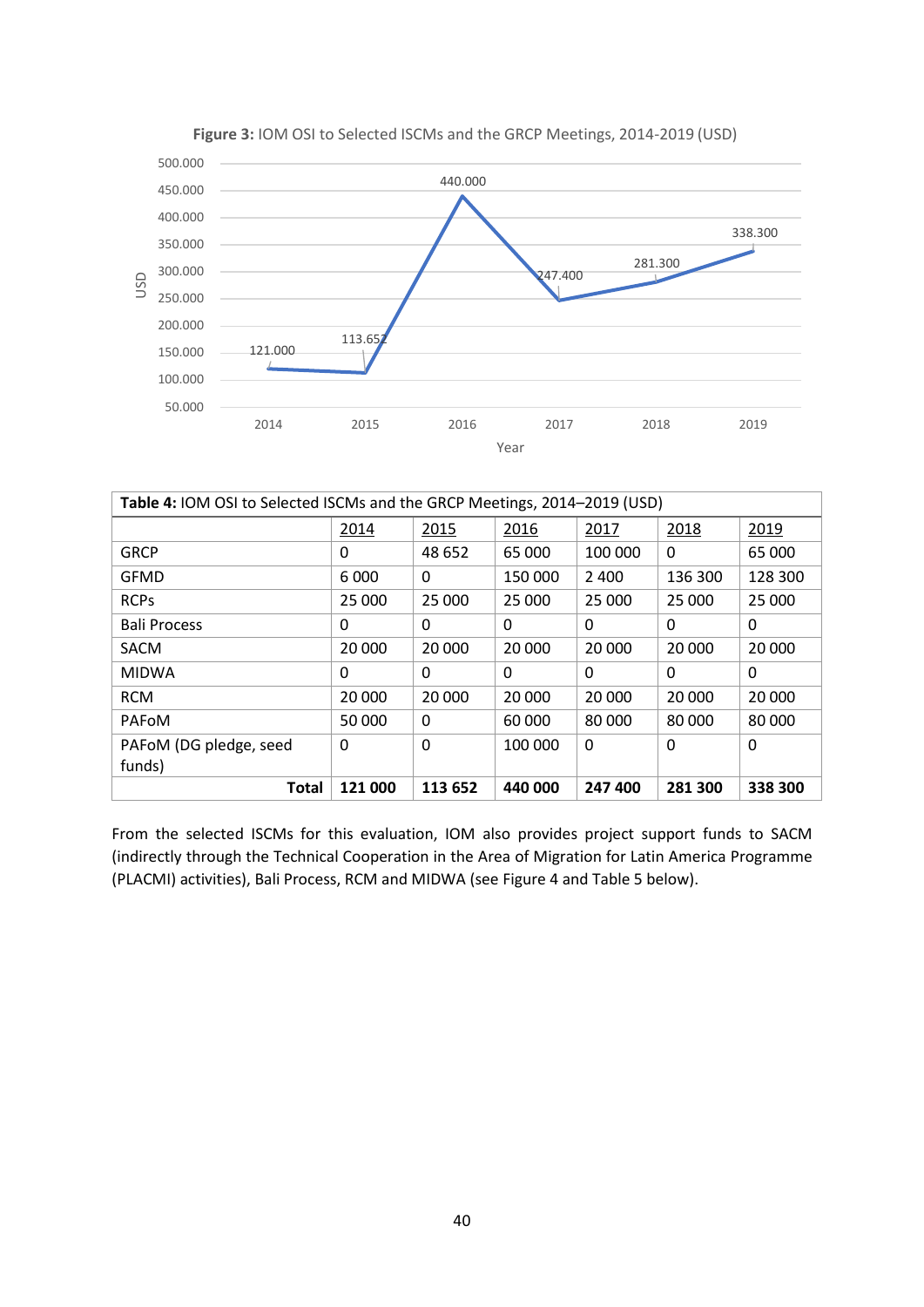**Figure 3:** IOM OSI to Selected ISCMs and the GRCP Meetings, 2014-2019 (USD)

USD

500.000
450.000
400.000
350.000
300.000
250.000
200.000
150.000
100.000
50.000

121.000
113.652
440.000
247.400
281.300
338.300

2014 2015 2016 2017 2018 2019

Year

**Table 4:** IOM OSI to Selected ISCMs and the GRCP Meetings, 2014–2019 (USD)

| | 2014 | 2015 | 2016 | 2017 | 2018 | 2019 |
|---|---|---|---|---|---|---|
| GRCP | 0 | 48 652 | 65 000 | 100 000 | 0 | 65 000 |
| GFMD | 6 000 | 0 | 150 000 | 2 400 | 136 300 | 128 300 |
| RCPs | 25 000 | 25 000 | 25 000 | 25 000 | 25 000 | 25 000 |
| Bali Process | 0 | 0 | 0 | 0 | 0 | 0 |
| SACM | 20 000 | 20 000 | 20 000 | 20 000 | 20 000 | 20 000 |
| MIDWA | 0 | 0 | 0 | 0 | 0 | 0 |
| RCM | 20 000 | 20 000 | 20 000 | 20 000 | 20 000 | 20 000 |
| PAFoM | 50 000 | 0 | 60 000 | 80 000 | 80 000 | 80 000 |
| PAFoM (DG pledge, seed funds) | 0 | 0 | 100 000 | 0 | 0 | 0 |
| **Total** | **121 000** | **113 652** | **440 000** | **247 400** | **281 300** | **338 300** |

From the selected ISCMs for this evaluation, IOM also provides project support funds to SACM (indirectly through the Technical Cooperation in the Area of Migration for Latin America Programme (PLACMI) activities), Bali Process, RCM and MIDWA (see Figure 4 and Table 5 below).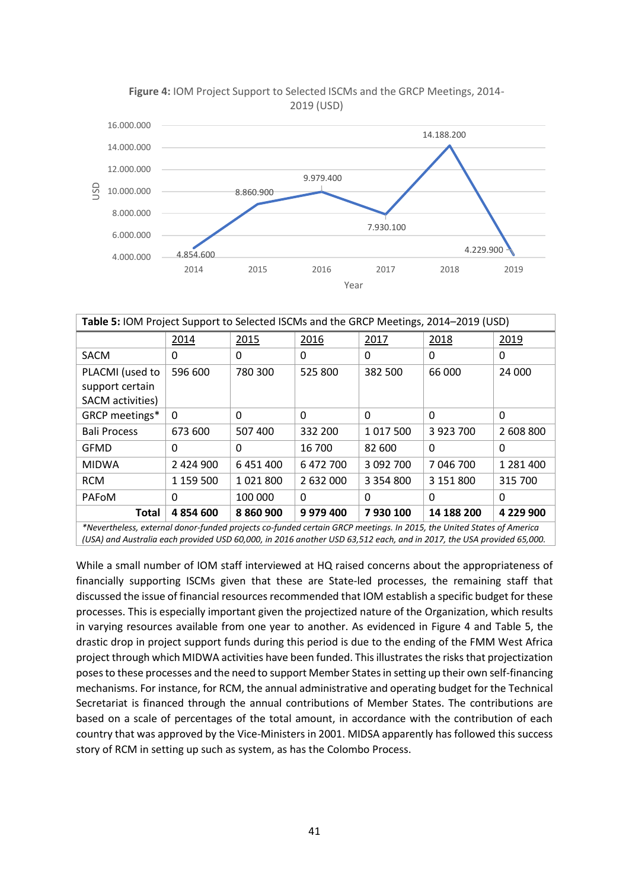**Figure 4:** IOM Project Support to Selected ISCMs and the GRCP Meetings, 2014-2019 (USD)

USD

16.000.000
14.000.000
12.000.000
10.000.000
8.000.000
6.000.000
4.000.000

4.854.600
8.860.900
9.979.400
7.930.100
14.188.200
4.229.900

2014 2015 2016 2017 2018 2019

Year

| **Table 5:** IOM Project Support to Selected ISCMs and the GRCP Meetings, 2014–2019 (USD) | | | | | | |
|---|---|---|---|---|---|---|
| | 2014 | 2015 | 2016 | 2017 | 2018 | 2019 |
| SACM | 0 | 0 | 0 | 0 | 0 | 0 |
| PLACMI (used to support certain SACM activities) | 596 600 | 780 300 | 525 800 | 382 500 | 66 000 | 24 000 |
| GRCP meetings* | 0 | 0 | 0 | 0 | 0 | 0 |
| Bali Process | 673 600 | 507 400 | 332 200 | 1 017 500 | 3 923 700 | 2 608 800 |
| GFMD | 0 | 0 | 16 700 | 82 600 | 0 | 0 |
| MIDWA | 2 424 900 | 6 451 400 | 6 472 700 | 3 092 700 | 7 046 700 | 1 281 400 |
| RCM | 1 159 500 | 1 021 800 | 2 632 000 | 3 354 800 | 3 151 800 | 315 700 |
| PAFoM | 0 | 100 000 | 0 | 0 | 0 | 0 |
| **Total** | **4 854 600** | **8 860 900** | **9 979 400** | **7 930 100** | **14 188 200** | **4 229 900** |

*\*Nevertheless, external donor-funded projects co-funded certain GRCP meetings. In 2015, the United States of America (USA) and Australia each provided USD 60,000, in 2016 another USD 63,512 each, and in 2017, the USA provided 65,000.*

While a small number of IOM staff interviewed at HQ raised concerns about the appropriateness of financially supporting ISCMs given that these are State-led processes, the remaining staff that discussed the issue of financial resources recommended that IOM establish a specific budget for these processes. This is especially important given the projectized nature of the Organization, which results in varying resources available from one year to another. As evidenced in Figure 4 and Table 5, the drastic drop in project support funds during this period is due to the ending of the FMM West Africa project through which MIDWA activities have been funded. This illustrates the risks that projectization poses to these processes and the need to support Member States in setting up their own self-financing mechanisms. For instance, for RCM, the annual administrative and operating budget for the Technical Secretariat is financed through the annual contributions of Member States. The contributions are based on a scale of percentages of the total amount, in accordance with the contribution of each country that was approved by the Vice-Ministers in 2001. MIDSA apparently has followed this success story of RCM in setting up such as system, as has the Colombo Process.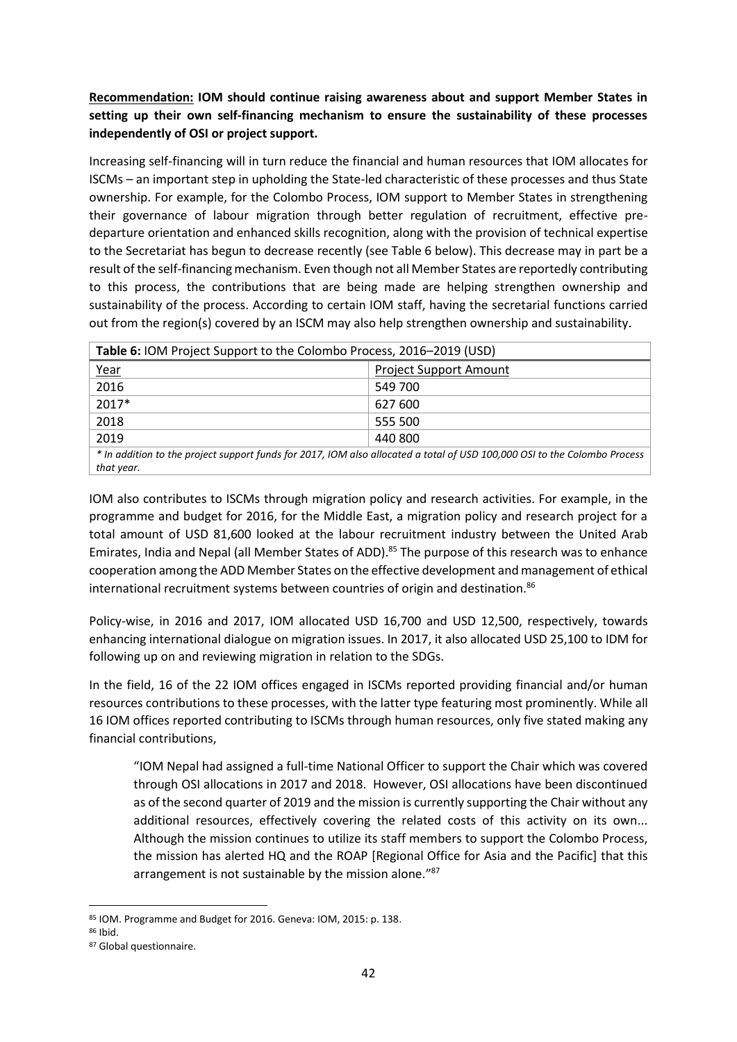**<u>Recommendation:</u> IOM should continue raising awareness about and support Member States in setting up their own self-financing mechanism to ensure the sustainability of these processes independently of OSI or project support.**

Increasing self-financing will in turn reduce the financial and human resources that IOM allocates for ISCMs – an important step in upholding the State-led characteristic of these processes and thus State ownership. For example, for the Colombo Process, IOM support to Member States in strengthening their governance of labour migration through better regulation of recruitment, effective pre-departure orientation and enhanced skills recognition, along with the provision of technical expertise to the Secretariat has begun to decrease recently (see Table 6 below). This decrease may in part be a result of the self-financing mechanism. Even though not all Member States are reportedly contributing to this process, the contributions that are being made are helping strengthen ownership and sustainability of the process. According to certain IOM staff, having the secretarial functions carried out from the region(s) covered by an ISCM may also help strengthen ownership and sustainability.

**Table 6:** IOM Project Support to the Colombo Process, 2016–2019 (USD)

| Year | Project Support Amount |
|---|---|
| 2016 | 549 700 |
| 2017* | 627 600 |
| 2018 | 555 500 |
| 2019 | 440 800 |

*\* In addition to the project support funds for 2017, IOM also allocated a total of USD 100,000 OSI to the Colombo Process that year.*

IOM also contributes to ISCMs through migration policy and research activities. For example, in the programme and budget for 2016, for the Middle East, a migration policy and research project for a total amount of USD 81,600 looked at the labour recruitment industry between the United Arab Emirates, India and Nepal (all Member States of ADD).[85] The purpose of this research was to enhance cooperation among the ADD Member States on the effective development and management of ethical international recruitment systems between countries of origin and destination.[86]

Policy-wise, in 2016 and 2017, IOM allocated USD 16,700 and USD 12,500, respectively, towards enhancing international dialogue on migration issues. In 2017, it also allocated USD 25,100 to IDM for following up on and reviewing migration in relation to the SDGs.

In the field, 16 of the 22 IOM offices engaged in ISCMs reported providing financial and/or human resources contributions to these processes, with the latter type featuring most prominently. While all 16 IOM offices reported contributing to ISCMs through human resources, only five stated making any financial contributions,

> "IOM Nepal had assigned a full-time National Officer to support the Chair which was covered through OSI allocations in 2017 and 2018. However, OSI allocations have been discontinued as of the second quarter of 2019 and the mission is currently supporting the Chair without any additional resources, effectively covering the related costs of this activity on its own... Although the mission continues to utilize its staff members to support the Colombo Process, the mission has alerted HQ and the ROAP [Regional Office for Asia and the Pacific] that this arrangement is not sustainable by the mission alone."[87]

---

[85] IOM. Programme and Budget for 2016. Geneva: IOM, 2015: p. 138.

[86] Ibid.

[87] Global questionnaire.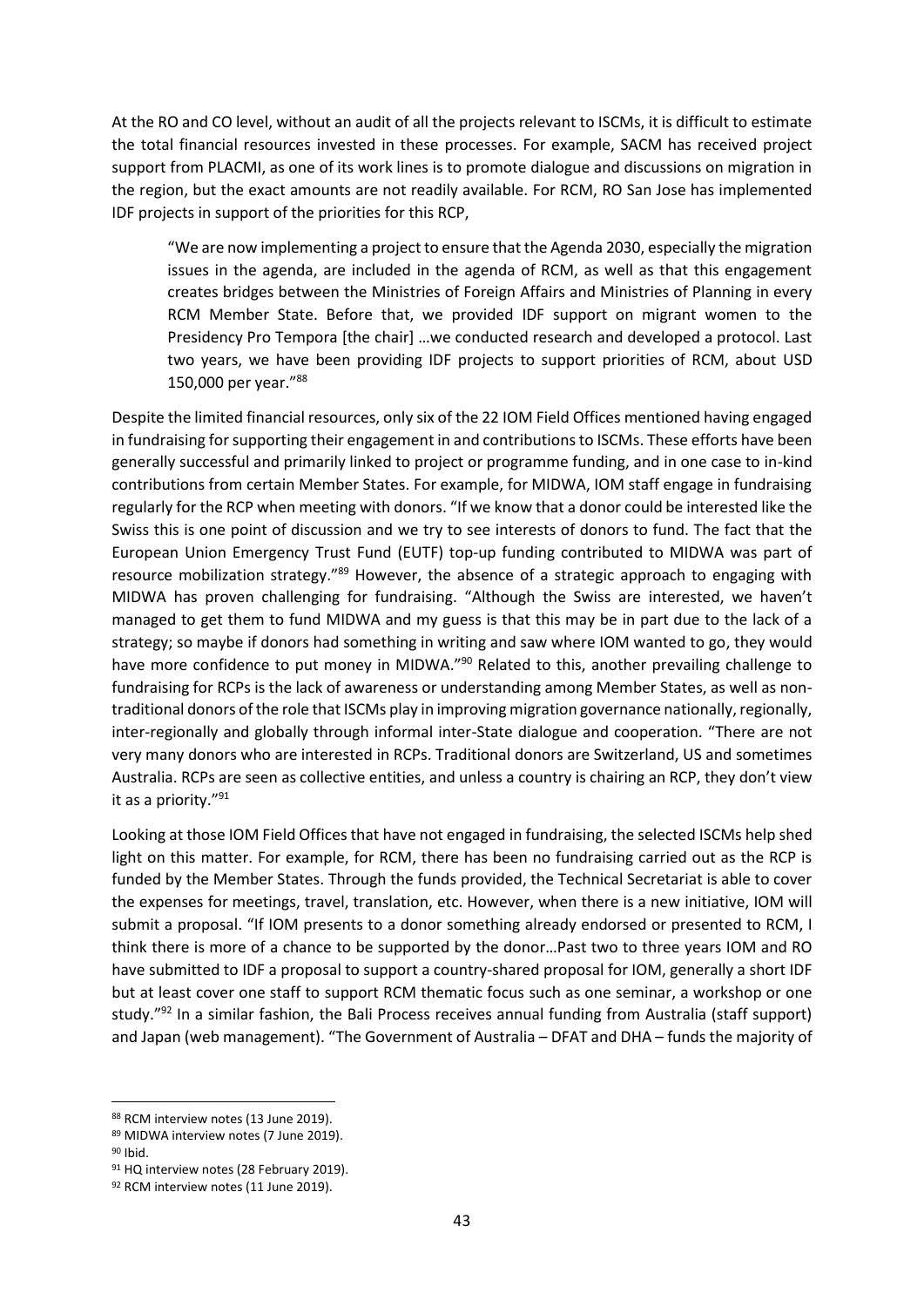At the RO and CO level, without an audit of all the projects relevant to ISCMs, it is difficult to estimate the total financial resources invested in these processes. For example, SACM has received project support from PLACMI, as one of its work lines is to promote dialogue and discussions on migration in the region, but the exact amounts are not readily available. For RCM, RO San Jose has implemented IDF projects in support of the priorities for this RCP,

> "We are now implementing a project to ensure that the Agenda 2030, especially the migration issues in the agenda, are included in the agenda of RCM, as well as that this engagement creates bridges between the Ministries of Foreign Affairs and Ministries of Planning in every RCM Member State. Before that, we provided IDF support on migrant women to the Presidency Pro Tempora [the chair] …we conducted research and developed a protocol. Last two years, we have been providing IDF projects to support priorities of RCM, about USD 150,000 per year."[88]

Despite the limited financial resources, only six of the 22 IOM Field Offices mentioned having engaged in fundraising for supporting their engagement in and contributions to ISCMs. These efforts have been generally successful and primarily linked to project or programme funding, and in one case to in-kind contributions from certain Member States. For example, for MIDWA, IOM staff engage in fundraising regularly for the RCP when meeting with donors. "If we know that a donor could be interested like the Swiss this is one point of discussion and we try to see interests of donors to fund. The fact that the European Union Emergency Trust Fund (EUTF) top-up funding contributed to MIDWA was part of resource mobilization strategy."[89] However, the absence of a strategic approach to engaging with MIDWA has proven challenging for fundraising. "Although the Swiss are interested, we haven't managed to get them to fund MIDWA and my guess is that this may be in part due to the lack of a strategy; so maybe if donors had something in writing and saw where IOM wanted to go, they would have more confidence to put money in MIDWA."[90] Related to this, another prevailing challenge to fundraising for RCPs is the lack of awareness or understanding among Member States, as well as non-traditional donors of the role that ISCMs play in improving migration governance nationally, regionally, inter-regionally and globally through informal inter-State dialogue and cooperation. "There are not very many donors who are interested in RCPs. Traditional donors are Switzerland, US and sometimes Australia. RCPs are seen as collective entities, and unless a country is chairing an RCP, they don't view it as a priority."[91]

Looking at those IOM Field Offices that have not engaged in fundraising, the selected ISCMs help shed light on this matter. For example, for RCM, there has been no fundraising carried out as the RCP is funded by the Member States. Through the funds provided, the Technical Secretariat is able to cover the expenses for meetings, travel, translation, etc. However, when there is a new initiative, IOM will submit a proposal. "If IOM presents to a donor something already endorsed or presented to RCM, I think there is more of a chance to be supported by the donor…Past two to three years IOM and RO have submitted to IDF a proposal to support a country-shared proposal for IOM, generally a short IDF but at least cover one staff to support RCM thematic focus such as one seminar, a workshop or one study."[92] In a similar fashion, the Bali Process receives annual funding from Australia (staff support) and Japan (web management). "The Government of Australia – DFAT and DHA – funds the majority of

---

[88] RCM interview notes (13 June 2019).

[89] MIDWA interview notes (7 June 2019).

[90] Ibid.

[91] HQ interview notes (28 February 2019).

[92] RCM interview notes (11 June 2019).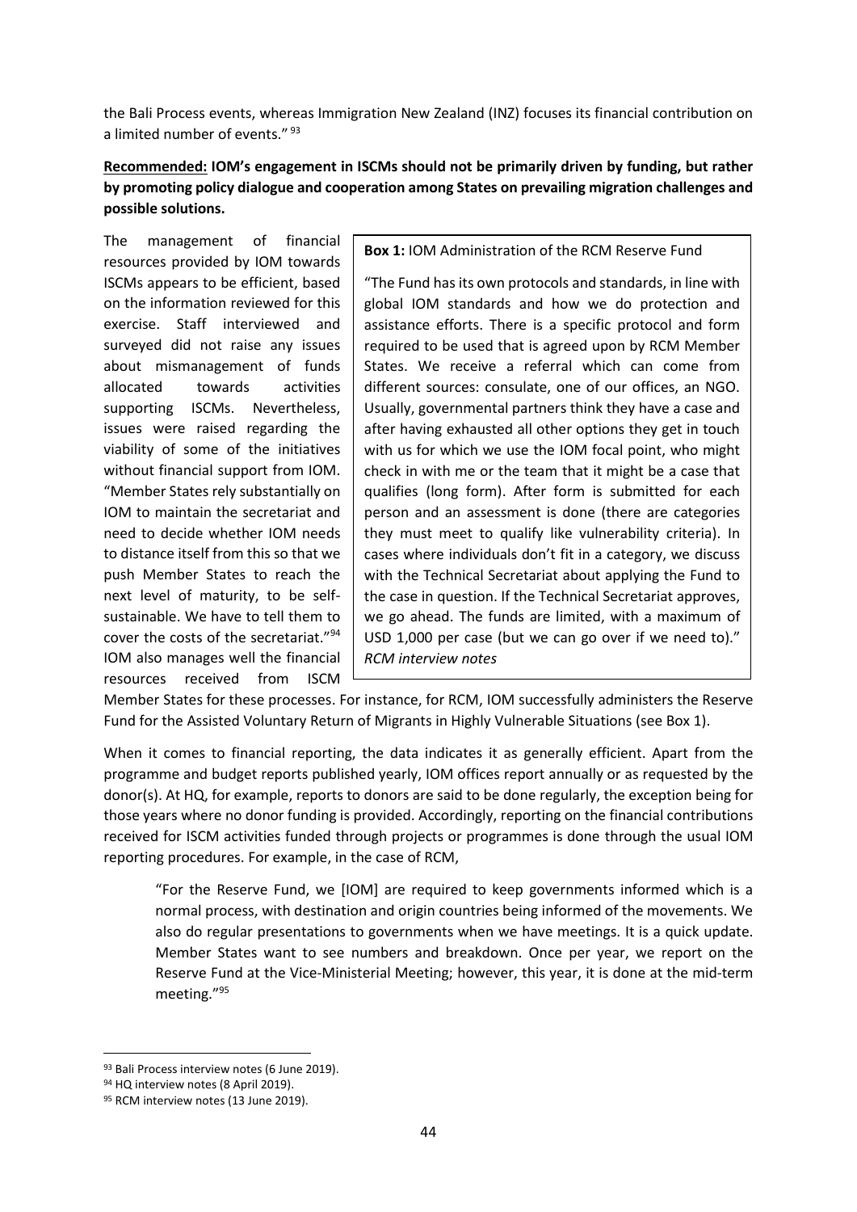the Bali Process events, whereas Immigration New Zealand (INZ) focuses its financial contribution on a limited number of events." [93]

**<u>Recommended:</u> IOM's engagement in ISCMs should not be primarily driven by funding, but rather by promoting policy dialogue and cooperation among States on prevailing migration challenges and possible solutions.**

The management of financial resources provided by IOM towards ISCMs appears to be efficient, based on the information reviewed for this exercise. Staff interviewed and surveyed did not raise any issues about mismanagement of funds allocated towards activities supporting ISCMs. Nevertheless, issues were raised regarding the viability of some of the initiatives without financial support from IOM. "Member States rely substantially on IOM to maintain the secretariat and need to decide whether IOM needs to distance itself from this so that we push Member States to reach the next level of maturity, to be self-sustainable. We have to tell them to cover the costs of the secretariat."[94] IOM also manages well the financial resources received from ISCM Member States for these processes. For instance, for RCM, IOM successfully administers the Reserve Fund for the Assisted Voluntary Return of Migrants in Highly Vulnerable Situations (see Box 1).

> **Box 1:** IOM Administration of the RCM Reserve Fund
>
> "The Fund has its own protocols and standards, in line with global IOM standards and how we do protection and assistance efforts. There is a specific protocol and form required to be used that is agreed upon by RCM Member States. We receive a referral which can come from different sources: consulate, one of our offices, an NGO. Usually, governmental partners think they have a case and after having exhausted all other options they get in touch with us for which we use the IOM focal point, who might check in with me or the team that it might be a case that qualifies (long form). After form is submitted for each person and an assessment is done (there are categories they must meet to qualify like vulnerability criteria). In cases where individuals don't fit in a category, we discuss with the Technical Secretariat about applying the Fund to the case in question. If the Technical Secretariat approves, we go ahead. The funds are limited, with a maximum of USD 1,000 per case (but we can go over if we need to)." *RCM interview notes*

When it comes to financial reporting, the data indicates it as generally efficient. Apart from the programme and budget reports published yearly, IOM offices report annually or as requested by the donor(s). At HQ, for example, reports to donors are said to be done regularly, the exception being for those years where no donor funding is provided. Accordingly, reporting on the financial contributions received for ISCM activities funded through projects or programmes is done through the usual IOM reporting procedures. For example, in the case of RCM,

> "For the Reserve Fund, we [IOM] are required to keep governments informed which is a normal process, with destination and origin countries being informed of the movements. We also do regular presentations to governments when we have meetings. It is a quick update. Member States want to see numbers and breakdown. Once per year, we report on the Reserve Fund at the Vice-Ministerial Meeting; however, this year, it is done at the mid-term meeting."[95]

---

[93] Bali Process interview notes (6 June 2019).

[94] HQ interview notes (8 April 2019).

[95] RCM interview notes (13 June 2019).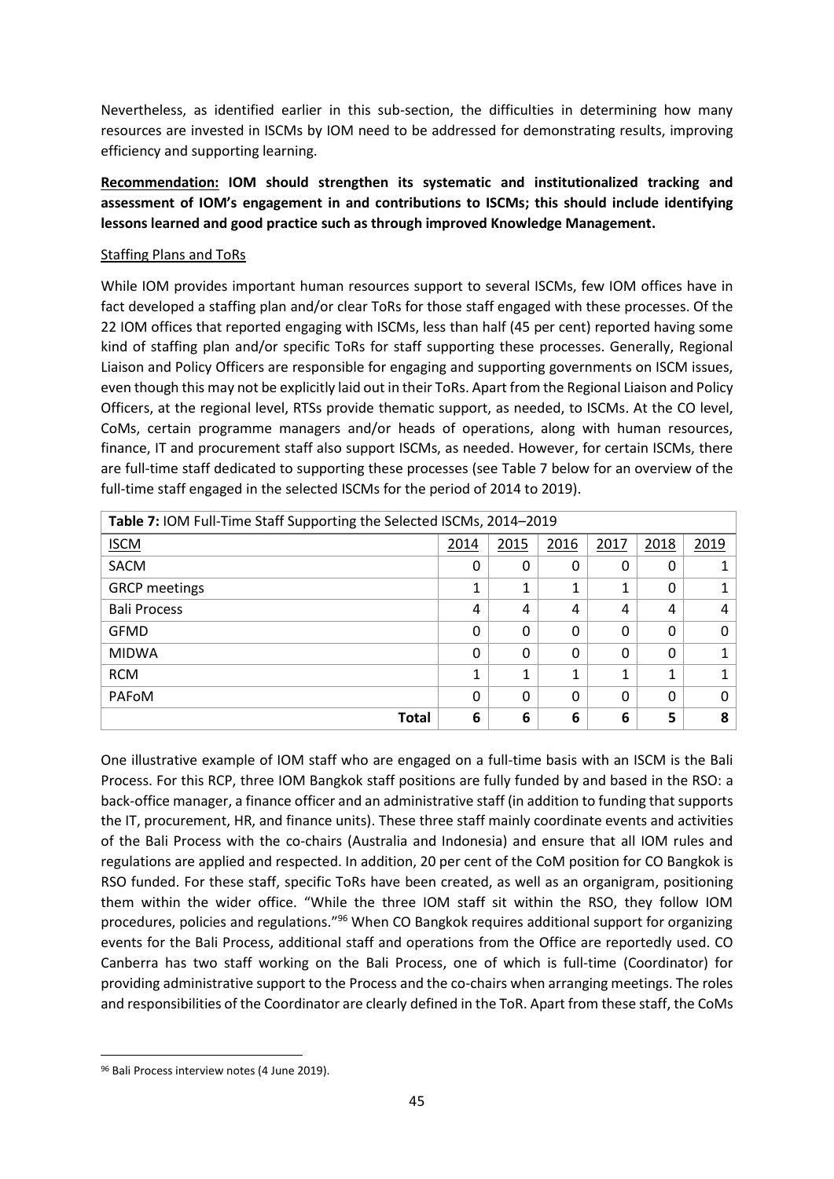Nevertheless, as identified earlier in this sub-section, the difficulties in determining how many resources are invested in ISCMs by IOM need to be addressed for demonstrating results, improving efficiency and supporting learning.

**Recommendation: IOM should strengthen its systematic and institutionalized tracking and assessment of IOM's engagement in and contributions to ISCMs; this should include identifying lessons learned and good practice such as through improved Knowledge Management.**

Staffing Plans and ToRs

While IOM provides important human resources support to several ISCMs, few IOM offices have in fact developed a staffing plan and/or clear ToRs for those staff engaged with these processes. Of the 22 IOM offices that reported engaging with ISCMs, less than half (45 per cent) reported having some kind of staffing plan and/or specific ToRs for staff supporting these processes. Generally, Regional Liaison and Policy Officers are responsible for engaging and supporting governments on ISCM issues, even though this may not be explicitly laid out in their ToRs. Apart from the Regional Liaison and Policy Officers, at the regional level, RTSs provide thematic support, as needed, to ISCMs. At the CO level, CoMs, certain programme managers and/or heads of operations, along with human resources, finance, IT and procurement staff also support ISCMs, as needed. However, for certain ISCMs, there are full-time staff dedicated to supporting these processes (see Table 7 below for an overview of the full-time staff engaged in the selected ISCMs for the period of 2014 to 2019).

**Table 7:** IOM Full-Time Staff Supporting the Selected ISCMs, 2014–2019

| ISCM | 2014 | 2015 | 2016 | 2017 | 2018 | 2019 |
|---|---|---|---|---|---|---|
| SACM | 0 | 0 | 0 | 0 | 0 | 1 |
| GRCP meetings | 1 | 1 | 1 | 1 | 0 | 1 |
| Bali Process | 4 | 4 | 4 | 4 | 4 | 4 |
| GFMD | 0 | 0 | 0 | 0 | 0 | 0 |
| MIDWA | 0 | 0 | 0 | 0 | 0 | 1 |
| RCM | 1 | 1 | 1 | 1 | 1 | 1 |
| PAFoM | 0 | 0 | 0 | 0 | 0 | 0 |
| **Total** | **6** | **6** | **6** | **6** | **5** | **8** |

One illustrative example of IOM staff who are engaged on a full-time basis with an ISCM is the Bali Process. For this RCP, three IOM Bangkok staff positions are fully funded by and based in the RSO: a back-office manager, a finance officer and an administrative staff (in addition to funding that supports the IT, procurement, HR, and finance units). These three staff mainly coordinate events and activities of the Bali Process with the co-chairs (Australia and Indonesia) and ensure that all IOM rules and regulations are applied and respected. In addition, 20 per cent of the CoM position for CO Bangkok is RSO funded. For these staff, specific ToRs have been created, as well as an organigram, positioning them within the wider office. "While the three IOM staff sit within the RSO, they follow IOM procedures, policies and regulations."[96] When CO Bangkok requires additional support for organizing events for the Bali Process, additional staff and operations from the Office are reportedly used. CO Canberra has two staff working on the Bali Process, one of which is full-time (Coordinator) for providing administrative support to the Process and the co-chairs when arranging meetings. The roles and responsibilities of the Coordinator are clearly defined in the ToR. Apart from these staff, the CoMs

[96] Bali Process interview notes (4 June 2019).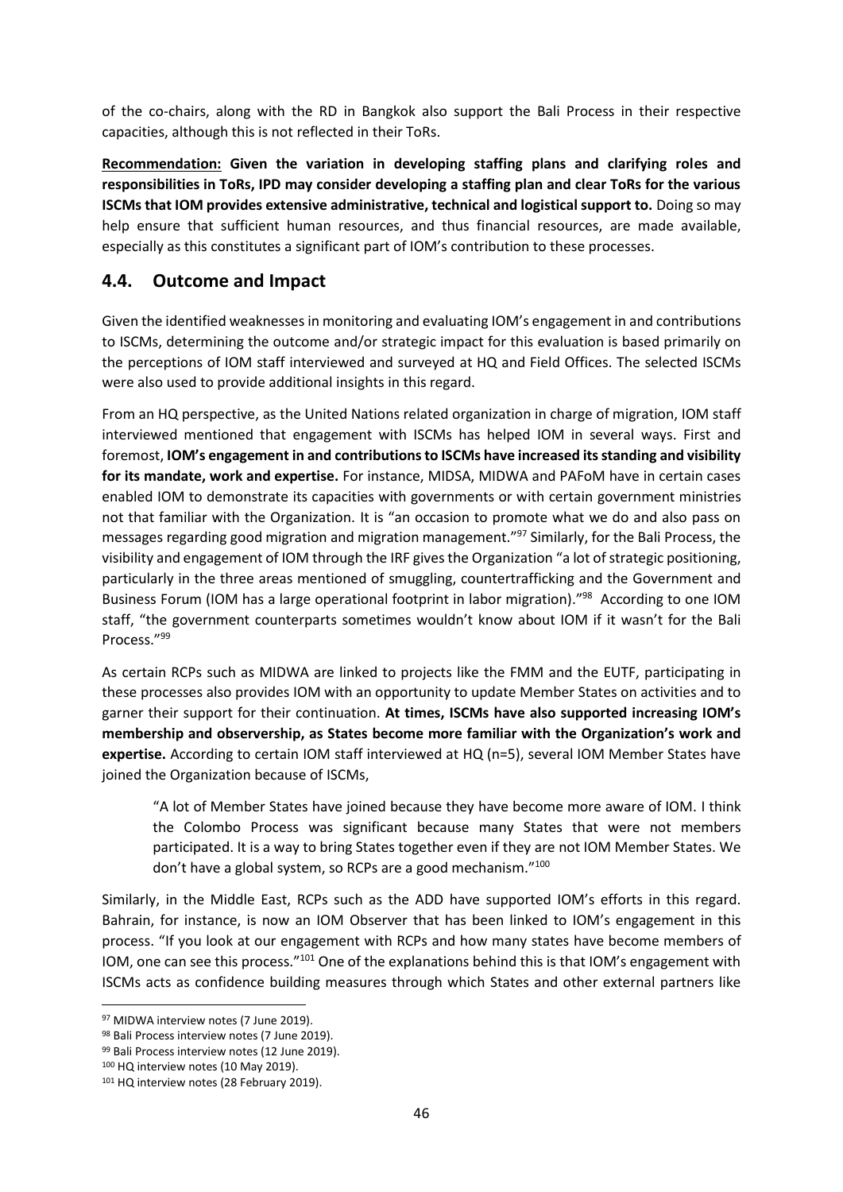of the co-chairs, along with the RD in Bangkok also support the Bali Process in their respective capacities, although this is not reflected in their ToRs.

**Recommendation: Given the variation in developing staffing plans and clarifying roles and responsibilities in ToRs, IPD may consider developing a staffing plan and clear ToRs for the various ISCMs that IOM provides extensive administrative, technical and logistical support to.** Doing so may help ensure that sufficient human resources, and thus financial resources, are made available, especially as this constitutes a significant part of IOM's contribution to these processes.

## 4.4. Outcome and Impact

Given the identified weaknesses in monitoring and evaluating IOM's engagement in and contributions to ISCMs, determining the outcome and/or strategic impact for this evaluation is based primarily on the perceptions of IOM staff interviewed and surveyed at HQ and Field Offices. The selected ISCMs were also used to provide additional insights in this regard.

From an HQ perspective, as the United Nations related organization in charge of migration, IOM staff interviewed mentioned that engagement with ISCMs has helped IOM in several ways. First and foremost, **IOM's engagement in and contributions to ISCMs have increased its standing and visibility for its mandate, work and expertise.** For instance, MIDSA, MIDWA and PAFoM have in certain cases enabled IOM to demonstrate its capacities with governments or with certain government ministries not that familiar with the Organization. It is "an occasion to promote what we do and also pass on messages regarding good migration and migration management."[97] Similarly, for the Bali Process, the visibility and engagement of IOM through the IRF gives the Organization "a lot of strategic positioning, particularly in the three areas mentioned of smuggling, countertrafficking and the Government and Business Forum (IOM has a large operational footprint in labor migration)."[98] According to one IOM staff, "the government counterparts sometimes wouldn't know about IOM if it wasn't for the Bali Process."[99]

As certain RCPs such as MIDWA are linked to projects like the FMM and the EUTF, participating in these processes also provides IOM with an opportunity to update Member States on activities and to garner their support for their continuation. **At times, ISCMs have also supported increasing IOM's membership and observership, as States become more familiar with the Organization's work and expertise.** According to certain IOM staff interviewed at HQ (n=5), several IOM Member States have joined the Organization because of ISCMs,

> "A lot of Member States have joined because they have become more aware of IOM. I think the Colombo Process was significant because many States that were not members participated. It is a way to bring States together even if they are not IOM Member States. We don't have a global system, so RCPs are a good mechanism."[100]

Similarly, in the Middle East, RCPs such as the ADD have supported IOM's efforts in this regard. Bahrain, for instance, is now an IOM Observer that has been linked to IOM's engagement in this process. "If you look at our engagement with RCPs and how many states have become members of IOM, one can see this process."[101] One of the explanations behind this is that IOM's engagement with ISCMs acts as confidence building measures through which States and other external partners like

---

[97] MIDWA interview notes (7 June 2019).

[98] Bali Process interview notes (7 June 2019).

[99] Bali Process interview notes (12 June 2019).

[100] HQ interview notes (10 May 2019).

[101] HQ interview notes (28 February 2019).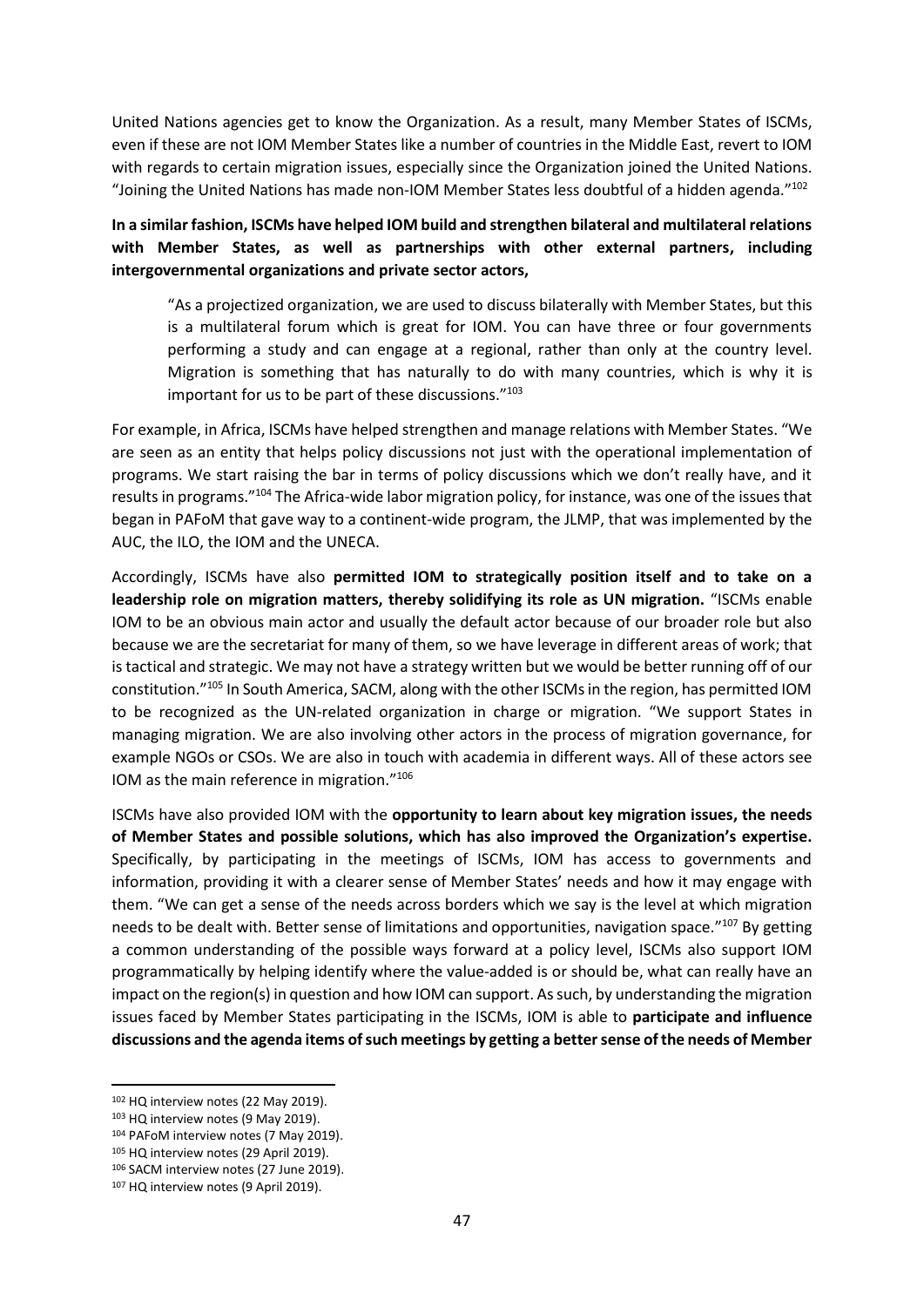United Nations agencies get to know the Organization. As a result, many Member States of ISCMs, even if these are not IOM Member States like a number of countries in the Middle East, revert to IOM with regards to certain migration issues, especially since the Organization joined the United Nations. "Joining the United Nations has made non-IOM Member States less doubtful of a hidden agenda."[102]

**In a similar fashion, ISCMs have helped IOM build and strengthen bilateral and multilateral relations with Member States, as well as partnerships with other external partners, including intergovernmental organizations and private sector actors,**

> "As a projectized organization, we are used to discuss bilaterally with Member States, but this is a multilateral forum which is great for IOM. You can have three or four governments performing a study and can engage at a regional, rather than only at the country level. Migration is something that has naturally to do with many countries, which is why it is important for us to be part of these discussions."[103]

For example, in Africa, ISCMs have helped strengthen and manage relations with Member States. "We are seen as an entity that helps policy discussions not just with the operational implementation of programs. We start raising the bar in terms of policy discussions which we don't really have, and it results in programs."[104] The Africa-wide labor migration policy, for instance, was one of the issues that began in PAFoM that gave way to a continent-wide program, the JLMP, that was implemented by the AUC, the ILO, the IOM and the UNECA.

Accordingly, ISCMs have also **permitted IOM to strategically position itself and to take on a leadership role on migration matters, thereby solidifying its role as UN migration.** "ISCMs enable IOM to be an obvious main actor and usually the default actor because of our broader role but also because we are the secretariat for many of them, so we have leverage in different areas of work; that is tactical and strategic. We may not have a strategy written but we would be better running off of our constitution."[105] In South America, SACM, along with the other ISCMs in the region, has permitted IOM to be recognized as the UN-related organization in charge or migration. "We support States in managing migration. We are also involving other actors in the process of migration governance, for example NGOs or CSOs. We are also in touch with academia in different ways. All of these actors see IOM as the main reference in migration."[106]

ISCMs have also provided IOM with the **opportunity to learn about key migration issues, the needs of Member States and possible solutions, which has also improved the Organization's expertise.** Specifically, by participating in the meetings of ISCMs, IOM has access to governments and information, providing it with a clearer sense of Member States' needs and how it may engage with them. "We can get a sense of the needs across borders which we say is the level at which migration needs to be dealt with. Better sense of limitations and opportunities, navigation space."[107] By getting a common understanding of the possible ways forward at a policy level, ISCMs also support IOM programmatically by helping identify where the value-added is or should be, what can really have an impact on the region(s) in question and how IOM can support. As such, by understanding the migration issues faced by Member States participating in the ISCMs, IOM is able to **participate and influence discussions and the agenda items of such meetings by getting a better sense of the needs of Member**

[102] HQ interview notes (22 May 2019).
[103] HQ interview notes (9 May 2019).
[104] PAFoM interview notes (7 May 2019).
[105] HQ interview notes (29 April 2019).
[106] SACM interview notes (27 June 2019).
[107] HQ interview notes (9 April 2019).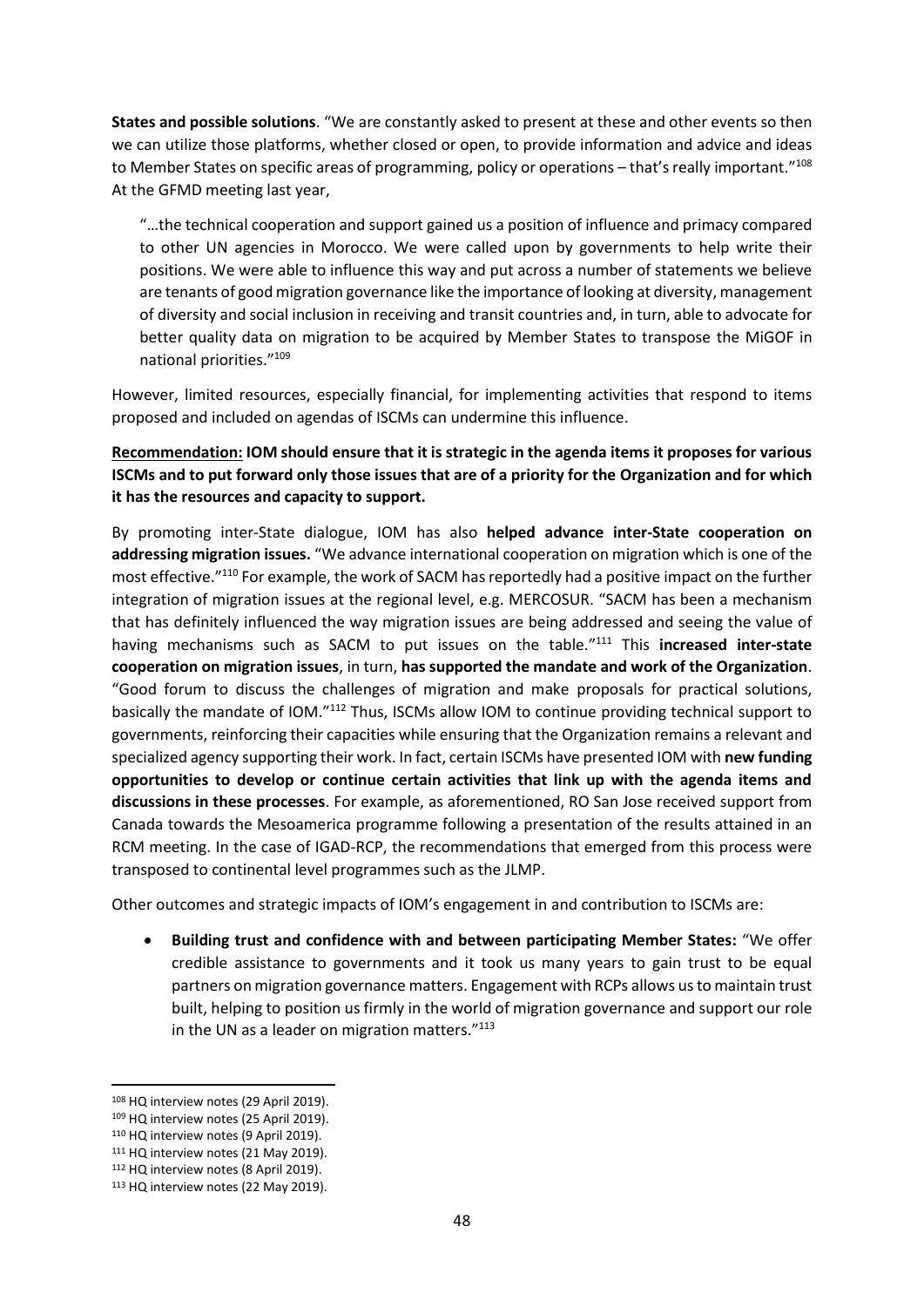**States and possible solutions**. "We are constantly asked to present at these and other events so then we can utilize those platforms, whether closed or open, to provide information and advice and ideas to Member States on specific areas of programming, policy or operations – that's really important."[108] At the GFMD meeting last year,

> "…the technical cooperation and support gained us a position of influence and primacy compared to other UN agencies in Morocco. We were called upon by governments to help write their positions. We were able to influence this way and put across a number of statements we believe are tenants of good migration governance like the importance of looking at diversity, management of diversity and social inclusion in receiving and transit countries and, in turn, able to advocate for better quality data on migration to be acquired by Member States to transpose the MiGOF in national priorities."[109]

However, limited resources, especially financial, for implementing activities that respond to items proposed and included on agendas of ISCMs can undermine this influence.

**<u>Recommendation:</u> IOM should ensure that it is strategic in the agenda items it proposes for various ISCMs and to put forward only those issues that are of a priority for the Organization and for which it has the resources and capacity to support.**

By promoting inter-State dialogue, IOM has also **helped advance inter-State cooperation on addressing migration issues.** "We advance international cooperation on migration which is one of the most effective."[110] For example, the work of SACM has reportedly had a positive impact on the further integration of migration issues at the regional level, e.g. MERCOSUR. "SACM has been a mechanism that has definitely influenced the way migration issues are being addressed and seeing the value of having mechanisms such as SACM to put issues on the table."[111] This **increased inter-state cooperation on migration issues**, in turn, **has supported the mandate and work of the Organization**. "Good forum to discuss the challenges of migration and make proposals for practical solutions, basically the mandate of IOM."[112] Thus, ISCMs allow IOM to continue providing technical support to governments, reinforcing their capacities while ensuring that the Organization remains a relevant and specialized agency supporting their work. In fact, certain ISCMs have presented IOM with **new funding opportunities to develop or continue certain activities that link up with the agenda items and discussions in these processes**. For example, as aforementioned, RO San Jose received support from Canada towards the Mesoamerica programme following a presentation of the results attained in an RCM meeting. In the case of IGAD-RCP, the recommendations that emerged from this process were transposed to continental level programmes such as the JLMP.

Other outcomes and strategic impacts of IOM's engagement in and contribution to ISCMs are:

- **Building trust and confidence with and between participating Member States:** "We offer credible assistance to governments and it took us many years to gain trust to be equal partners on migration governance matters. Engagement with RCPs allows us to maintain trust built, helping to position us firmly in the world of migration governance and support our role in the UN as a leader on migration matters."[113]

[108] HQ interview notes (29 April 2019).
[109] HQ interview notes (25 April 2019).
[110] HQ interview notes (9 April 2019).
[111] HQ interview notes (21 May 2019).
[112] HQ interview notes (8 April 2019).
[113] HQ interview notes (22 May 2019).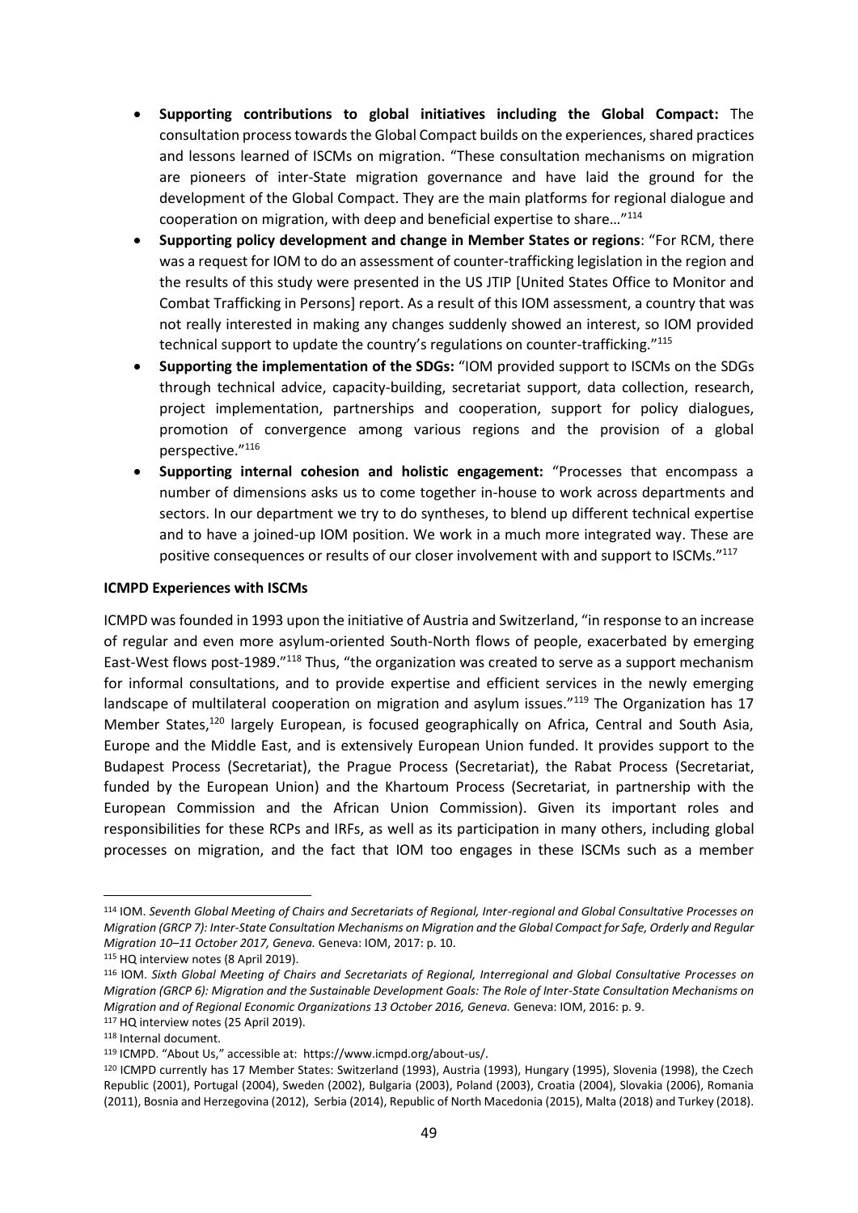- **Supporting contributions to global initiatives including the Global Compact:** The consultation process towards the Global Compact builds on the experiences, shared practices and lessons learned of ISCMs on migration. "These consultation mechanisms on migration are pioneers of inter-State migration governance and have laid the ground for the development of the Global Compact. They are the main platforms for regional dialogue and cooperation on migration, with deep and beneficial expertise to share…"[114]
- **Supporting policy development and change in Member States or regions**: "For RCM, there was a request for IOM to do an assessment of counter-trafficking legislation in the region and the results of this study were presented in the US JTIP [United States Office to Monitor and Combat Trafficking in Persons] report. As a result of this IOM assessment, a country that was not really interested in making any changes suddenly showed an interest, so IOM provided technical support to update the country's regulations on counter-trafficking."[115]
- **Supporting the implementation of the SDGs:** "IOM provided support to ISCMs on the SDGs through technical advice, capacity-building, secretariat support, data collection, research, project implementation, partnerships and cooperation, support for policy dialogues, promotion of convergence among various regions and the provision of a global perspective."[116]
- **Supporting internal cohesion and holistic engagement:** "Processes that encompass a number of dimensions asks us to come together in-house to work across departments and sectors. In our department we try to do syntheses, to blend up different technical expertise and to have a joined-up IOM position. We work in a much more integrated way. These are positive consequences or results of our closer involvement with and support to ISCMs."[117]

**ICMPD Experiences with ISCMs**

ICMPD was founded in 1993 upon the initiative of Austria and Switzerland, "in response to an increase of regular and even more asylum-oriented South-North flows of people, exacerbated by emerging East-West flows post-1989."[118] Thus, "the organization was created to serve as a support mechanism for informal consultations, and to provide expertise and efficient services in the newly emerging landscape of multilateral cooperation on migration and asylum issues."[119] The Organization has 17 Member States,[120] largely European, is focused geographically on Africa, Central and South Asia, Europe and the Middle East, and is extensively European Union funded. It provides support to the Budapest Process (Secretariat), the Prague Process (Secretariat), the Rabat Process (Secretariat, funded by the European Union) and the Khartoum Process (Secretariat, in partnership with the European Commission and the African Union Commission). Given its important roles and responsibilities for these RCPs and IRFs, as well as its participation in many others, including global processes on migration, and the fact that IOM too engages in these ISCMs such as a member

---

[114] IOM. *Seventh Global Meeting of Chairs and Secretariats of Regional, Inter-regional and Global Consultative Processes on Migration (GRCP 7): Inter-State Consultation Mechanisms on Migration and the Global Compact for Safe, Orderly and Regular Migration 10–11 October 2017, Geneva.* Geneva: IOM, 2017: p. 10.

[115] HQ interview notes (8 April 2019).

[116] IOM. *Sixth Global Meeting of Chairs and Secretariats of Regional, Interregional and Global Consultative Processes on Migration (GRCP 6): Migration and the Sustainable Development Goals: The Role of Inter-State Consultation Mechanisms on Migration and of Regional Economic Organizations 13 October 2016, Geneva.* Geneva: IOM, 2016: p. 9.

[117] HQ interview notes (25 April 2019).

[118] Internal document.

[119] ICMPD. "About Us," accessible at: https://www.icmpd.org/about-us/.

[120] ICMPD currently has 17 Member States: Switzerland (1993), Austria (1993), Hungary (1995), Slovenia (1998), the Czech Republic (2001), Portugal (2004), Sweden (2002), Bulgaria (2003), Poland (2003), Croatia (2004), Slovakia (2006), Romania (2011), Bosnia and Herzegovina (2012), Serbia (2014), Republic of North Macedonia (2015), Malta (2018) and Turkey (2018).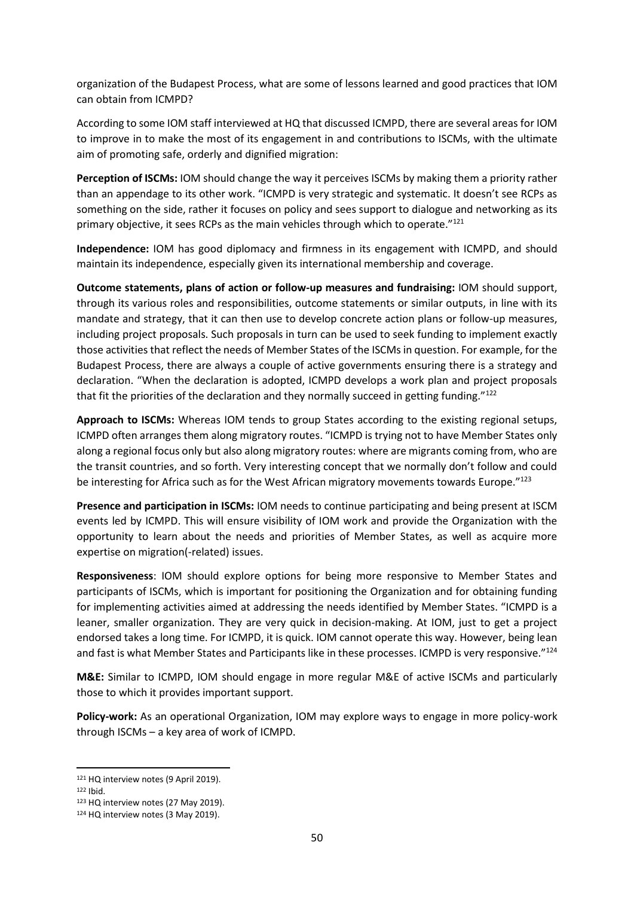organization of the Budapest Process, what are some of lessons learned and good practices that IOM can obtain from ICMPD?

According to some IOM staff interviewed at HQ that discussed ICMPD, there are several areas for IOM to improve in to make the most of its engagement in and contributions to ISCMs, with the ultimate aim of promoting safe, orderly and dignified migration:

**Perception of ISCMs:** IOM should change the way it perceives ISCMs by making them a priority rather than an appendage to its other work. "ICMPD is very strategic and systematic. It doesn't see RCPs as something on the side, rather it focuses on policy and sees support to dialogue and networking as its primary objective, it sees RCPs as the main vehicles through which to operate."[121]

**Independence:** IOM has good diplomacy and firmness in its engagement with ICMPD, and should maintain its independence, especially given its international membership and coverage.

**Outcome statements, plans of action or follow-up measures and fundraising:** IOM should support, through its various roles and responsibilities, outcome statements or similar outputs, in line with its mandate and strategy, that it can then use to develop concrete action plans or follow-up measures, including project proposals. Such proposals in turn can be used to seek funding to implement exactly those activities that reflect the needs of Member States of the ISCMs in question. For example, for the Budapest Process, there are always a couple of active governments ensuring there is a strategy and declaration. "When the declaration is adopted, ICMPD develops a work plan and project proposals that fit the priorities of the declaration and they normally succeed in getting funding."[122]

**Approach to ISCMs:** Whereas IOM tends to group States according to the existing regional setups, ICMPD often arranges them along migratory routes. "ICMPD is trying not to have Member States only along a regional focus only but also along migratory routes: where are migrants coming from, who are the transit countries, and so forth. Very interesting concept that we normally don't follow and could be interesting for Africa such as for the West African migratory movements towards Europe."[123]

**Presence and participation in ISCMs:** IOM needs to continue participating and being present at ISCM events led by ICMPD. This will ensure visibility of IOM work and provide the Organization with the opportunity to learn about the needs and priorities of Member States, as well as acquire more expertise on migration(-related) issues.

**Responsiveness**: IOM should explore options for being more responsive to Member States and participants of ISCMs, which is important for positioning the Organization and for obtaining funding for implementing activities aimed at addressing the needs identified by Member States. "ICMPD is a leaner, smaller organization. They are very quick in decision-making. At IOM, just to get a project endorsed takes a long time. For ICMPD, it is quick. IOM cannot operate this way. However, being lean and fast is what Member States and Participants like in these processes. ICMPD is very responsive."[124]

**M&E:** Similar to ICMPD, IOM should engage in more regular M&E of active ISCMs and particularly those to which it provides important support.

**Policy-work:** As an operational Organization, IOM may explore ways to engage in more policy-work through ISCMs – a key area of work of ICMPD.

---

[121] HQ interview notes (9 April 2019).

[122] Ibid.

[123] HQ interview notes (27 May 2019).

[124] HQ interview notes (3 May 2019).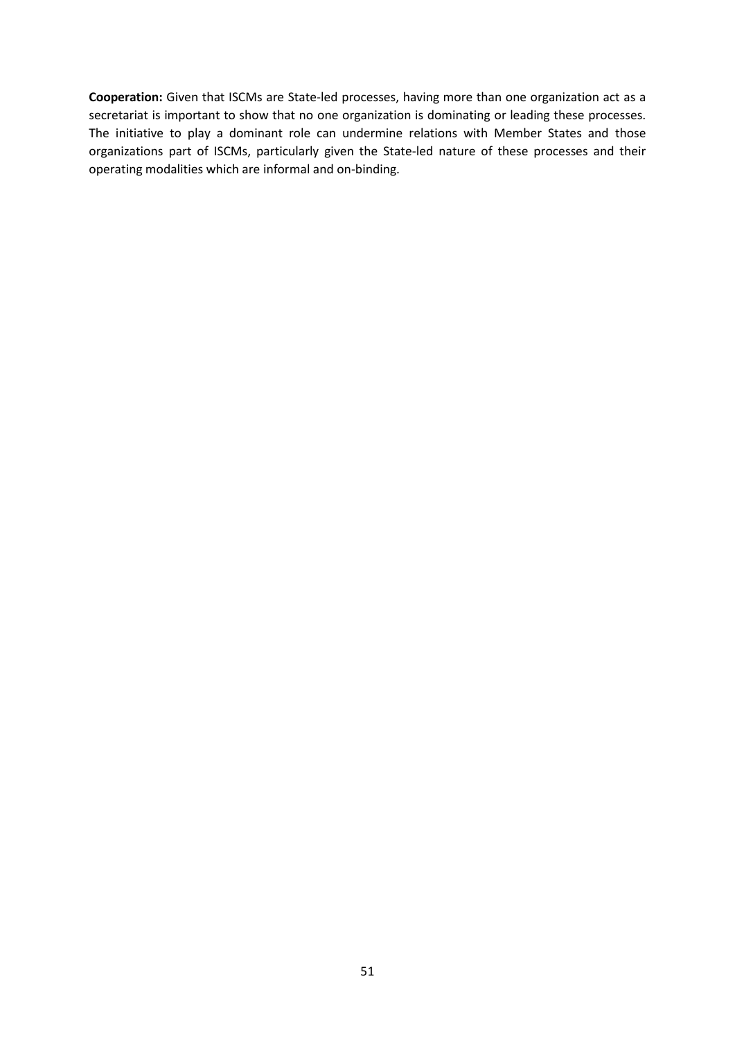**Cooperation:** Given that ISCMs are State-led processes, having more than one organization act as a secretariat is important to show that no one organization is dominating or leading these processes. The initiative to play a dominant role can undermine relations with Member States and those organizations part of ISCMs, particularly given the State-led nature of these processes and their operating modalities which are informal and on-binding.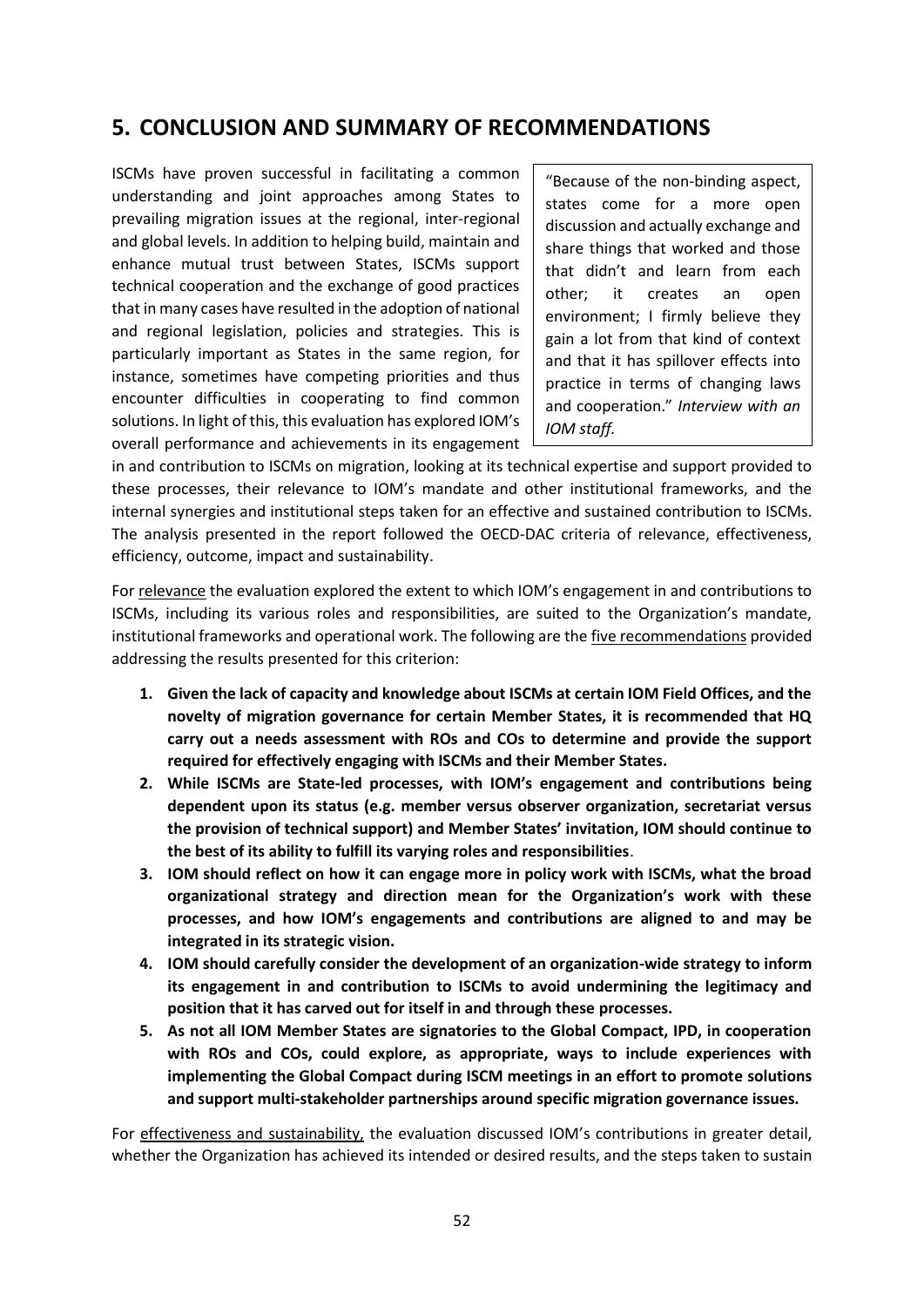## 5. CONCLUSION AND SUMMARY OF RECOMMENDATIONS

> "Because of the non-binding aspect, states come for a more open discussion and actually exchange and share things that worked and those that didn't and learn from each other; it creates an open environment; I firmly believe they gain a lot from that kind of context and that it has spillover effects into practice in terms of changing laws and cooperation." *Interview with an IOM staff.*

ISCMs have proven successful in facilitating a common understanding and joint approaches among States to prevailing migration issues at the regional, inter-regional and global levels. In addition to helping build, maintain and enhance mutual trust between States, ISCMs support technical cooperation and the exchange of good practices that in many cases have resulted in the adoption of national and regional legislation, policies and strategies. This is particularly important as States in the same region, for instance, sometimes have competing priorities and thus encounter difficulties in cooperating to find common solutions. In light of this, this evaluation has explored IOM's overall performance and achievements in its engagement in and contribution to ISCMs on migration, looking at its technical expertise and support provided to these processes, their relevance to IOM's mandate and other institutional frameworks, and the internal synergies and institutional steps taken for an effective and sustained contribution to ISCMs. The analysis presented in the report followed the OECD-DAC criteria of relevance, effectiveness, efficiency, outcome, impact and sustainability.

For relevance the evaluation explored the extent to which IOM's engagement in and contributions to ISCMs, including its various roles and responsibilities, are suited to the Organization's mandate, institutional frameworks and operational work. The following are the five recommendations provided addressing the results presented for this criterion:

1. **Given the lack of capacity and knowledge about ISCMs at certain IOM Field Offices, and the novelty of migration governance for certain Member States, it is recommended that HQ carry out a needs assessment with ROs and COs to determine and provide the support required for effectively engaging with ISCMs and their Member States.**
2. **While ISCMs are State-led processes, with IOM's engagement and contributions being dependent upon its status (e.g. member versus observer organization, secretariat versus the provision of technical support) and Member States' invitation, IOM should continue to the best of its ability to fulfill its varying roles and responsibilities**.
3. **IOM should reflect on how it can engage more in policy work with ISCMs, what the broad organizational strategy and direction mean for the Organization's work with these processes, and how IOM's engagements and contributions are aligned to and may be integrated in its strategic vision.**
4. **IOM should carefully consider the development of an organization-wide strategy to inform its engagement in and contribution to ISCMs to avoid undermining the legitimacy and position that it has carved out for itself in and through these processes.**
5. **As not all IOM Member States are signatories to the Global Compact, IPD, in cooperation with ROs and COs, could explore, as appropriate, ways to include experiences with implementing the Global Compact during ISCM meetings in an effort to promote solutions and support multi-stakeholder partnerships around specific migration governance issues.**

For effectiveness and sustainability, the evaluation discussed IOM's contributions in greater detail, whether the Organization has achieved its intended or desired results, and the steps taken to sustain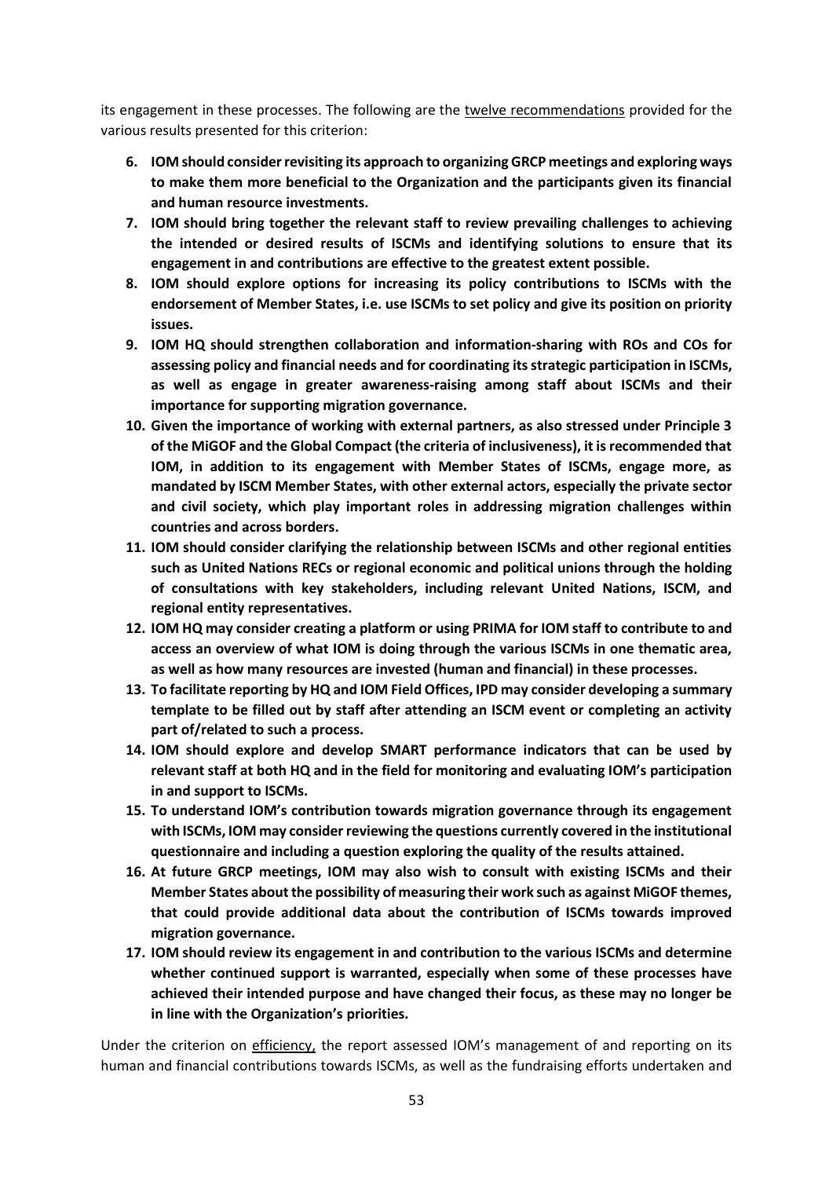its engagement in these processes. The following are the twelve recommendations provided for the various results presented for this criterion:

6. **IOM should consider revisiting its approach to organizing GRCP meetings and exploring ways to make them more beneficial to the Organization and the participants given its financial and human resource investments.**
7. **IOM should bring together the relevant staff to review prevailing challenges to achieving the intended or desired results of ISCMs and identifying solutions to ensure that its engagement in and contributions are effective to the greatest extent possible.**
8. **IOM should explore options for increasing its policy contributions to ISCMs with the endorsement of Member States, i.e. use ISCMs to set policy and give its position on priority issues.**
9. **IOM HQ should strengthen collaboration and information-sharing with ROs and COs for assessing policy and financial needs and for coordinating its strategic participation in ISCMs, as well as engage in greater awareness-raising among staff about ISCMs and their importance for supporting migration governance.**
10. **Given the importance of working with external partners, as also stressed under Principle 3 of the MiGOF and the Global Compact (the criteria of inclusiveness), it is recommended that IOM, in addition to its engagement with Member States of ISCMs, engage more, as mandated by ISCM Member States, with other external actors, especially the private sector and civil society, which play important roles in addressing migration challenges within countries and across borders.**
11. **IOM should consider clarifying the relationship between ISCMs and other regional entities such as United Nations RECs or regional economic and political unions through the holding of consultations with key stakeholders, including relevant United Nations, ISCM, and regional entity representatives.**
12. **IOM HQ may consider creating a platform or using PRIMA for IOM staff to contribute to and access an overview of what IOM is doing through the various ISCMs in one thematic area, as well as how many resources are invested (human and financial) in these processes.**
13. **To facilitate reporting by HQ and IOM Field Offices, IPD may consider developing a summary template to be filled out by staff after attending an ISCM event or completing an activity part of/related to such a process.**
14. **IOM should explore and develop SMART performance indicators that can be used by relevant staff at both HQ and in the field for monitoring and evaluating IOM's participation in and support to ISCMs.**
15. **To understand IOM's contribution towards migration governance through its engagement with ISCMs, IOM may consider reviewing the questions currently covered in the institutional questionnaire and including a question exploring the quality of the results attained.**
16. **At future GRCP meetings, IOM may also wish to consult with existing ISCMs and their Member States about the possibility of measuring their work such as against MiGOF themes, that could provide additional data about the contribution of ISCMs towards improved migration governance.**
17. **IOM should review its engagement in and contribution to the various ISCMs and determine whether continued support is warranted, especially when some of these processes have achieved their intended purpose and have changed their focus, as these may no longer be in line with the Organization's priorities.**

Under the criterion on efficiency, the report assessed IOM's management of and reporting on its human and financial contributions towards ISCMs, as well as the fundraising efforts undertaken and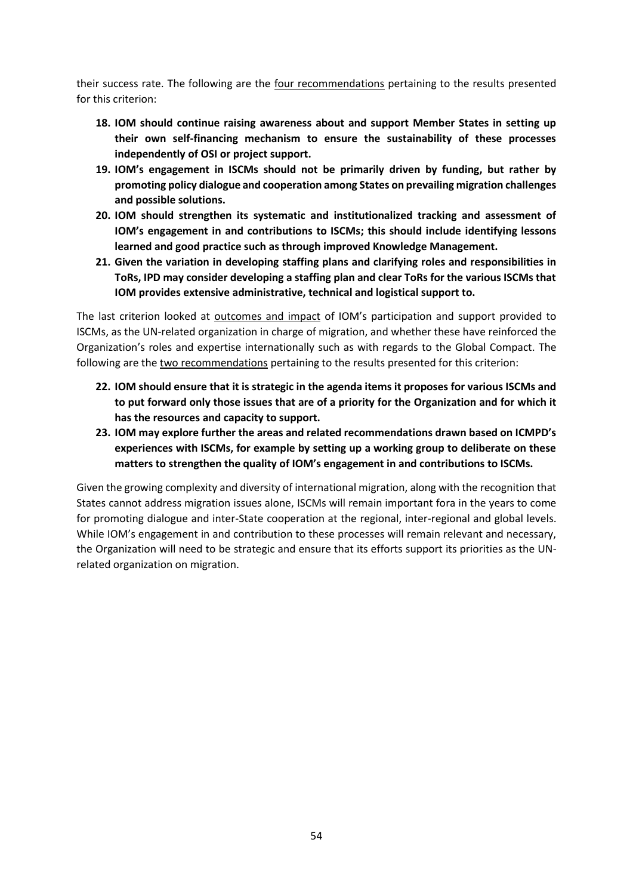their success rate. The following are the four recommendations pertaining to the results presented for this criterion:

18. **IOM should continue raising awareness about and support Member States in setting up their own self-financing mechanism to ensure the sustainability of these processes independently of OSI or project support.**
19. **IOM's engagement in ISCMs should not be primarily driven by funding, but rather by promoting policy dialogue and cooperation among States on prevailing migration challenges and possible solutions.**
20. **IOM should strengthen its systematic and institutionalized tracking and assessment of IOM's engagement in and contributions to ISCMs; this should include identifying lessons learned and good practice such as through improved Knowledge Management.**
21. **Given the variation in developing staffing plans and clarifying roles and responsibilities in ToRs, IPD may consider developing a staffing plan and clear ToRs for the various ISCMs that IOM provides extensive administrative, technical and logistical support to.**

The last criterion looked at outcomes and impact of IOM's participation and support provided to ISCMs, as the UN-related organization in charge of migration, and whether these have reinforced the Organization's roles and expertise internationally such as with regards to the Global Compact. The following are the two recommendations pertaining to the results presented for this criterion:

22. **IOM should ensure that it is strategic in the agenda items it proposes for various ISCMs and to put forward only those issues that are of a priority for the Organization and for which it has the resources and capacity to support.**
23. **IOM may explore further the areas and related recommendations drawn based on ICMPD's experiences with ISCMs, for example by setting up a working group to deliberate on these matters to strengthen the quality of IOM's engagement in and contributions to ISCMs.**

Given the growing complexity and diversity of international migration, along with the recognition that States cannot address migration issues alone, ISCMs will remain important fora in the years to come for promoting dialogue and inter-State cooperation at the regional, inter-regional and global levels. While IOM's engagement in and contribution to these processes will remain relevant and necessary, the Organization will need to be strategic and ensure that its efforts support its priorities as the UN-related organization on migration.